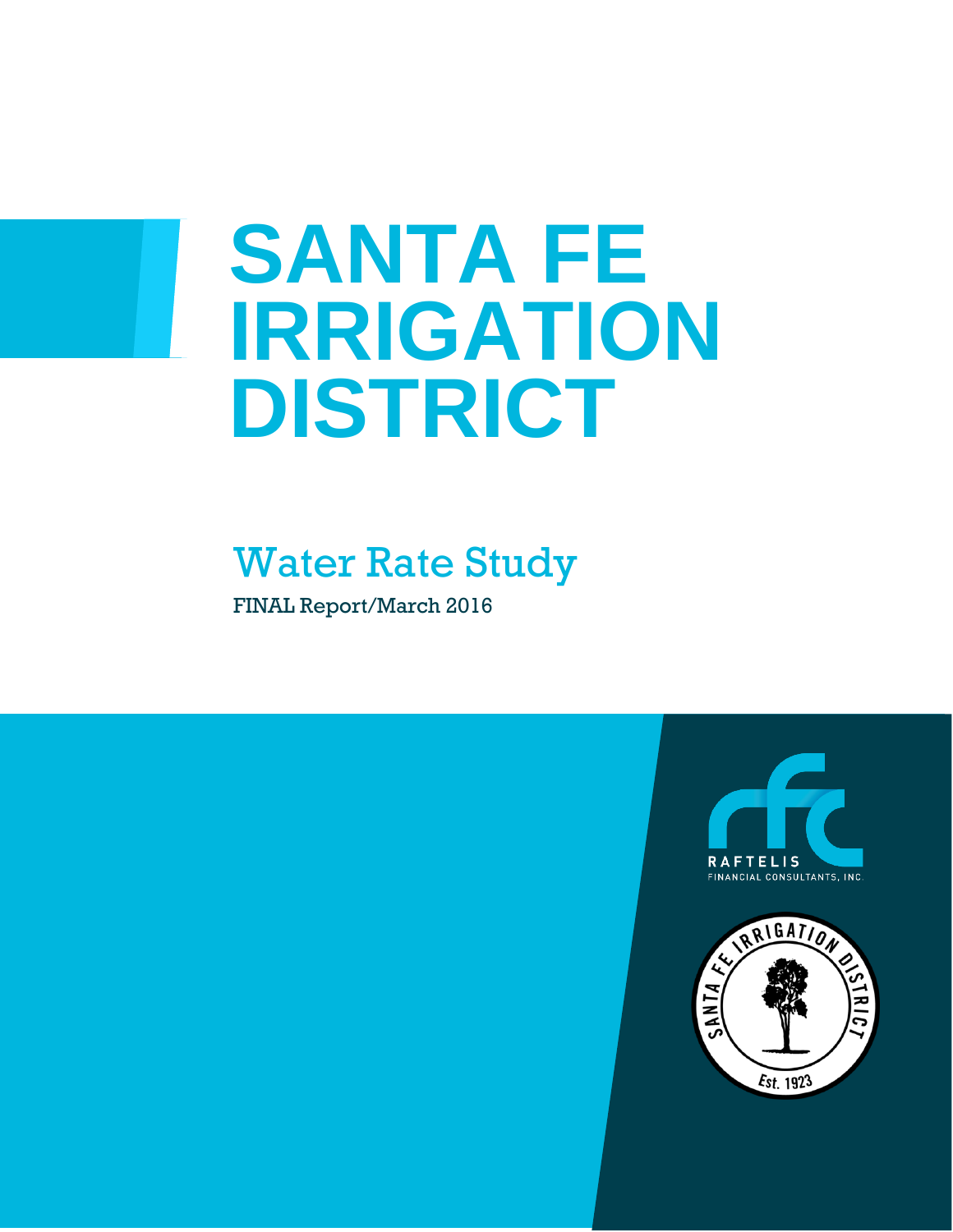# SANTA FE IRRIGATION DISTRICT

## Water Rate Study

FINAL Report/March 2016

RAFTELIS FINANCIAL CONSULTANTS, INC.

SANTA FE IRRIGATION DISTRICT Est. 1923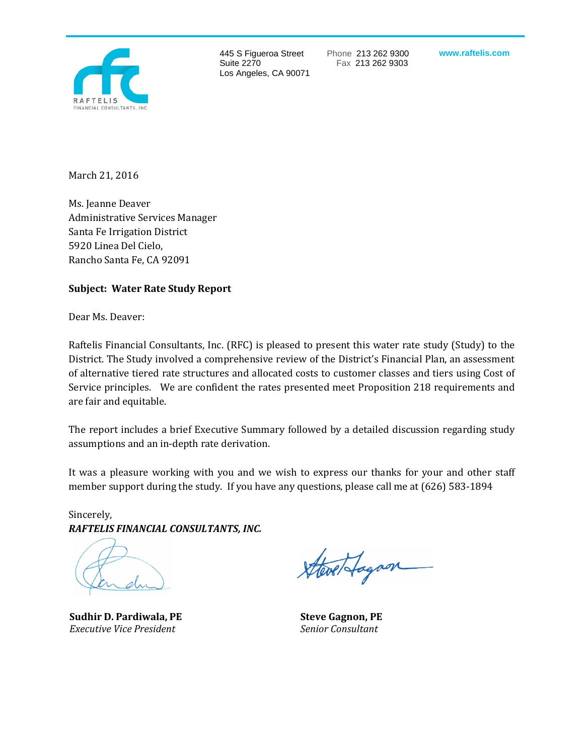445 S Figueroa Street
Suite 2270
Los Angeles, CA 90071

Phone 213 262 9300
Fax 213 262 9303

www.raftelis.com

March 21, 2016

Ms. Jeanne Deaver
Administrative Services Manager
Santa Fe Irrigation District
5920 Linea Del Cielo,
Rancho Santa Fe, CA 92091

**Subject: Water Rate Study Report**

Dear Ms. Deaver:

Raftelis Financial Consultants, Inc. (RFC) is pleased to present this water rate study (Study) to the District. The Study involved a comprehensive review of the District's Financial Plan, an assessment of alternative tiered rate structures and allocated costs to customer classes and tiers using Cost of Service principles. We are confident the rates presented meet Proposition 218 requirements and are fair and equitable.

The report includes a brief Executive Summary followed by a detailed discussion regarding study assumptions and an in-depth rate derivation.

It was a pleasure working with you and we wish to express our thanks for your and other staff member support during the study. If you have any questions, please call me at (626) 583-1894

Sincerely,
***RAFTELIS FINANCIAL CONSULTANTS, INC.***

**Sudhir D. Pardiwala, PE**
*Executive Vice President*

**Steve Gagnon, PE**
*Senior Consultant*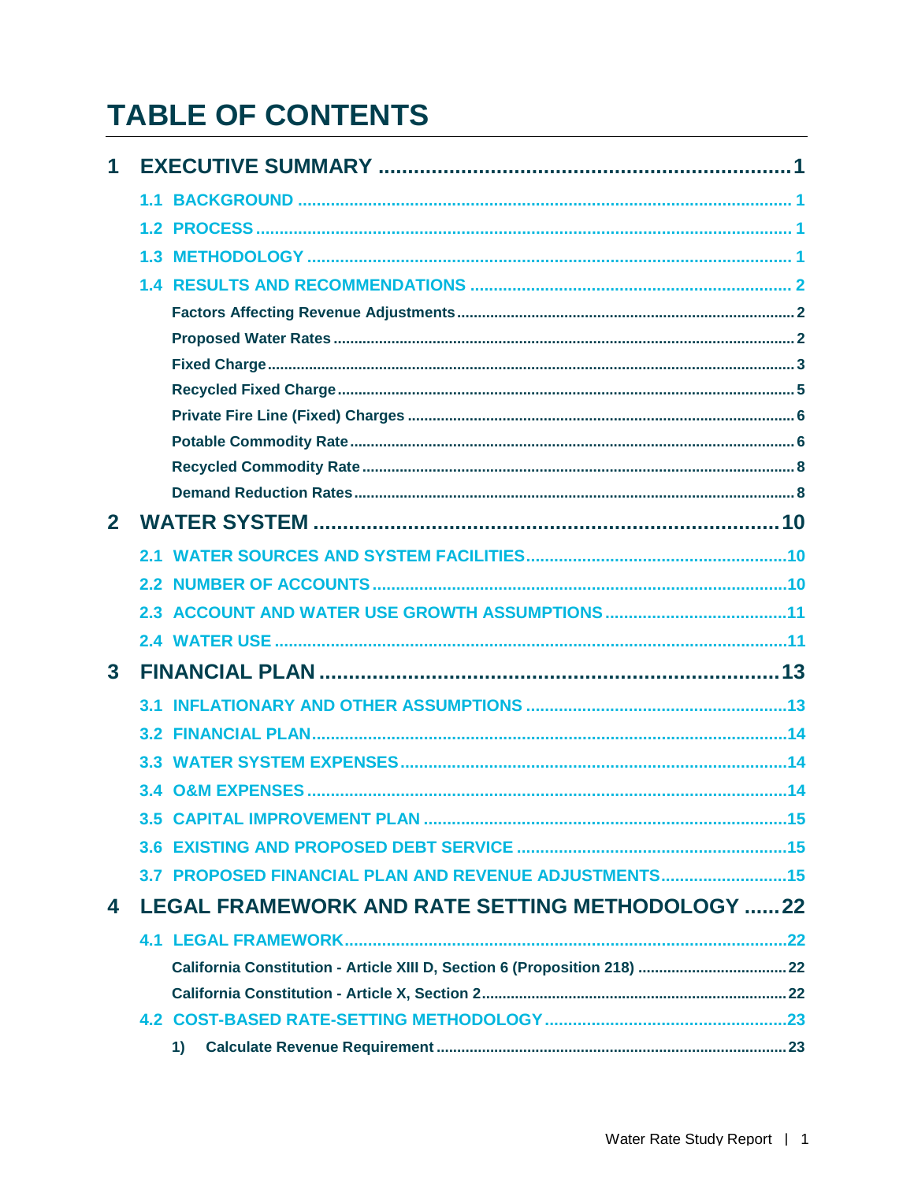# TABLE OF CONTENTS

**1 EXECUTIVE SUMMARY ............................................................................ 1**

- 1.1 BACKGROUND ............................................................................ 1
- 1.2 PROCESS ............................................................................ 1
- 1.3 METHODOLOGY ............................................................................ 1
- 1.4 RESULTS AND RECOMMENDATIONS ............................................................................ 2
  - Factors Affecting Revenue Adjustments ............................................................................ 2
  - Proposed Water Rates ............................................................................ 2
  - Fixed Charge ............................................................................ 3
  - Recycled Fixed Charge ............................................................................ 5
  - Private Fire Line (Fixed) Charges ............................................................................ 6
  - Potable Commodity Rate ............................................................................ 6
  - Recycled Commodity Rate ............................................................................ 8
  - Demand Reduction Rates ............................................................................ 8

**2 WATER SYSTEM ............................................................................ 10**

- 2.1 WATER SOURCES AND SYSTEM FACILITIES ............................................................................ 10
- 2.2 NUMBER OF ACCOUNTS ............................................................................ 10
- 2.3 ACCOUNT AND WATER USE GROWTH ASSUMPTIONS ............................................................................ 11
- 2.4 WATER USE ............................................................................ 11

**3 FINANCIAL PLAN ............................................................................ 13**

- 3.1 INFLATIONARY AND OTHER ASSUMPTIONS ............................................................................ 13
- 3.2 FINANCIAL PLAN ............................................................................ 14
- 3.3 WATER SYSTEM EXPENSES ............................................................................ 14
- 3.4 O&M EXPENSES ............................................................................ 14
- 3.5 CAPITAL IMPROVEMENT PLAN ............................................................................ 15
- 3.6 EXISTING AND PROPOSED DEBT SERVICE ............................................................................ 15
- 3.7 PROPOSED FINANCIAL PLAN AND REVENUE ADJUSTMENTS ............................................................................ 15

**4 LEGAL FRAMEWORK AND RATE SETTING METHODOLOGY ............................................................................ 22**

- 4.1 LEGAL FRAMEWORK ............................................................................ 22
  - California Constitution - Article XIII D, Section 6 (Proposition 218) ............................................................................ 22
  - California Constitution - Article X, Section 2 ............................................................................ 22
- 4.2 COST-BASED RATE-SETTING METHODOLOGY ............................................................................ 23
  - 1) Calculate Revenue Requirement ............................................................................ 23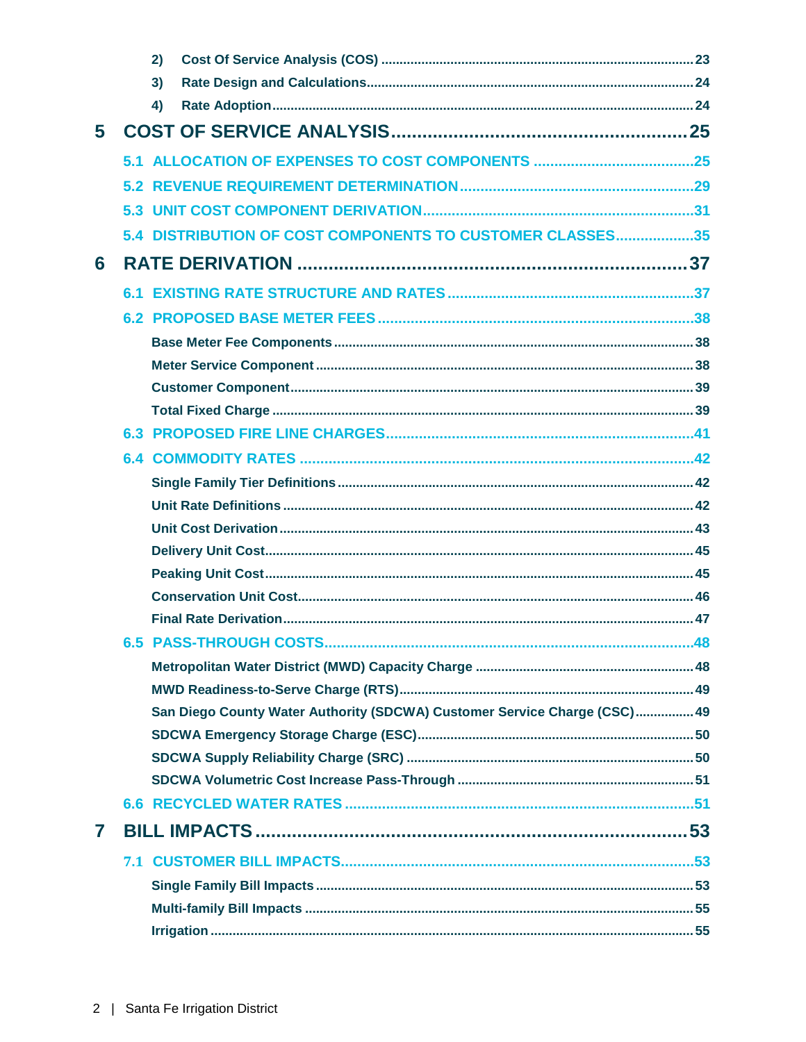2) Cost Of Service Analysis (COS) ..... 23

3) Rate Design and Calculations ..... 24

4) Rate Adoption ..... 24

**5 COST OF SERVICE ANALYSIS ..... 25**

5.1 ALLOCATION OF EXPENSES TO COST COMPONENTS ..... 25

5.2 REVENUE REQUIREMENT DETERMINATION ..... 29

5.3 UNIT COST COMPONENT DERIVATION ..... 31

5.4 DISTRIBUTION OF COST COMPONENTS TO CUSTOMER CLASSES ..... 35

**6 RATE DERIVATION ..... 37**

6.1 EXISTING RATE STRUCTURE AND RATES ..... 37

6.2 PROPOSED BASE METER FEES ..... 38

Base Meter Fee Components ..... 38

Meter Service Component ..... 38

Customer Component ..... 39

Total Fixed Charge ..... 39

6.3 PROPOSED FIRE LINE CHARGES ..... 41

6.4 COMMODITY RATES ..... 42

Single Family Tier Definitions ..... 42

Unit Rate Definitions ..... 42

Unit Cost Derivation ..... 43

Delivery Unit Cost ..... 45

Peaking Unit Cost ..... 45

Conservation Unit Cost ..... 46

Final Rate Derivation ..... 47

6.5 PASS-THROUGH COSTS ..... 48

Metropolitan Water District (MWD) Capacity Charge ..... 48

MWD Readiness-to-Serve Charge (RTS) ..... 49

San Diego County Water Authority (SDCWA) Customer Service Charge (CSC) ..... 49

SDCWA Emergency Storage Charge (ESC) ..... 50

SDCWA Supply Reliability Charge (SRC) ..... 50

SDCWA Volumetric Cost Increase Pass-Through ..... 51

6.6 RECYCLED WATER RATES ..... 51

**7 BILL IMPACTS ..... 53**

7.1 CUSTOMER BILL IMPACTS ..... 53

Single Family Bill Impacts ..... 53

Multi-family Bill Impacts ..... 55

Irrigation ..... 55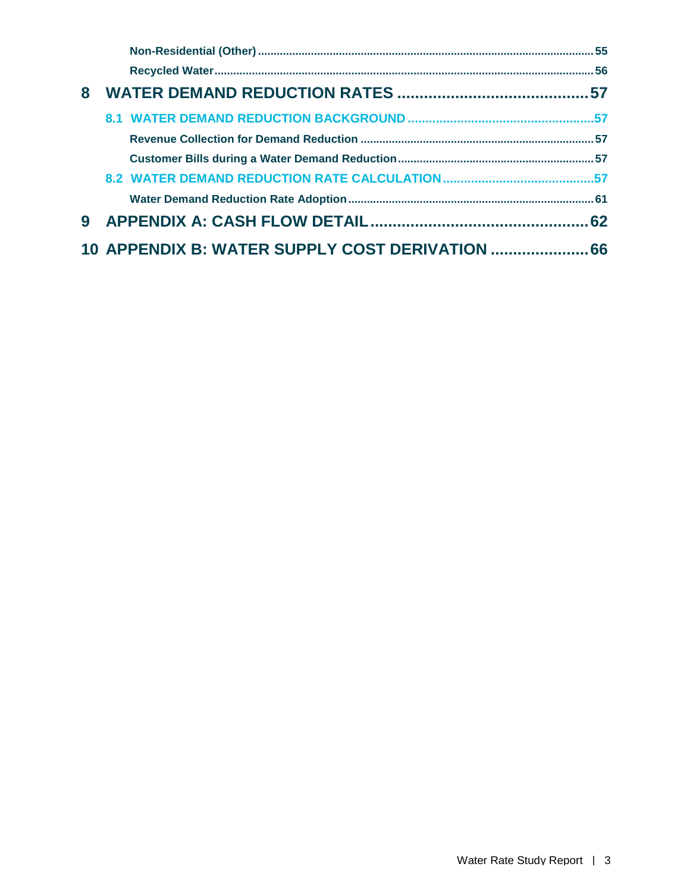Non-Residential (Other) .......... 55

Recycled Water .......... 56

**8 WATER DEMAND REDUCTION RATES .......... 57**

8.1 WATER DEMAND REDUCTION BACKGROUND .......... 57

Revenue Collection for Demand Reduction .......... 57

Customer Bills during a Water Demand Reduction .......... 57

8.2 WATER DEMAND REDUCTION RATE CALCULATION .......... 57

Water Demand Reduction Rate Adoption .......... 61

**9 APPENDIX A: CASH FLOW DETAIL .......... 62**

**10 APPENDIX B: WATER SUPPLY COST DERIVATION .......... 66**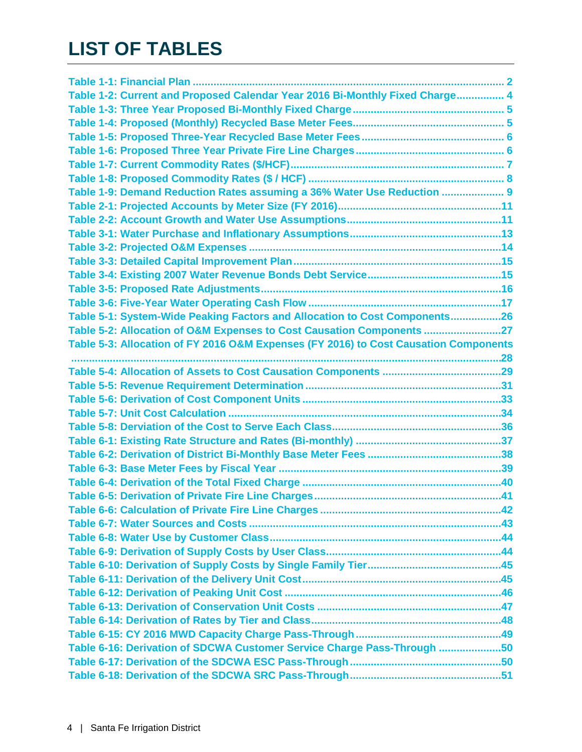# LIST OF TABLES

Table 1-1: Financial Plan .......... 2
Table 1-2: Current and Proposed Calendar Year 2016 Bi-Monthly Fixed Charge .......... 4
Table 1-3: Three Year Proposed Bi-Monthly Fixed Charge .......... 5
Table 1-4: Proposed (Monthly) Recycled Base Meter Fees .......... 5
Table 1-5: Proposed Three-Year Recycled Base Meter Fees .......... 6
Table 1-6: Proposed Three Year Private Fire Line Charges .......... 6
Table 1-7: Current Commodity Rates ($/HCF) .......... 7
Table 1-8: Proposed Commodity Rates ($ / HCF) .......... 8
Table 1-9: Demand Reduction Rates assuming a 36% Water Use Reduction .......... 9
Table 2-1: Projected Accounts by Meter Size (FY 2016) .......... 11
Table 2-2: Account Growth and Water Use Assumptions .......... 11
Table 3-1: Water Purchase and Inflationary Assumptions .......... 13
Table 3-2: Projected O&M Expenses .......... 14
Table 3-3: Detailed Capital Improvement Plan .......... 15
Table 3-4: Existing 2007 Water Revenue Bonds Debt Service .......... 15
Table 3-5: Proposed Rate Adjustments .......... 16
Table 3-6: Five-Year Water Operating Cash Flow .......... 17
Table 5-1: System-Wide Peaking Factors and Allocation to Cost Components .......... 26
Table 5-2: Allocation of O&M Expenses to Cost Causation Components .......... 27
Table 5-3: Allocation of FY 2016 O&M Expenses (FY 2016) to Cost Causation Components .......... 28
Table 5-4: Allocation of Assets to Cost Causation Components .......... 29
Table 5-5: Revenue Requirement Determination .......... 31
Table 5-6: Derivation of Cost Component Units .......... 33
Table 5-7: Unit Cost Calculation .......... 34
Table 5-8: Derviation of the Cost to Serve Each Class .......... 36
Table 6-1: Existing Rate Structure and Rates (Bi-monthly) .......... 37
Table 6-2: Derivation of District Bi-Monthly Base Meter Fees .......... 38
Table 6-3: Base Meter Fees by Fiscal Year .......... 39
Table 6-4: Derivation of the Total Fixed Charge .......... 40
Table 6-5: Derivation of Private Fire Line Charges .......... 41
Table 6-6: Calculation of Private Fire Line Charges .......... 42
Table 6-7: Water Sources and Costs .......... 43
Table 6-8: Water Use by Customer Class .......... 44
Table 6-9: Derivation of Supply Costs by User Class .......... 44
Table 6-10: Derivation of Supply Costs by Single Family Tier .......... 45
Table 6-11: Derivation of the Delivery Unit Cost .......... 45
Table 6-12: Derivation of Peaking Unit Cost .......... 46
Table 6-13: Derivation of Conservation Unit Costs .......... 47
Table 6-14: Derivation of Rates by Tier and Class .......... 48
Table 6-15: CY 2016 MWD Capacity Charge Pass-Through .......... 49
Table 6-16: Derivation of SDCWA Customer Service Charge Pass-Through .......... 50
Table 6-17: Derivation of the SDCWA ESC Pass-Through .......... 50
Table 6-18: Derivation of the SDCWA SRC Pass-Through .......... 51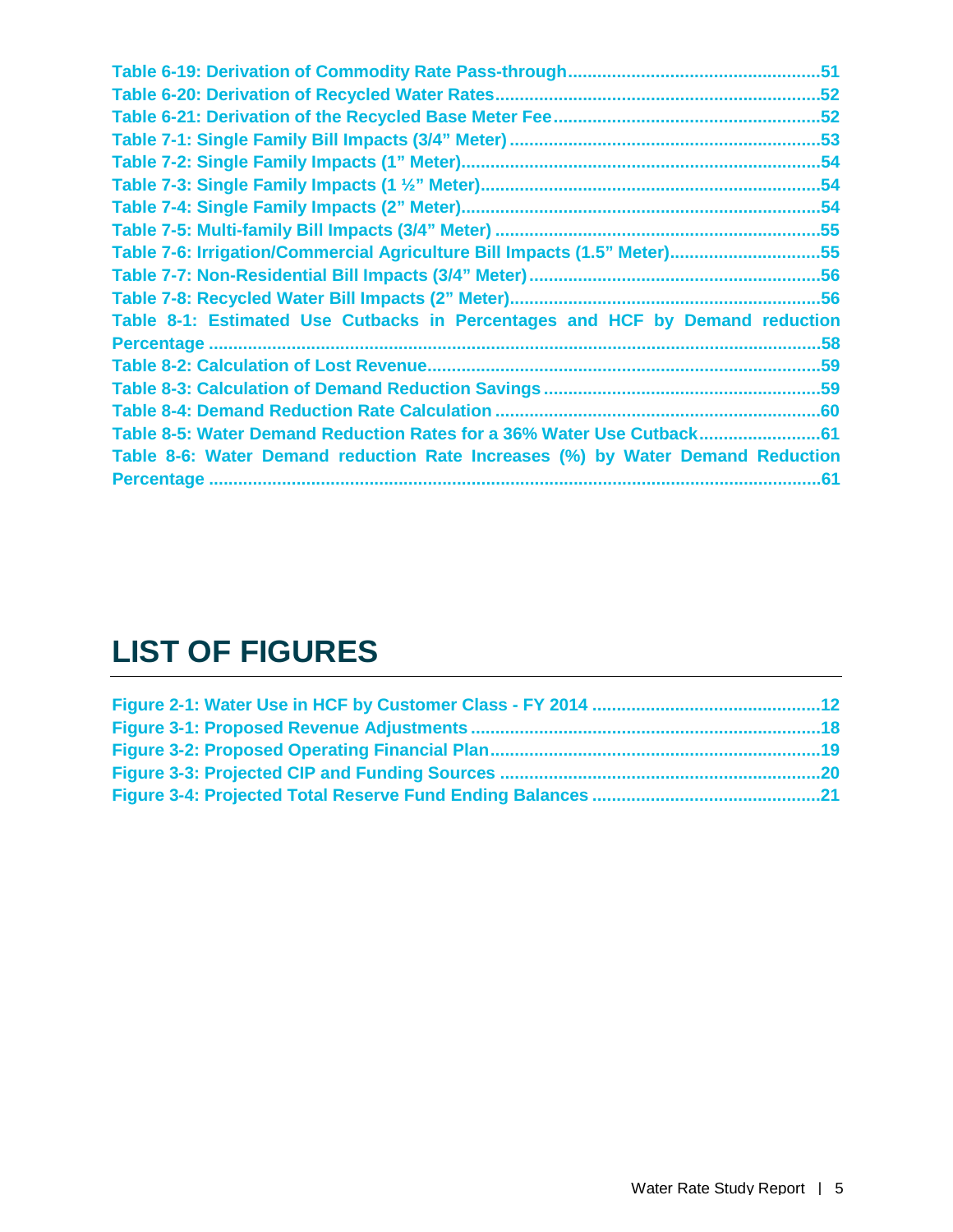Table 6-19: Derivation of Commodity Rate Pass-through ....................................................51
Table 6-20: Derivation of Recycled Water Rates ..................................................................52
Table 6-21: Derivation of the Recycled Base Meter Fee ......................................................52
Table 7-1: Single Family Bill Impacts (3/4" Meter) ...............................................................53
Table 7-2: Single Family Impacts (1" Meter) .........................................................................54
Table 7-3: Single Family Impacts (1 ½" Meter) .....................................................................54
Table 7-4: Single Family Impacts (2" Meter) .........................................................................54
Table 7-5: Multi-family Bill Impacts (3/4" Meter) ..................................................................55
Table 7-6: Irrigation/Commercial Agriculture Bill Impacts (1.5" Meter) ...............................55
Table 7-7: Non-Residential Bill Impacts (3/4" Meter) ...........................................................56
Table 7-8: Recycled Water Bill Impacts (2" Meter) ...............................................................56
Table 8-1: Estimated Use Cutbacks in Percentages and HCF by Demand reduction Percentage ............................................................................................................................58
Table 8-2: Calculation of Lost Revenue ................................................................................59
Table 8-3: Calculation of Demand Reduction Savings .........................................................59
Table 8-4: Demand Reduction Rate Calculation ...................................................................60
Table 8-5: Water Demand Reduction Rates for a 36% Water Use Cutback .........................61
Table 8-6: Water Demand reduction Rate Increases (%) by Water Demand Reduction Percentage ............................................................................................................................61

# LIST OF FIGURES

Figure 2-1: Water Use in HCF by Customer Class - FY 2014 ...............................................12
Figure 3-1: Proposed Revenue Adjustments .......................................................................18
Figure 3-2: Proposed Operating Financial Plan ...................................................................19
Figure 3-3: Projected CIP and Funding Sources .................................................................20
Figure 3-4: Projected Total Reserve Fund Ending Balances ...............................................21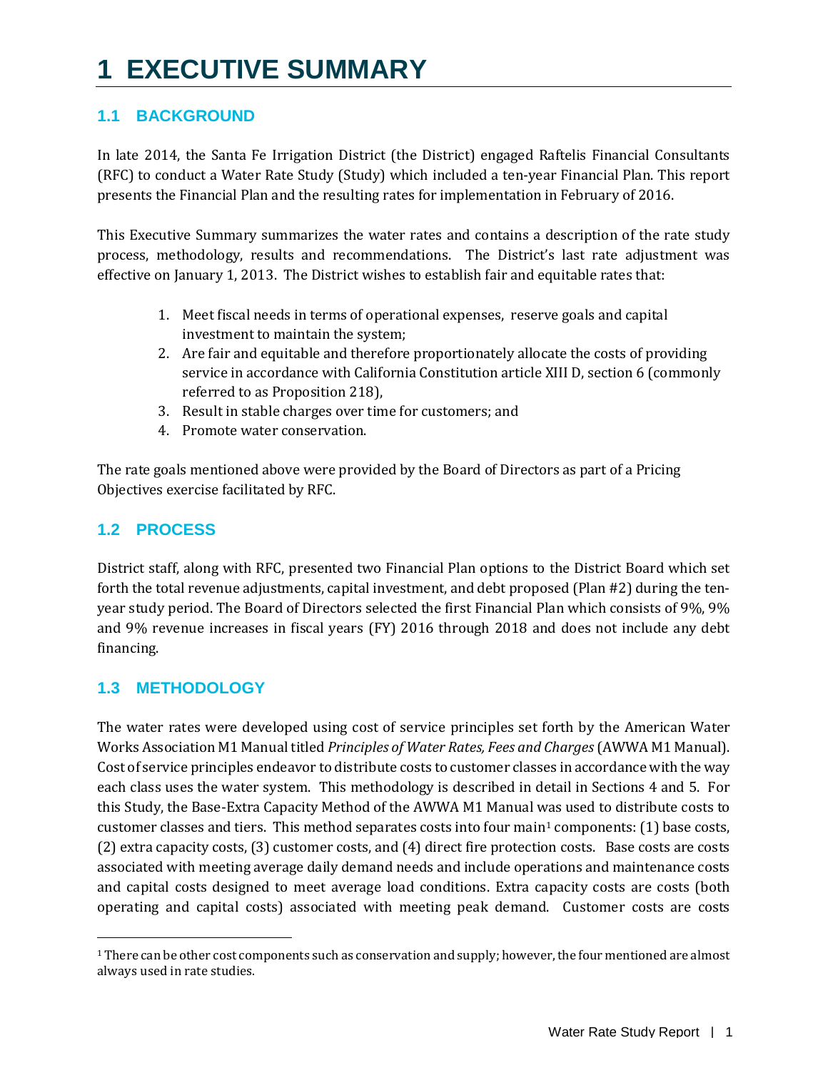# 1 EXECUTIVE SUMMARY

## 1.1 BACKGROUND

In late 2014, the Santa Fe Irrigation District (the District) engaged Raftelis Financial Consultants (RFC) to conduct a Water Rate Study (Study) which included a ten-year Financial Plan. This report presents the Financial Plan and the resulting rates for implementation in February of 2016.

This Executive Summary summarizes the water rates and contains a description of the rate study process, methodology, results and recommendations. The District's last rate adjustment was effective on January 1, 2013. The District wishes to establish fair and equitable rates that:

1. Meet fiscal needs in terms of operational expenses, reserve goals and capital investment to maintain the system;
2. Are fair and equitable and therefore proportionately allocate the costs of providing service in accordance with California Constitution article XIII D, section 6 (commonly referred to as Proposition 218),
3. Result in stable charges over time for customers; and
4. Promote water conservation.

The rate goals mentioned above were provided by the Board of Directors as part of a Pricing Objectives exercise facilitated by RFC.

## 1.2 PROCESS

District staff, along with RFC, presented two Financial Plan options to the District Board which set forth the total revenue adjustments, capital investment, and debt proposed (Plan #2) during the ten-year study period. The Board of Directors selected the first Financial Plan which consists of 9%, 9% and 9% revenue increases in fiscal years (FY) 2016 through 2018 and does not include any debt financing.

## 1.3 METHODOLOGY

The water rates were developed using cost of service principles set forth by the American Water Works Association M1 Manual titled *Principles of Water Rates, Fees and Charges* (AWWA M1 Manual). Cost of service principles endeavor to distribute costs to customer classes in accordance with the way each class uses the water system. This methodology is described in detail in Sections 4 and 5. For this Study, the Base-Extra Capacity Method of the AWWA M1 Manual was used to distribute costs to customer classes and tiers. This method separates costs into four main[1] components: (1) base costs, (2) extra capacity costs, (3) customer costs, and (4) direct fire protection costs. Base costs are costs associated with meeting average daily demand needs and include operations and maintenance costs and capital costs designed to meet average load conditions. Extra capacity costs are costs (both operating and capital costs) associated with meeting peak demand. Customer costs are costs

[1] There can be other cost components such as conservation and supply; however, the four mentioned are almost always used in rate studies.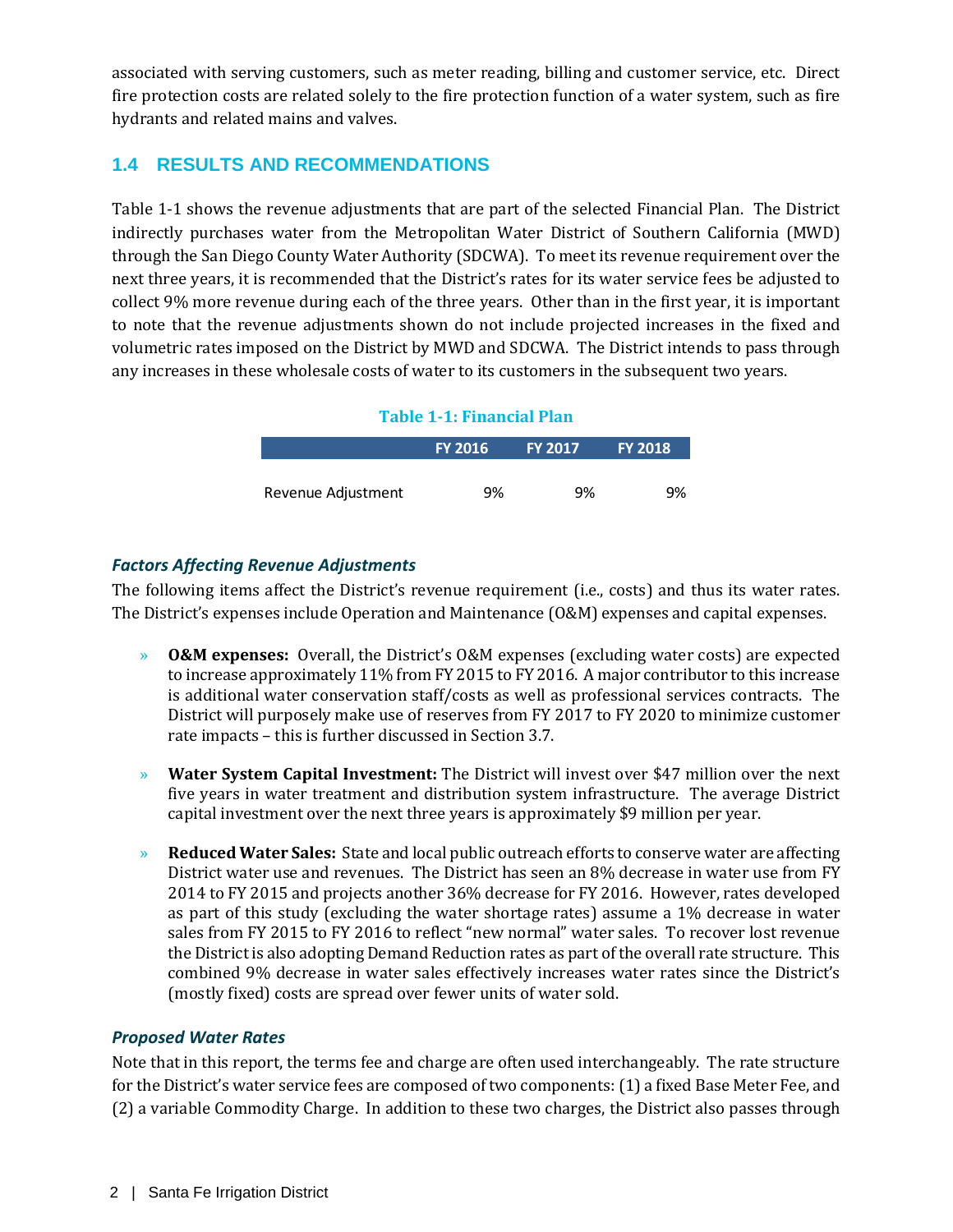associated with serving customers, such as meter reading, billing and customer service, etc. Direct fire protection costs are related solely to the fire protection function of a water system, such as fire hydrants and related mains and valves.

## 1.4 RESULTS AND RECOMMENDATIONS

Table 1-1 shows the revenue adjustments that are part of the selected Financial Plan. The District indirectly purchases water from the Metropolitan Water District of Southern California (MWD) through the San Diego County Water Authority (SDCWA). To meet its revenue requirement over the next three years, it is recommended that the District's rates for its water service fees be adjusted to collect 9% more revenue during each of the three years. Other than in the first year, it is important to note that the revenue adjustments shown do not include projected increases in the fixed and volumetric rates imposed on the District by MWD and SDCWA. The District intends to pass through any increases in these wholesale costs of water to its customers in the subsequent two years.

**Table 1-1: Financial Plan**

| | FY 2016 | FY 2017 | FY 2018 |
|---|---|---|---|
| Revenue Adjustment | 9% | 9% | 9% |

### *Factors Affecting Revenue Adjustments*

The following items affect the District's revenue requirement (i.e., costs) and thus its water rates. The District's expenses include Operation and Maintenance (O&M) expenses and capital expenses.

- **O&M expenses:** Overall, the District's O&M expenses (excluding water costs) are expected to increase approximately 11% from FY 2015 to FY 2016. A major contributor to this increase is additional water conservation staff/costs as well as professional services contracts. The District will purposely make use of reserves from FY 2017 to FY 2020 to minimize customer rate impacts – this is further discussed in Section 3.7.
- **Water System Capital Investment:** The District will invest over $47 million over the next five years in water treatment and distribution system infrastructure. The average District capital investment over the next three years is approximately $9 million per year.
- **Reduced Water Sales:** State and local public outreach efforts to conserve water are affecting District water use and revenues. The District has seen an 8% decrease in water use from FY 2014 to FY 2015 and projects another 36% decrease for FY 2016. However, rates developed as part of this study (excluding the water shortage rates) assume a 1% decrease in water sales from FY 2015 to FY 2016 to reflect "new normal" water sales. To recover lost revenue the District is also adopting Demand Reduction rates as part of the overall rate structure. This combined 9% decrease in water sales effectively increases water rates since the District's (mostly fixed) costs are spread over fewer units of water sold.

### *Proposed Water Rates*

Note that in this report, the terms fee and charge are often used interchangeably. The rate structure for the District's water service fees are composed of two components: (1) a fixed Base Meter Fee, and (2) a variable Commodity Charge. In addition to these two charges, the District also passes through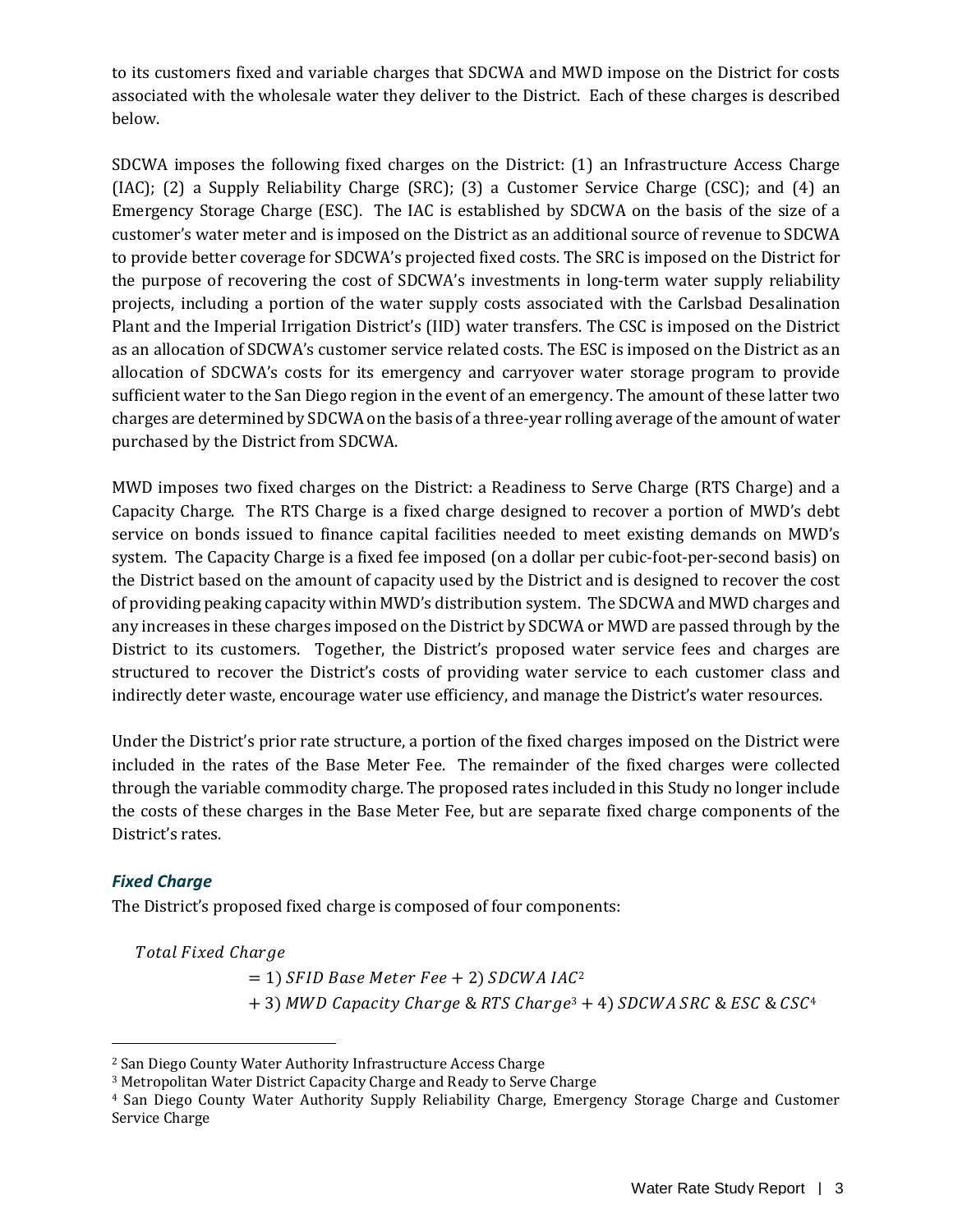to its customers fixed and variable charges that SDCWA and MWD impose on the District for costs associated with the wholesale water they deliver to the District. Each of these charges is described below.

SDCWA imposes the following fixed charges on the District: (1) an Infrastructure Access Charge (IAC); (2) a Supply Reliability Charge (SRC); (3) a Customer Service Charge (CSC); and (4) an Emergency Storage Charge (ESC). The IAC is established by SDCWA on the basis of the size of a customer's water meter and is imposed on the District as an additional source of revenue to SDCWA to provide better coverage for SDCWA's projected fixed costs. The SRC is imposed on the District for the purpose of recovering the cost of SDCWA's investments in long-term water supply reliability projects, including a portion of the water supply costs associated with the Carlsbad Desalination Plant and the Imperial Irrigation District's (IID) water transfers. The CSC is imposed on the District as an allocation of SDCWA's customer service related costs. The ESC is imposed on the District as an allocation of SDCWA's costs for its emergency and carryover water storage program to provide sufficient water to the San Diego region in the event of an emergency. The amount of these latter two charges are determined by SDCWA on the basis of a three-year rolling average of the amount of water purchased by the District from SDCWA.

MWD imposes two fixed charges on the District: a Readiness to Serve Charge (RTS Charge) and a Capacity Charge. The RTS Charge is a fixed charge designed to recover a portion of MWD's debt service on bonds issued to finance capital facilities needed to meet existing demands on MWD's system. The Capacity Charge is a fixed fee imposed (on a dollar per cubic-foot-per-second basis) on the District based on the amount of capacity used by the District and is designed to recover the cost of providing peaking capacity within MWD's distribution system. The SDCWA and MWD charges and any increases in these charges imposed on the District by SDCWA or MWD are passed through by the District to its customers. Together, the District's proposed water service fees and charges are structured to recover the District's costs of providing water service to each customer class and indirectly deter waste, encourage water use efficiency, and manage the District's water resources.

Under the District's prior rate structure, a portion of the fixed charges imposed on the District were included in the rates of the Base Meter Fee. The remainder of the fixed charges were collected through the variable commodity charge. The proposed rates included in this Study no longer include the costs of these charges in the Base Meter Fee, but are separate fixed charge components of the District's rates.

### *Fixed Charge*

The District's proposed fixed charge is composed of four components:

$$\begin{aligned}Total\ Fixed\ Charge \\ &= 1)\ SFID\ Base\ Meter\ Fee + 2)\ SDCWA\ IAC \\ &+ 3)\ MWD\ Capacity\ Charge\ \&\ RTS\ Charge + 4)\ SDCWA\ SRC\ \&\ ESC\ \&\ CSC\end{aligned}$$

(Footnote markers in the equation: SDCWA IAC[2], RTS Charge[3], CSC[4].)

[2] San Diego County Water Authority Infrastructure Access Charge

[3] Metropolitan Water District Capacity Charge and Ready to Serve Charge

[4] San Diego County Water Authority Supply Reliability Charge, Emergency Storage Charge and Customer Service Charge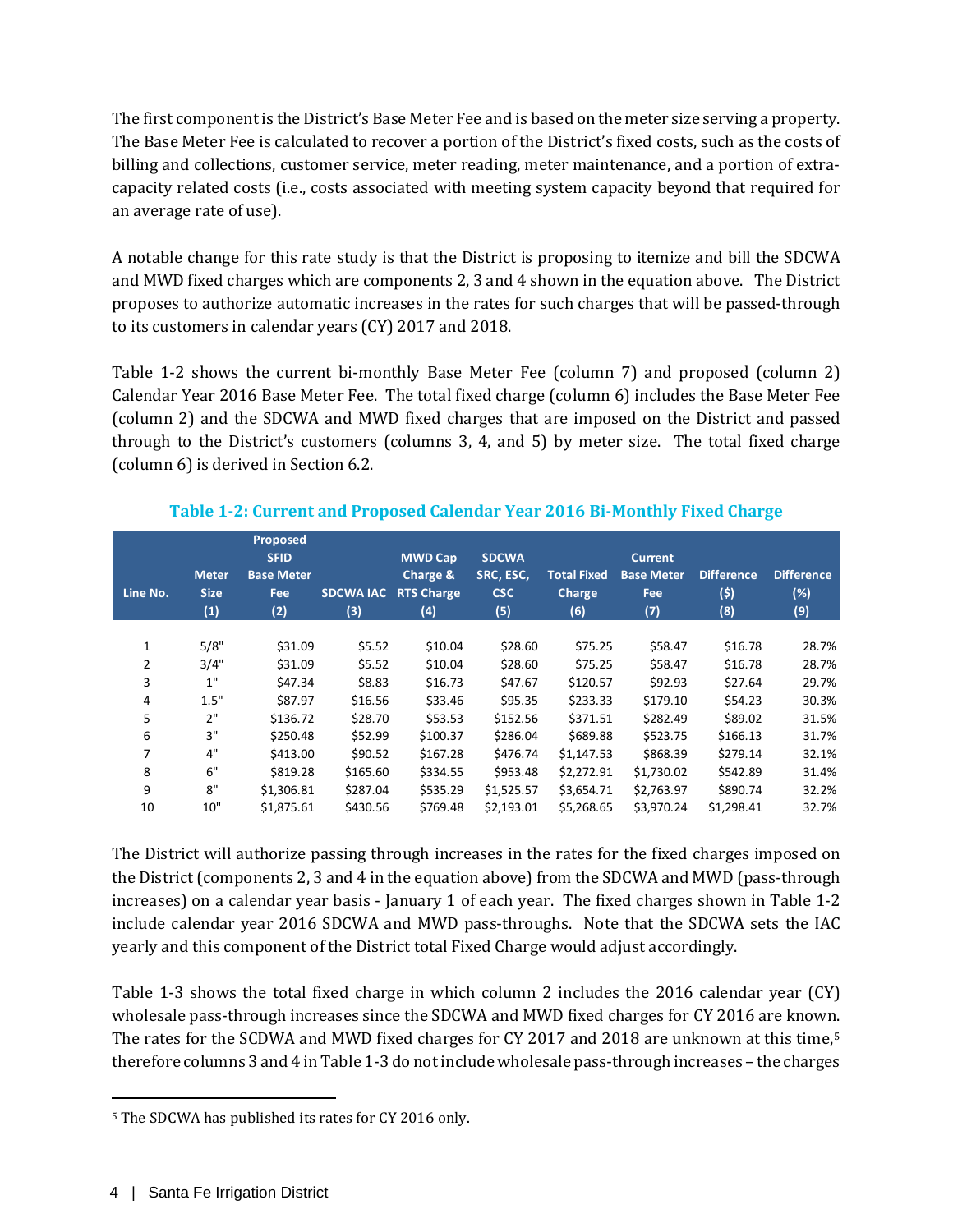The first component is the District's Base Meter Fee and is based on the meter size serving a property. The Base Meter Fee is calculated to recover a portion of the District's fixed costs, such as the costs of billing and collections, customer service, meter reading, meter maintenance, and a portion of extra-capacity related costs (i.e., costs associated with meeting system capacity beyond that required for an average rate of use).

A notable change for this rate study is that the District is proposing to itemize and bill the SDCWA and MWD fixed charges which are components 2, 3 and 4 shown in the equation above. The District proposes to authorize automatic increases in the rates for such charges that will be passed-through to its customers in calendar years (CY) 2017 and 2018.

Table 1-2 shows the current bi-monthly Base Meter Fee (column 7) and proposed (column 2) Calendar Year 2016 Base Meter Fee. The total fixed charge (column 6) includes the Base Meter Fee (column 2) and the SDCWA and MWD fixed charges that are imposed on the District and passed through to the District's customers (columns 3, 4, and 5) by meter size. The total fixed charge (column 6) is derived in Section 6.2.

**Table 1-2: Current and Proposed Calendar Year 2016 Bi-Monthly Fixed Charge**

| Line No. | Meter Size (1) | Proposed SFID Base Meter Fee (2) | SDCWA IAC (3) | MWD Cap Charge & RTS Charge (4) | SDCWA SRC, ESC, CSC (5) | Total Fixed Charge (6) | Current Base Meter Fee (7) | Difference ($) (8) | Difference (%) (9) |
|---|---|---|---|---|---|---|---|---|---|
| 1 | 5/8" | $31.09 | $5.52 | $10.04 | $28.60 | $75.25 | $58.47 | $16.78 | 28.7% |
| 2 | 3/4" | $31.09 | $5.52 | $10.04 | $28.60 | $75.25 | $58.47 | $16.78 | 28.7% |
| 3 | 1" | $47.34 | $8.83 | $16.73 | $47.67 | $120.57 | $92.93 | $27.64 | 29.7% |
| 4 | 1.5" | $87.97 | $16.56 | $33.46 | $95.35 | $233.33 | $179.10 | $54.23 | 30.3% |
| 5 | 2" | $136.72 | $28.70 | $53.53 | $152.56 | $371.51 | $282.49 | $89.02 | 31.5% |
| 6 | 3" | $250.48 | $52.99 | $100.37 | $286.04 | $689.88 | $523.75 | $166.13 | 31.7% |
| 7 | 4" | $413.00 | $90.52 | $167.28 | $476.74 | $1,147.53 | $868.39 | $279.14 | 32.1% |
| 8 | 6" | $819.28 | $165.60 | $334.55 | $953.48 | $2,272.91 | $1,730.02 | $542.89 | 31.4% |
| 9 | 8" | $1,306.81 | $287.04 | $535.29 | $1,525.57 | $3,654.71 | $2,763.97 | $890.74 | 32.2% |
| 10 | 10" | $1,875.61 | $430.56 | $769.48 | $2,193.01 | $5,268.65 | $3,970.24 | $1,298.41 | 32.7% |

The District will authorize passing through increases in the rates for the fixed charges imposed on the District (components 2, 3 and 4 in the equation above) from the SDCWA and MWD (pass-through increases) on a calendar year basis - January 1 of each year. The fixed charges shown in Table 1-2 include calendar year 2016 SDCWA and MWD pass-throughs. Note that the SDCWA sets the IAC yearly and this component of the District total Fixed Charge would adjust accordingly.

Table 1-3 shows the total fixed charge in which column 2 includes the 2016 calendar year (CY) wholesale pass-through increases since the SDCWA and MWD fixed charges for CY 2016 are known. The rates for the SCDWA and MWD fixed charges for CY 2017 and 2018 are unknown at this time,[5] therefore columns 3 and 4 in Table 1-3 do not include wholesale pass-through increases – the charges

[5] The SDCWA has published its rates for CY 2016 only.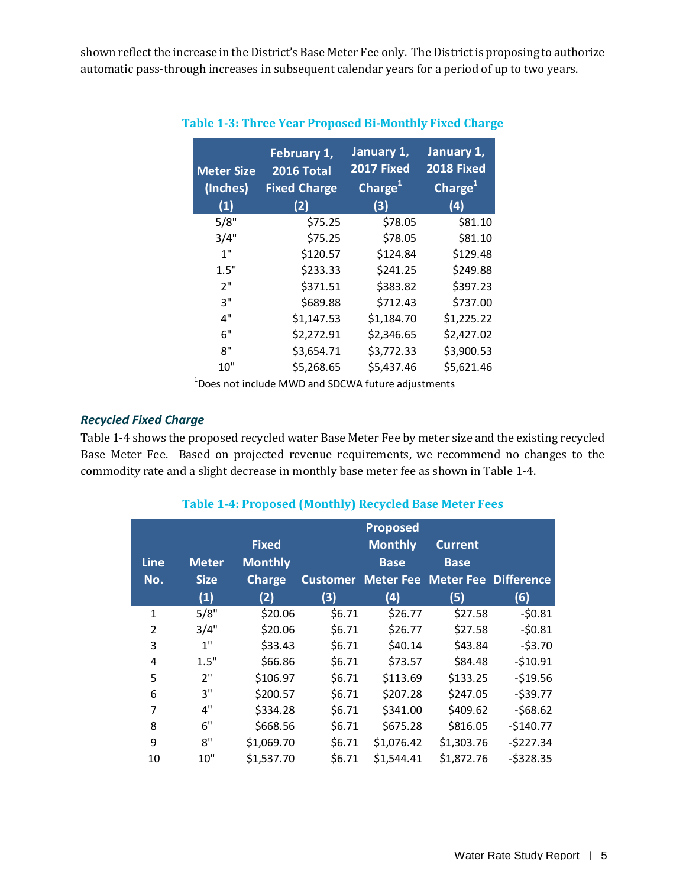shown reflect the increase in the District's Base Meter Fee only. The District is proposing to authorize automatic pass-through increases in subsequent calendar years for a period of up to two years.

**Table 1-3: Three Year Proposed Bi-Monthly Fixed Charge**

| Meter Size (Inches) (1) | February 1, 2016 Total Fixed Charge (2) | January 1, 2017 Fixed Charge[1] (3) | January 1, 2018 Fixed Charge[1] (4) |
|---|---|---|---|
| 5/8" | $75.25 | $78.05 | $81.10 |
| 3/4" | $75.25 | $78.05 | $81.10 |
| 1" | $120.57 | $124.84 | $129.48 |
| 1.5" | $233.33 | $241.25 | $249.88 |
| 2" | $371.51 | $383.82 | $397.23 |
| 3" | $689.88 | $712.43 | $737.00 |
| 4" | $1,147.53 | $1,184.70 | $1,225.22 |
| 6" | $2,272.91 | $2,346.65 | $2,427.02 |
| 8" | $3,654.71 | $3,772.33 | $3,900.53 |
| 10" | $5,268.65 | $5,437.46 | $5,621.46 |

[1]Does not include MWD and SDCWA future adjustments

### *Recycled Fixed Charge*

Table 1-4 shows the proposed recycled water Base Meter Fee by meter size and the existing recycled Base Meter Fee. Based on projected revenue requirements, we recommend no changes to the commodity rate and a slight decrease in monthly base meter fee as shown in Table 1-4.

**Table 1-4: Proposed (Monthly) Recycled Base Meter Fees**

| Line No. | Meter Size (1) | Fixed Monthly Charge (2) | Customer (3) | Proposed Monthly Base Meter Fee (4) | Current Base Meter Fee (5) | Difference (6) |
|---|---|---|---|---|---|---|
| 1 | 5/8" | $20.06 | $6.71 | $26.77 | $27.58 | -$0.81 |
| 2 | 3/4" | $20.06 | $6.71 | $26.77 | $27.58 | -$0.81 |
| 3 | 1" | $33.43 | $6.71 | $40.14 | $43.84 | -$3.70 |
| 4 | 1.5" | $66.86 | $6.71 | $73.57 | $84.48 | -$10.91 |
| 5 | 2" | $106.97 | $6.71 | $113.69 | $133.25 | -$19.56 |
| 6 | 3" | $200.57 | $6.71 | $207.28 | $247.05 | -$39.77 |
| 7 | 4" | $334.28 | $6.71 | $341.00 | $409.62 | -$68.62 |
| 8 | 6" | $668.56 | $6.71 | $675.28 | $816.05 | -$140.77 |
| 9 | 8" | $1,069.70 | $6.71 | $1,076.42 | $1,303.76 | -$227.34 |
| 10 | 10" | $1,537.70 | $6.71 | $1,544.41 | $1,872.76 | -$328.35 |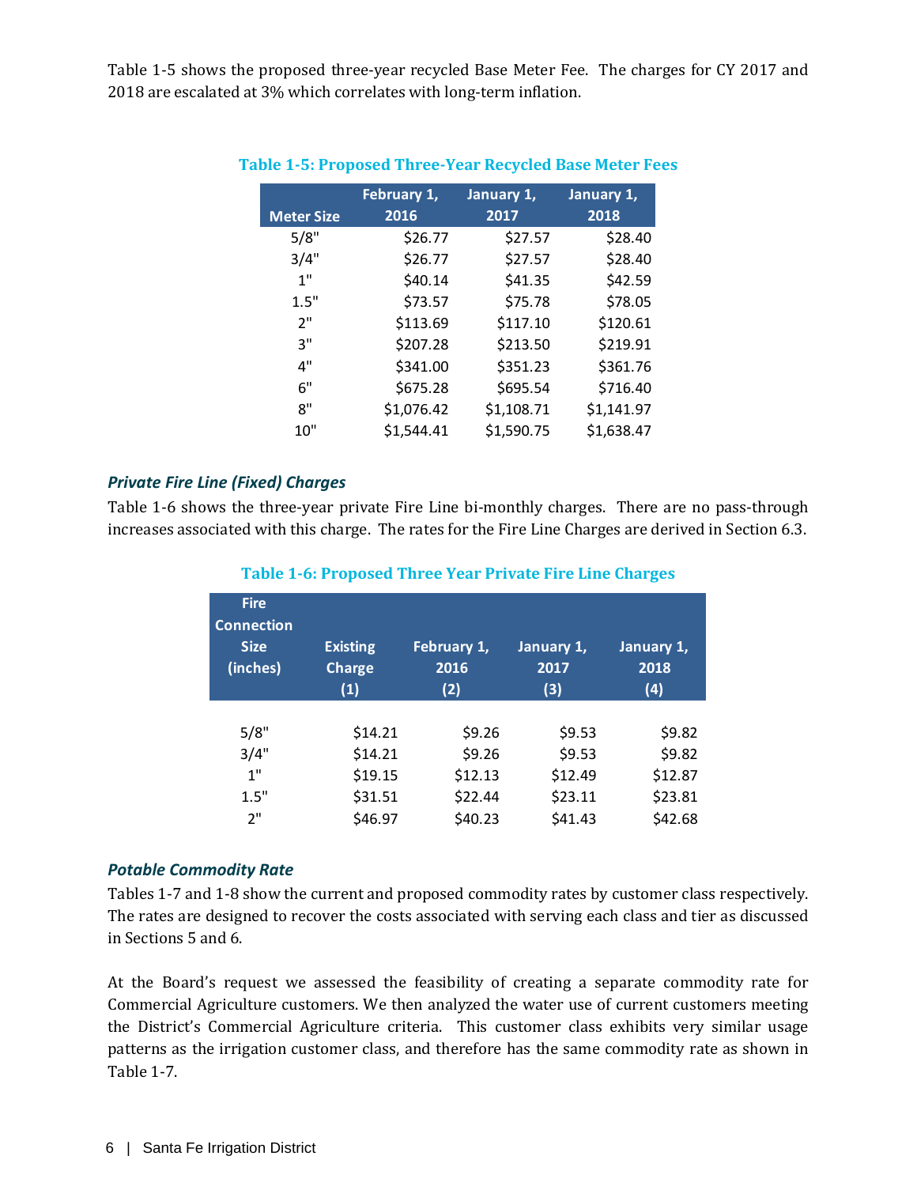Table 1-5 shows the proposed three-year recycled Base Meter Fee. The charges for CY 2017 and 2018 are escalated at 3% which correlates with long-term inflation.

**Table 1-5: Proposed Three-Year Recycled Base Meter Fees**

| Meter Size | February 1, 2016 | January 1, 2017 | January 1, 2018 |
|---|---|---|---|
| 5/8" | $26.77 | $27.57 | $28.40 |
| 3/4" | $26.77 | $27.57 | $28.40 |
| 1" | $40.14 | $41.35 | $42.59 |
| 1.5" | $73.57 | $75.78 | $78.05 |
| 2" | $113.69 | $117.10 | $120.61 |
| 3" | $207.28 | $213.50 | $219.91 |
| 4" | $341.00 | $351.23 | $361.76 |
| 6" | $675.28 | $695.54 | $716.40 |
| 8" | $1,076.42 | $1,108.71 | $1,141.97 |
| 10" | $1,544.41 | $1,590.75 | $1,638.47 |

### *Private Fire Line (Fixed) Charges*

Table 1-6 shows the three-year private Fire Line bi-monthly charges. There are no pass-through increases associated with this charge. The rates for the Fire Line Charges are derived in Section 6.3.

**Table 1-6: Proposed Three Year Private Fire Line Charges**

| Fire Connection Size (inches) | Existing Charge (1) | February 1, 2016 (2) | January 1, 2017 (3) | January 1, 2018 (4) |
|---|---|---|---|---|
| 5/8" | $14.21 | $9.26 | $9.53 | $9.82 |
| 3/4" | $14.21 | $9.26 | $9.53 | $9.82 |
| 1" | $19.15 | $12.13 | $12.49 | $12.87 |
| 1.5" | $31.51 | $22.44 | $23.11 | $23.81 |
| 2" | $46.97 | $40.23 | $41.43 | $42.68 |

### *Potable Commodity Rate*

Tables 1-7 and 1-8 show the current and proposed commodity rates by customer class respectively. The rates are designed to recover the costs associated with serving each class and tier as discussed in Sections 5 and 6.

At the Board's request we assessed the feasibility of creating a separate commodity rate for Commercial Agriculture customers. We then analyzed the water use of current customers meeting the District's Commercial Agriculture criteria. This customer class exhibits very similar usage patterns as the irrigation customer class, and therefore has the same commodity rate as shown in Table 1-7.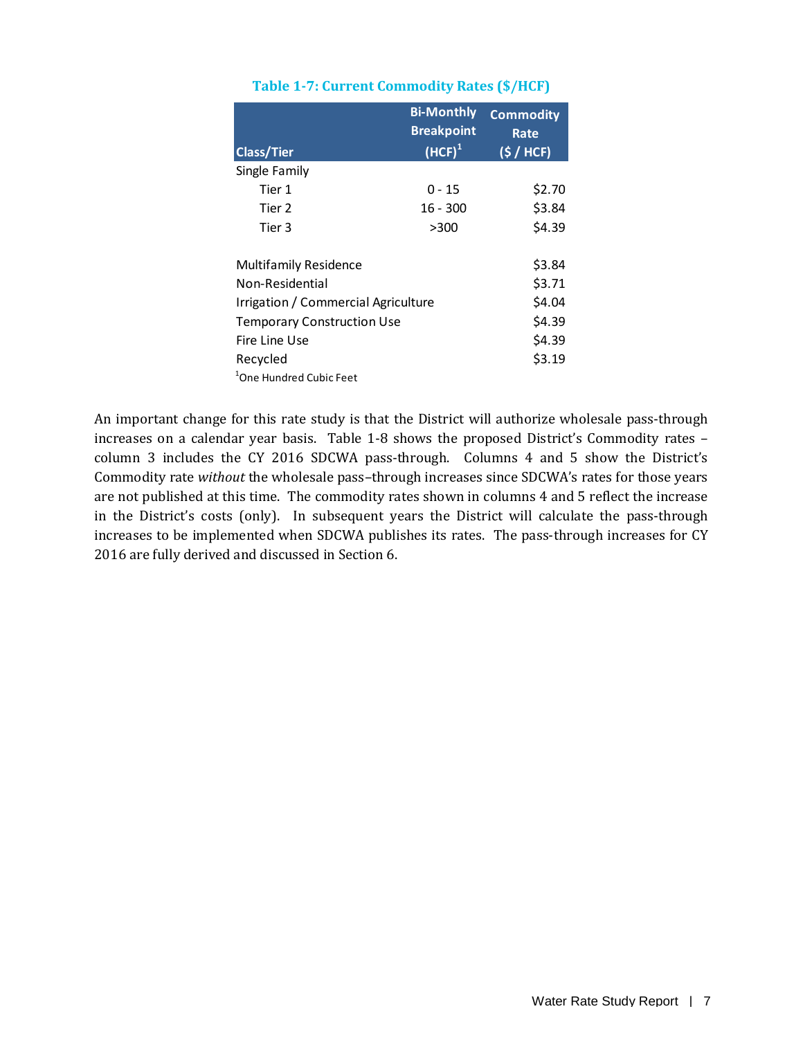**Table 1-7: Current Commodity Rates ($/HCF)**

| Class/Tier | Bi-Monthly Breakpoint (HCF)[1] | Commodity Rate ($ / HCF) |
|---|---|---|
| Single Family | | |
| Tier 1 | 0 - 15 | $2.70 |
| Tier 2 | 16 - 300 | $3.84 |
| Tier 3 | >300 | $4.39 |
| | | |
| Multifamily Residence | | $3.84 |
| Non-Residential | | $3.71 |
| Irrigation / Commercial Agriculture | | $4.04 |
| Temporary Construction Use | | $4.39 |
| Fire Line Use | | $4.39 |
| Recycled | | $3.19 |

[1]One Hundred Cubic Feet

An important change for this rate study is that the District will authorize wholesale pass-through increases on a calendar year basis. Table 1-8 shows the proposed District's Commodity rates – column 3 includes the CY 2016 SDCWA pass-through. Columns 4 and 5 show the District's Commodity rate *without* the wholesale pass–through increases since SDCWA's rates for those years are not published at this time. The commodity rates shown in columns 4 and 5 reflect the increase in the District's costs (only). In subsequent years the District will calculate the pass-through increases to be implemented when SDCWA publishes its rates. The pass-through increases for CY 2016 are fully derived and discussed in Section 6.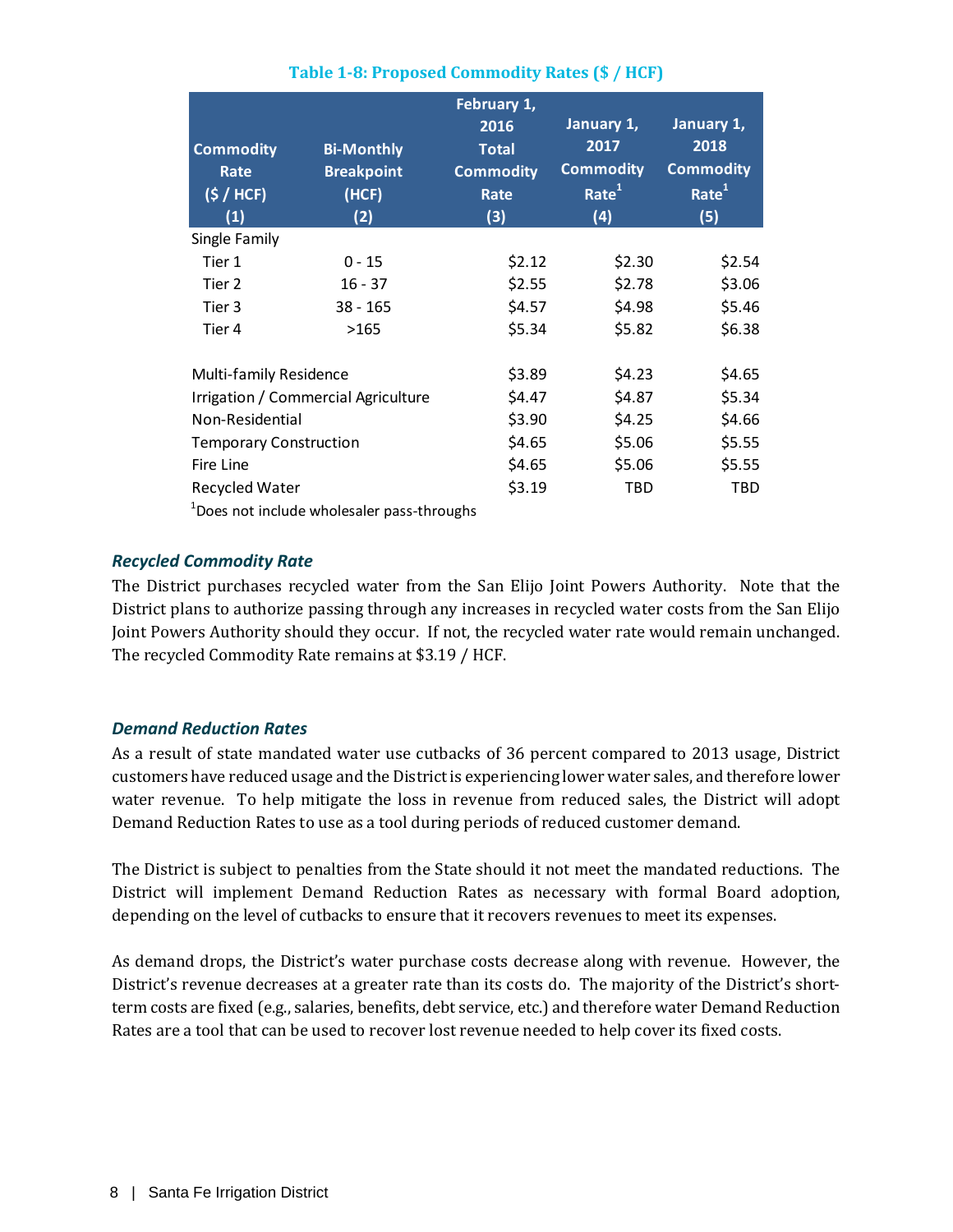**Table 1-8: Proposed Commodity Rates ($ / HCF)**

| Commodity Rate ($ / HCF) (1) | Bi-Monthly Breakpoint (HCF) (2) | February 1, 2016 Total Commodity Rate (3) | January 1, 2017 Commodity Rate[1] (4) | January 1, 2018 Commodity Rate[1] (5) |
|---|---|---|---|---|
| Single Family | | | | |
| Tier 1 | 0 - 15 | $2.12 | $2.30 | $2.54 |
| Tier 2 | 16 - 37 | $2.55 | $2.78 | $3.06 |
| Tier 3 | 38 - 165 | $4.57 | $4.98 | $5.46 |
| Tier 4 | >165 | $5.34 | $5.82 | $6.38 |
| | | | | |
| Multi-family Residence | | $3.89 | $4.23 | $4.65 |
| Irrigation / Commercial Agriculture | | $4.47 | $4.87 | $5.34 |
| Non-Residential | | $3.90 | $4.25 | $4.66 |
| Temporary Construction | | $4.65 | $5.06 | $5.55 |
| Fire Line | | $4.65 | $5.06 | $5.55 |
| Recycled Water | | $3.19 | TBD | TBD |

[1]Does not include wholesaler pass-throughs

### *Recycled Commodity Rate*

The District purchases recycled water from the San Elijo Joint Powers Authority. Note that the District plans to authorize passing through any increases in recycled water costs from the San Elijo Joint Powers Authority should they occur. If not, the recycled water rate would remain unchanged. The recycled Commodity Rate remains at $3.19 / HCF.

### *Demand Reduction Rates*

As a result of state mandated water use cutbacks of 36 percent compared to 2013 usage, District customers have reduced usage and the District is experiencing lower water sales, and therefore lower water revenue. To help mitigate the loss in revenue from reduced sales, the District will adopt Demand Reduction Rates to use as a tool during periods of reduced customer demand.

The District is subject to penalties from the State should it not meet the mandated reductions. The District will implement Demand Reduction Rates as necessary with formal Board adoption, depending on the level of cutbacks to ensure that it recovers revenues to meet its expenses.

As demand drops, the District's water purchase costs decrease along with revenue. However, the District's revenue decreases at a greater rate than its costs do. The majority of the District's short-term costs are fixed (e.g., salaries, benefits, debt service, etc.) and therefore water Demand Reduction Rates are a tool that can be used to recover lost revenue needed to help cover its fixed costs.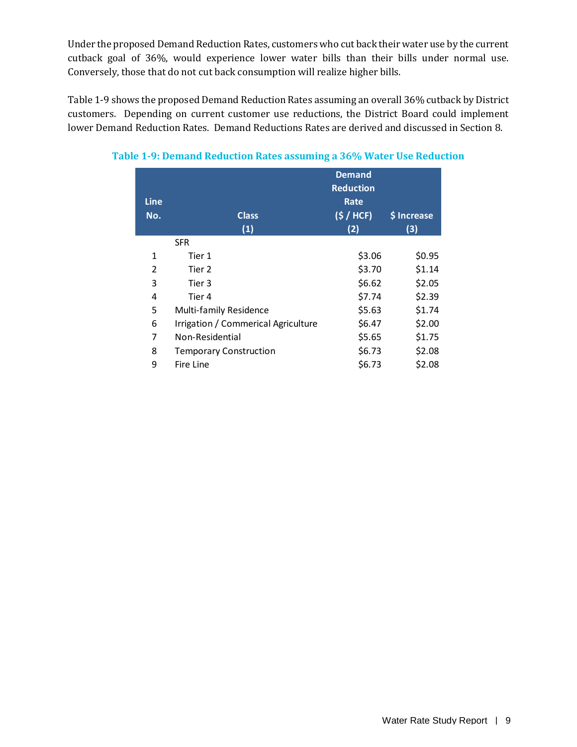Under the proposed Demand Reduction Rates, customers who cut back their water use by the current cutback goal of 36%, would experience lower water bills than their bills under normal use. Conversely, those that do not cut back consumption will realize higher bills.

Table 1-9 shows the proposed Demand Reduction Rates assuming an overall 36% cutback by District customers. Depending on current customer use reductions, the District Board could implement lower Demand Reduction Rates. Demand Reductions Rates are derived and discussed in Section 8.

**Table 1-9: Demand Reduction Rates assuming a 36% Water Use Reduction**

| Line No. | Class (1) | Demand Reduction Rate ($ / HCF) (2) | $ Increase (3) |
|---|---|---|---|
| | SFR | | |
| 1 | Tier 1 | $3.06 | $0.95 |
| 2 | Tier 2 | $3.70 | $1.14 |
| 3 | Tier 3 | $6.62 | $2.05 |
| 4 | Tier 4 | $7.74 | $2.39 |
| 5 | Multi-family Residence | $5.63 | $1.74 |
| 6 | Irrigation / Commerical Agriculture | $6.47 | $2.00 |
| 7 | Non-Residential | $5.65 | $1.75 |
| 8 | Temporary Construction | $6.73 | $2.08 |
| 9 | Fire Line | $6.73 | $2.08 |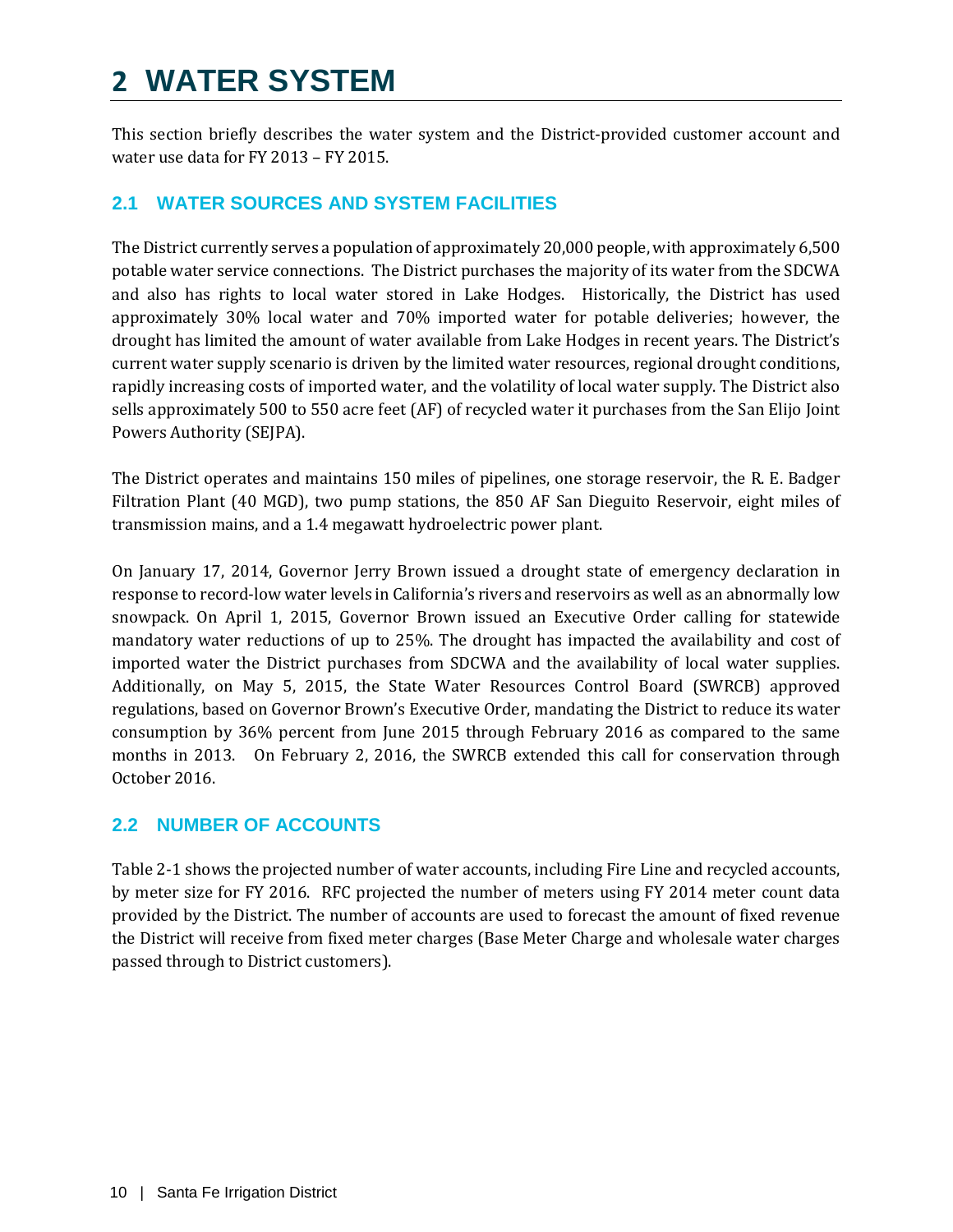# 2 WATER SYSTEM

This section briefly describes the water system and the District-provided customer account and water use data for FY 2013 – FY 2015.

## 2.1 WATER SOURCES AND SYSTEM FACILITIES

The District currently serves a population of approximately 20,000 people, with approximately 6,500 potable water service connections. The District purchases the majority of its water from the SDCWA and also has rights to local water stored in Lake Hodges. Historically, the District has used approximately 30% local water and 70% imported water for potable deliveries; however, the drought has limited the amount of water available from Lake Hodges in recent years. The District's current water supply scenario is driven by the limited water resources, regional drought conditions, rapidly increasing costs of imported water, and the volatility of local water supply. The District also sells approximately 500 to 550 acre feet (AF) of recycled water it purchases from the San Elijo Joint Powers Authority (SEJPA).

The District operates and maintains 150 miles of pipelines, one storage reservoir, the R. E. Badger Filtration Plant (40 MGD), two pump stations, the 850 AF San Dieguito Reservoir, eight miles of transmission mains, and a 1.4 megawatt hydroelectric power plant.

On January 17, 2014, Governor Jerry Brown issued a drought state of emergency declaration in response to record-low water levels in California's rivers and reservoirs as well as an abnormally low snowpack. On April 1, 2015, Governor Brown issued an Executive Order calling for statewide mandatory water reductions of up to 25%. The drought has impacted the availability and cost of imported water the District purchases from SDCWA and the availability of local water supplies. Additionally, on May 5, 2015, the State Water Resources Control Board (SWRCB) approved regulations, based on Governor Brown's Executive Order, mandating the District to reduce its water consumption by 36% percent from June 2015 through February 2016 as compared to the same months in 2013. On February 2, 2016, the SWRCB extended this call for conservation through October 2016.

## 2.2 NUMBER OF ACCOUNTS

Table 2-1 shows the projected number of water accounts, including Fire Line and recycled accounts, by meter size for FY 2016. RFC projected the number of meters using FY 2014 meter count data provided by the District. The number of accounts are used to forecast the amount of fixed revenue the District will receive from fixed meter charges (Base Meter Charge and wholesale water charges passed through to District customers).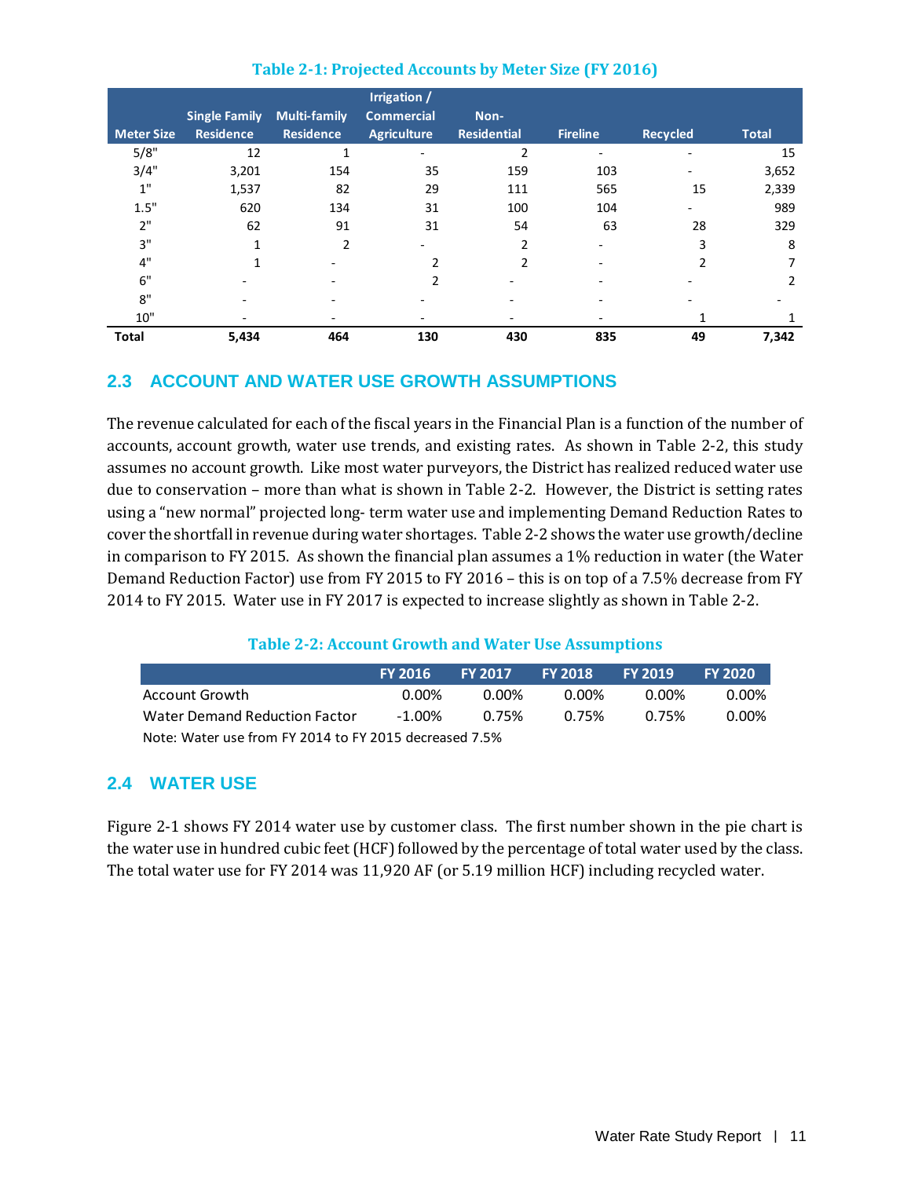**Table 2-1: Projected Accounts by Meter Size (FY 2016)**

| Meter Size | Single Family Residence | Multi-family Residence | Irrigation / Commercial Agriculture | Non-Residential | Fireline | Recycled | Total |
|---|---|---|---|---|---|---|---|
| 5/8" | 12 | 1 | - | 2 | - | - | 15 |
| 3/4" | 3,201 | 154 | 35 | 159 | 103 | - | 3,652 |
| 1" | 1,537 | 82 | 29 | 111 | 565 | 15 | 2,339 |
| 1.5" | 620 | 134 | 31 | 100 | 104 | - | 989 |
| 2" | 62 | 91 | 31 | 54 | 63 | 28 | 329 |
| 3" | 1 | 2 | - | 2 | - | 3 | 8 |
| 4" | 1 | - | 2 | 2 | - | 2 | 7 |
| 6" | - | - | 2 | - | - | - | 2 |
| 8" | - | - | - | - | - | - | - |
| 10" | - | - | - | - | - | 1 | 1 |
| **Total** | **5,434** | **464** | **130** | **430** | **835** | **49** | **7,342** |

## 2.3 ACCOUNT AND WATER USE GROWTH ASSUMPTIONS

The revenue calculated for each of the fiscal years in the Financial Plan is a function of the number of accounts, account growth, water use trends, and existing rates. As shown in Table 2-2, this study assumes no account growth. Like most water purveyors, the District has realized reduced water use due to conservation – more than what is shown in Table 2-2. However, the District is setting rates using a "new normal" projected long- term water use and implementing Demand Reduction Rates to cover the shortfall in revenue during water shortages. Table 2-2 shows the water use growth/decline in comparison to FY 2015. As shown the financial plan assumes a 1% reduction in water (the Water Demand Reduction Factor) use from FY 2015 to FY 2016 – this is on top of a 7.5% decrease from FY 2014 to FY 2015. Water use in FY 2017 is expected to increase slightly as shown in Table 2-2.

**Table 2-2: Account Growth and Water Use Assumptions**

| | FY 2016 | FY 2017 | FY 2018 | FY 2019 | FY 2020 |
|---|---|---|---|---|---|
| Account Growth | 0.00% | 0.00% | 0.00% | 0.00% | 0.00% |
| Water Demand Reduction Factor | -1.00% | 0.75% | 0.75% | 0.75% | 0.00% |

Note: Water use from FY 2014 to FY 2015 decreased 7.5%

## 2.4 WATER USE

Figure 2-1 shows FY 2014 water use by customer class. The first number shown in the pie chart is the water use in hundred cubic feet (HCF) followed by the percentage of total water used by the class. The total water use for FY 2014 was 11,920 AF (or 5.19 million HCF) including recycled water.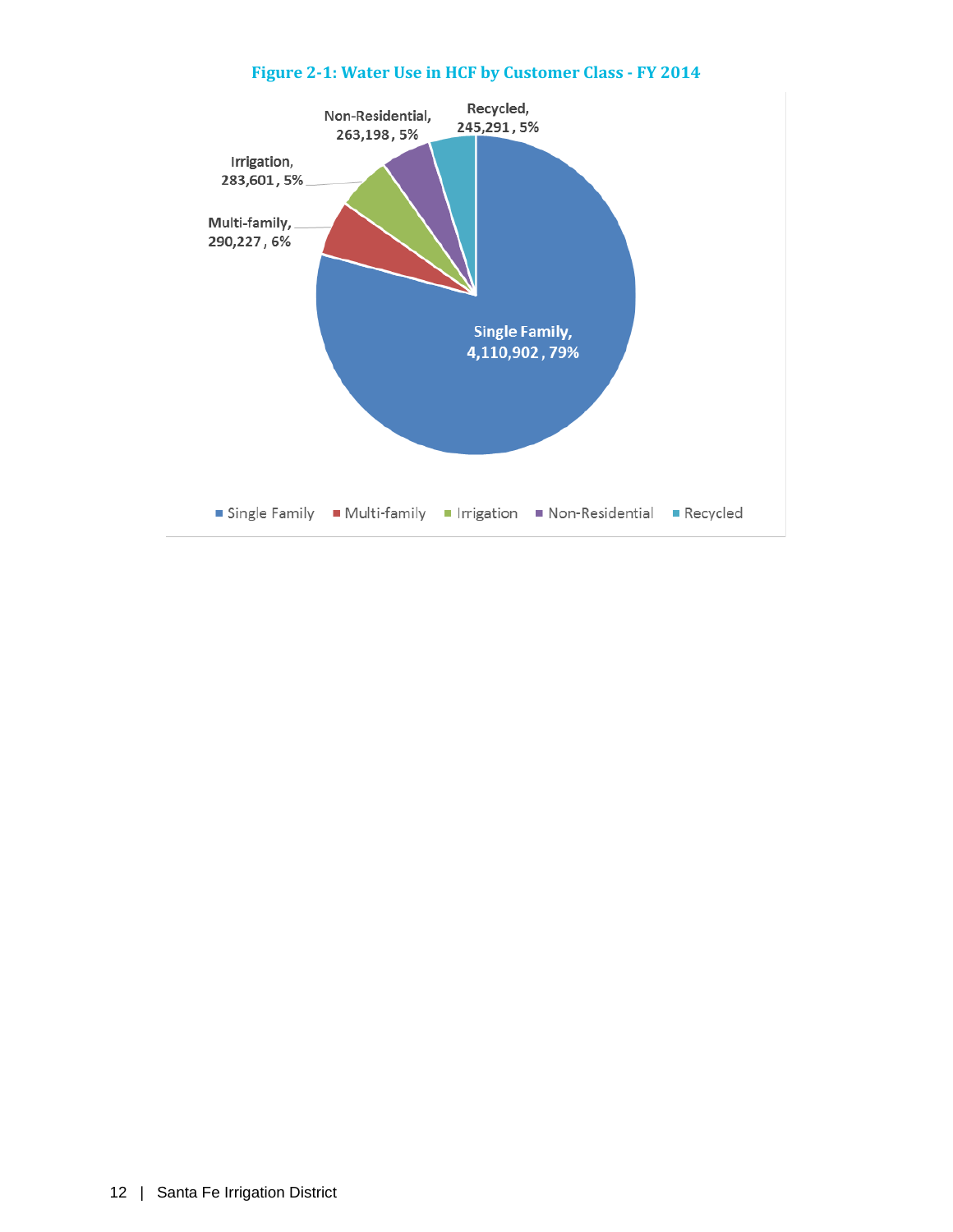**Figure 2-1: Water Use in HCF by Customer Class - FY 2014**

Non-Residential, 263,198 , 5%

Recycled, 245,291 , 5%

Irrigation, 283,601 , 5%

Multi-family, 290,227 , 6%

Single Family, 4,110,902 , 79%

■ Single Family ■ Multi-family ■ Irrigation ■ Non-Residential ■ Recycled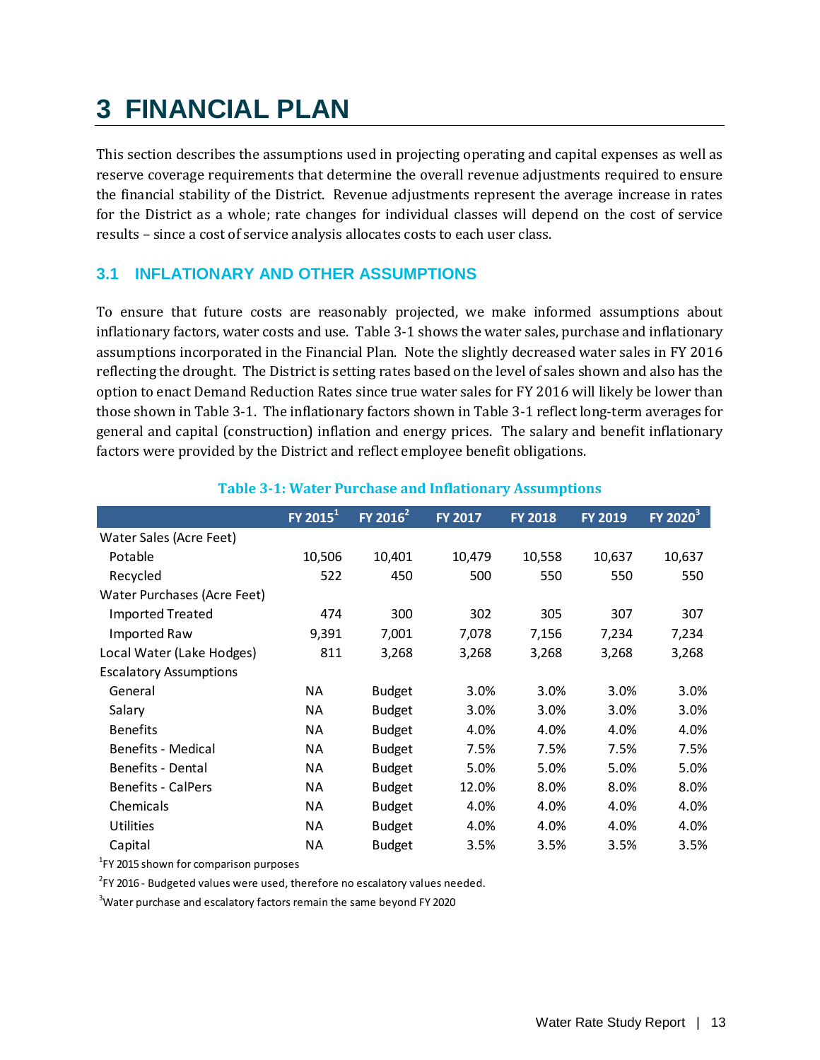# 3 FINANCIAL PLAN

This section describes the assumptions used in projecting operating and capital expenses as well as reserve coverage requirements that determine the overall revenue adjustments required to ensure the financial stability of the District. Revenue adjustments represent the average increase in rates for the District as a whole; rate changes for individual classes will depend on the cost of service results – since a cost of service analysis allocates costs to each user class.

## 3.1 INFLATIONARY AND OTHER ASSUMPTIONS

To ensure that future costs are reasonably projected, we make informed assumptions about inflationary factors, water costs and use. Table 3-1 shows the water sales, purchase and inflationary assumptions incorporated in the Financial Plan. Note the slightly decreased water sales in FY 2016 reflecting the drought. The District is setting rates based on the level of sales shown and also has the option to enact Demand Reduction Rates since true water sales for FY 2016 will likely be lower than those shown in Table 3-1. The inflationary factors shown in Table 3-1 reflect long-term averages for general and capital (construction) inflation and energy prices. The salary and benefit inflationary factors were provided by the District and reflect employee benefit obligations.

**Table 3-1: Water Purchase and Inflationary Assumptions**

| | FY 2015[1] | FY 2016[2] | FY 2017 | FY 2018 | FY 2019 | FY 2020[3] |
|---|---|---|---|---|---|---|
| Water Sales (Acre Feet) | | | | | | |
| Potable | 10,506 | 10,401 | 10,479 | 10,558 | 10,637 | 10,637 |
| Recycled | 522 | 450 | 500 | 550 | 550 | 550 |
| Water Purchases (Acre Feet) | | | | | | |
| Imported Treated | 474 | 300 | 302 | 305 | 307 | 307 |
| Imported Raw | 9,391 | 7,001 | 7,078 | 7,156 | 7,234 | 7,234 |
| Local Water (Lake Hodges) | 811 | 3,268 | 3,268 | 3,268 | 3,268 | 3,268 |
| Escalatory Assumptions | | | | | | |
| General | NA | Budget | 3.0% | 3.0% | 3.0% | 3.0% |
| Salary | NA | Budget | 3.0% | 3.0% | 3.0% | 3.0% |
| Benefits | NA | Budget | 4.0% | 4.0% | 4.0% | 4.0% |
| Benefits - Medical | NA | Budget | 7.5% | 7.5% | 7.5% | 7.5% |
| Benefits - Dental | NA | Budget | 5.0% | 5.0% | 5.0% | 5.0% |
| Benefits - CalPers | NA | Budget | 12.0% | 8.0% | 8.0% | 8.0% |
| Chemicals | NA | Budget | 4.0% | 4.0% | 4.0% | 4.0% |
| Utilities | NA | Budget | 4.0% | 4.0% | 4.0% | 4.0% |
| Capital | NA | Budget | 3.5% | 3.5% | 3.5% | 3.5% |

[1]FY 2015 shown for comparison purposes

[2]FY 2016 - Budgeted values were used, therefore no escalatory values needed.

[3]Water purchase and escalatory factors remain the same beyond FY 2020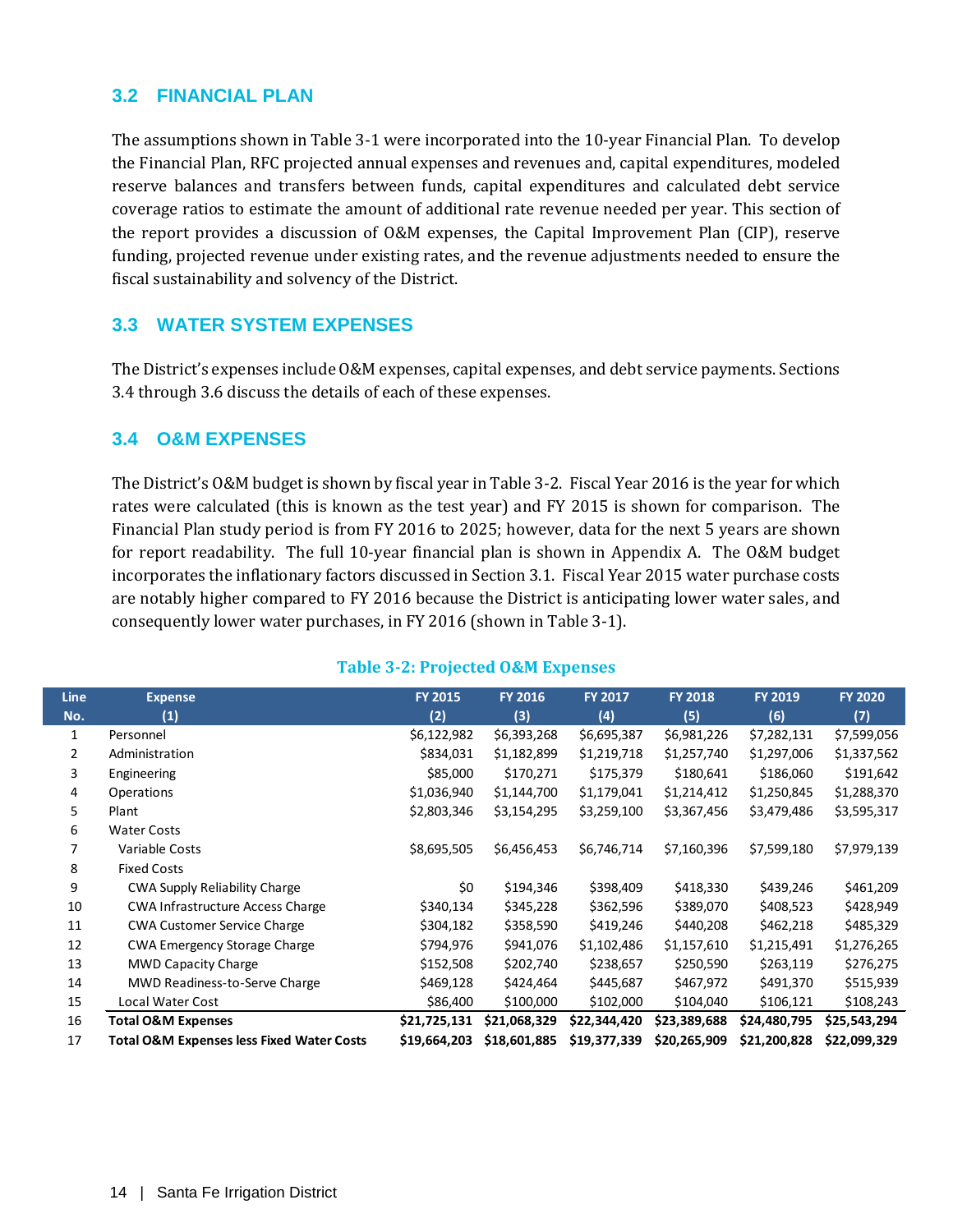## 3.2 FINANCIAL PLAN

The assumptions shown in Table 3-1 were incorporated into the 10-year Financial Plan. To develop the Financial Plan, RFC projected annual expenses and revenues and, capital expenditures, modeled reserve balances and transfers between funds, capital expenditures and calculated debt service coverage ratios to estimate the amount of additional rate revenue needed per year. This section of the report provides a discussion of O&M expenses, the Capital Improvement Plan (CIP), reserve funding, projected revenue under existing rates, and the revenue adjustments needed to ensure the fiscal sustainability and solvency of the District.

## 3.3 WATER SYSTEM EXPENSES

The District's expenses include O&M expenses, capital expenses, and debt service payments. Sections 3.4 through 3.6 discuss the details of each of these expenses.

## 3.4 O&M EXPENSES

The District's O&M budget is shown by fiscal year in Table 3-2. Fiscal Year 2016 is the year for which rates were calculated (this is known as the test year) and FY 2015 is shown for comparison. The Financial Plan study period is from FY 2016 to 2025; however, data for the next 5 years are shown for report readability. The full 10-year financial plan is shown in Appendix A. The O&M budget incorporates the inflationary factors discussed in Section 3.1. Fiscal Year 2015 water purchase costs are notably higher compared to FY 2016 because the District is anticipating lower water sales, and consequently lower water purchases, in FY 2016 (shown in Table 3-1).

**Table 3-2: Projected O&M Expenses**

| Line No. | Expense (1) | FY 2015 (2) | FY 2016 (3) | FY 2017 (4) | FY 2018 (5) | FY 2019 (6) | FY 2020 (7) |
|---|---|---|---|---|---|---|---|
| 1 | Personnel | $6,122,982 | $6,393,268 | $6,695,387 | $6,981,226 | $7,282,131 | $7,599,056 |
| 2 | Administration | $834,031 | $1,182,899 | $1,219,718 | $1,257,740 | $1,297,006 | $1,337,562 |
| 3 | Engineering | $85,000 | $170,271 | $175,379 | $180,641 | $186,060 | $191,642 |
| 4 | Operations | $1,036,940 | $1,144,700 | $1,179,041 | $1,214,412 | $1,250,845 | $1,288,370 |
| 5 | Plant | $2,803,346 | $3,154,295 | $3,259,100 | $3,367,456 | $3,479,486 | $3,595,317 |
| 6 | Water Costs | | | | | | |
| 7 | Variable Costs | $8,695,505 | $6,456,453 | $6,746,714 | $7,160,396 | $7,599,180 | $7,979,139 |
| 8 | Fixed Costs | | | | | | |
| 9 | CWA Supply Reliability Charge | $0 | $194,346 | $398,409 | $418,330 | $439,246 | $461,209 |
| 10 | CWA Infrastructure Access Charge | $340,134 | $345,228 | $362,596 | $389,070 | $408,523 | $428,949 |
| 11 | CWA Customer Service Charge | $304,182 | $358,590 | $419,246 | $440,208 | $462,218 | $485,329 |
| 12 | CWA Emergency Storage Charge | $794,976 | $941,076 | $1,102,486 | $1,157,610 | $1,215,491 | $1,276,265 |
| 13 | MWD Capacity Charge | $152,508 | $202,740 | $238,657 | $250,590 | $263,119 | $276,275 |
| 14 | MWD Readiness-to-Serve Charge | $469,128 | $424,464 | $445,687 | $467,972 | $491,370 | $515,939 |
| 15 | Local Water Cost | $86,400 | $100,000 | $102,000 | $104,040 | $106,121 | $108,243 |
| 16 | **Total O&M Expenses** | **$21,725,131** | **$21,068,329** | **$22,344,420** | **$23,389,688** | **$24,480,795** | **$25,543,294** |
| 17 | **Total O&M Expenses less Fixed Water Costs** | **$19,664,203** | **$18,601,885** | **$19,377,339** | **$20,265,909** | **$21,200,828** | **$22,099,329** |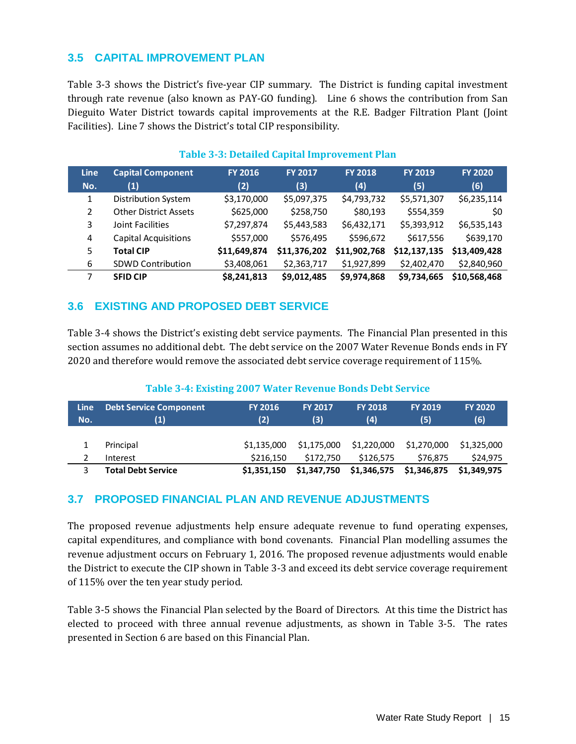## 3.5 CAPITAL IMPROVEMENT PLAN

Table 3-3 shows the District's five-year CIP summary. The District is funding capital investment through rate revenue (also known as PAY-GO funding). Line 6 shows the contribution from San Dieguito Water District towards capital improvements at the R.E. Badger Filtration Plant (Joint Facilities). Line 7 shows the District's total CIP responsibility.

**Table 3-3: Detailed Capital Improvement Plan**

| Line No. | Capital Component (1) | FY 2016 (2) | FY 2017 (3) | FY 2018 (4) | FY 2019 (5) | FY 2020 (6) |
|---|---|---|---|---|---|---|
| 1 | Distribution System | $3,170,000 | $5,097,375 | $4,793,732 | $5,571,307 | $6,235,114 |
| 2 | Other District Assets | $625,000 | $258,750 | $80,193 | $554,359 | $0 |
| 3 | Joint Facilities | $7,297,874 | $5,443,583 | $6,432,171 | $5,393,912 | $6,535,143 |
| 4 | Capital Acquisitions | $557,000 | $576,495 | $596,672 | $617,556 | $639,170 |
| 5 | **Total CIP** | **$11,649,874** | **$11,376,202** | **$11,902,768** | **$12,137,135** | **$13,409,428** |
| 6 | SDWD Contribution | $3,408,061 | $2,363,717 | $1,927,899 | $2,402,470 | $2,840,960 |
| 7 | **SFID CIP** | **$8,241,813** | **$9,012,485** | **$9,974,868** | **$9,734,665** | **$10,568,468** |

## 3.6 EXISTING AND PROPOSED DEBT SERVICE

Table 3-4 shows the District's existing debt service payments. The Financial Plan presented in this section assumes no additional debt. The debt service on the 2007 Water Revenue Bonds ends in FY 2020 and therefore would remove the associated debt service coverage requirement of 115%.

**Table 3-4: Existing 2007 Water Revenue Bonds Debt Service**

| Line No. | Debt Service Component (1) | FY 2016 (2) | FY 2017 (3) | FY 2018 (4) | FY 2019 (5) | FY 2020 (6) |
|---|---|---|---|---|---|---|
| 1 | Principal | $1,135,000 | $1,175,000 | $1,220,000 | $1,270,000 | $1,325,000 |
| 2 | Interest | $216,150 | $172,750 | $126,575 | $76,875 | $24,975 |
| 3 | **Total Debt Service** | **$1,351,150** | **$1,347,750** | **$1,346,575** | **$1,346,875** | **$1,349,975** |

## 3.7 PROPOSED FINANCIAL PLAN AND REVENUE ADJUSTMENTS

The proposed revenue adjustments help ensure adequate revenue to fund operating expenses, capital expenditures, and compliance with bond covenants. Financial Plan modelling assumes the revenue adjustment occurs on February 1, 2016. The proposed revenue adjustments would enable the District to execute the CIP shown in Table 3-3 and exceed its debt service coverage requirement of 115% over the ten year study period.

Table 3-5 shows the Financial Plan selected by the Board of Directors. At this time the District has elected to proceed with three annual revenue adjustments, as shown in Table 3-5. The rates presented in Section 6 are based on this Financial Plan.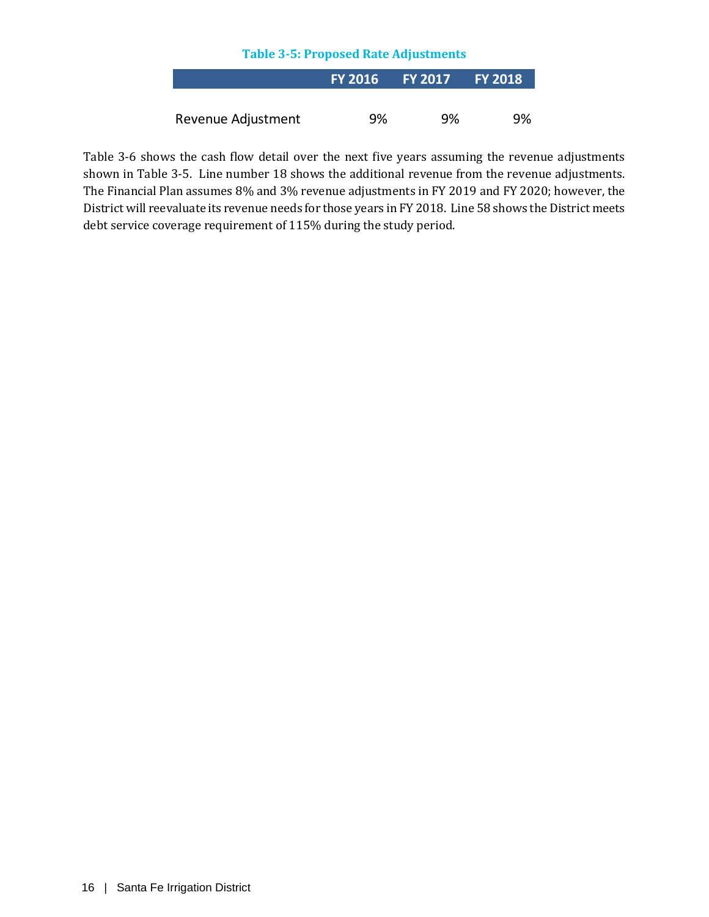**Table 3-5: Proposed Rate Adjustments**

| | FY 2016 | FY 2017 | FY 2018 |
|---|---|---|---|
| Revenue Adjustment | 9% | 9% | 9% |

Table 3-6 shows the cash flow detail over the next five years assuming the revenue adjustments shown in Table 3-5. Line number 18 shows the additional revenue from the revenue adjustments. The Financial Plan assumes 8% and 3% revenue adjustments in FY 2019 and FY 2020; however, the District will reevaluate its revenue needs for those years in FY 2018. Line 58 shows the District meets debt service coverage requirement of 115% during the study period.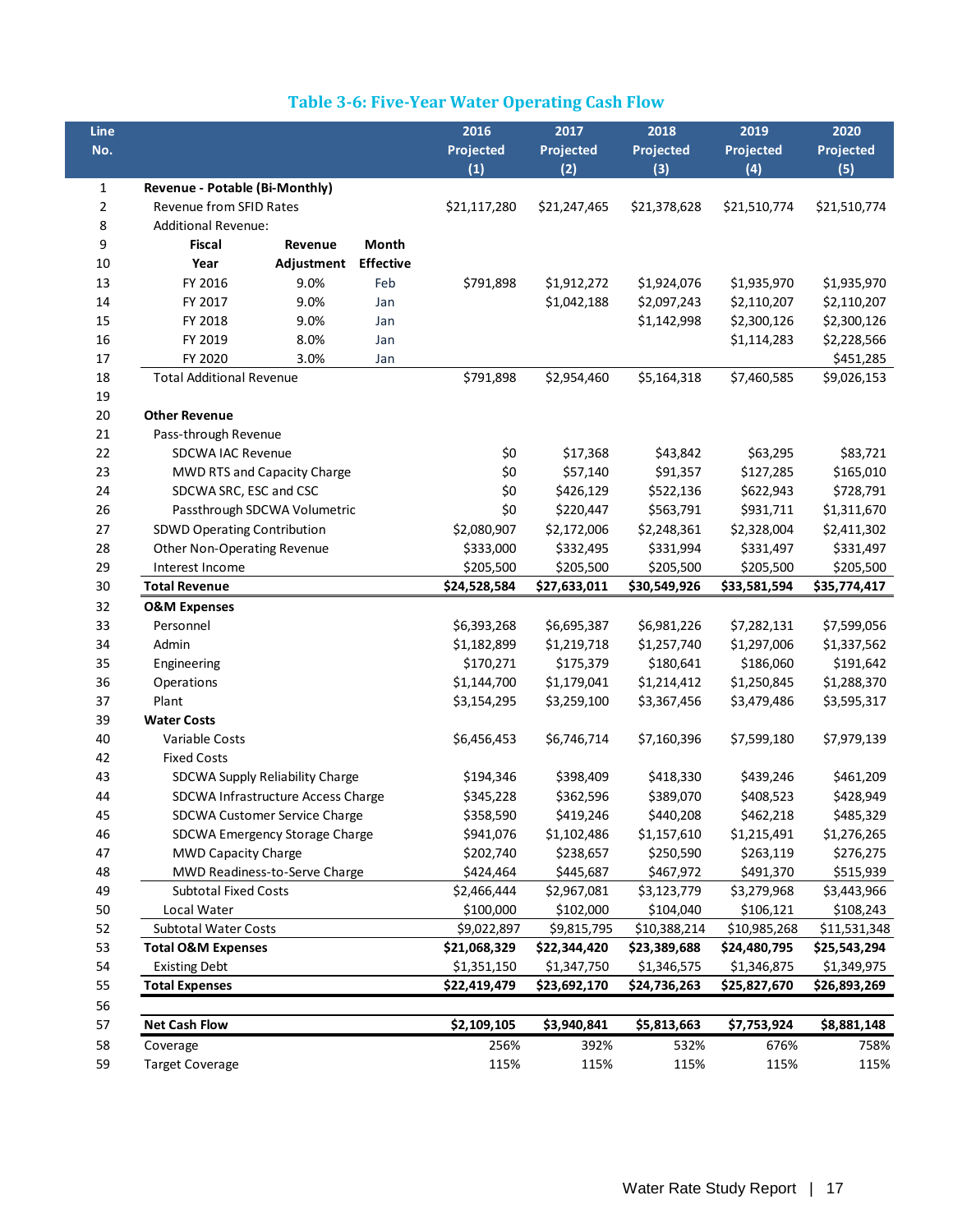### Table 3-6: Five-Year Water Operating Cash Flow

| Line No. | | | | 2016 Projected (1) | 2017 Projected (2) | 2018 Projected (3) | 2019 Projected (4) | 2020 Projected (5) |
|---|---|---|---|---|---|---|---|---|
| 1 | **Revenue - Potable (Bi-Monthly)** | | | | | | | |
| 2 | Revenue from SFID Rates | | | $21,117,280 | $21,247,465 | $21,378,628 | $21,510,774 | $21,510,774 |
| 8 | Additional Revenue: | | | | | | | |
| 9 | **Fiscal** | **Revenue** | **Month** | | | | | |
| 10 | **Year** | **Adjustment** | **Effective** | | | | | |
| 13 | FY 2016 | 9.0% | Feb | $791,898 | $1,912,272 | $1,924,076 | $1,935,970 | $1,935,970 |
| 14 | FY 2017 | 9.0% | Jan | | $1,042,188 | $2,097,243 | $2,110,207 | $2,110,207 |
| 15 | FY 2018 | 9.0% | Jan | | | $1,142,998 | $2,300,126 | $2,300,126 |
| 16 | FY 2019 | 8.0% | Jan | | | | $1,114,283 | $2,228,566 |
| 17 | FY 2020 | 3.0% | Jan | | | | | $451,285 |
| 18 | Total Additional Revenue | | | $791,898 | $2,954,460 | $5,164,318 | $7,460,585 | $9,026,153 |
| 19 | | | | | | | | |
| 20 | **Other Revenue** | | | | | | | |
| 21 | Pass-through Revenue | | | | | | | |
| 22 | SDCWA IAC Revenue | | | $0 | $17,368 | $43,842 | $63,295 | $83,721 |
| 23 | MWD RTS and Capacity Charge | | | $0 | $57,140 | $91,357 | $127,285 | $165,010 |
| 24 | SDCWA SRC, ESC and CSC | | | $0 | $426,129 | $522,136 | $622,943 | $728,791 |
| 26 | Passthrough SDCWA Volumetric | | | $0 | $220,447 | $563,791 | $931,711 | $1,311,670 |
| 27 | SDWD Operating Contribution | | | $2,080,907 | $2,172,006 | $2,248,361 | $2,328,004 | $2,411,302 |
| 28 | Other Non-Operating Revenue | | | $333,000 | $332,495 | $331,994 | $331,497 | $331,497 |
| 29 | Interest Income | | | $205,500 | $205,500 | $205,500 | $205,500 | $205,500 |
| 30 | **Total Revenue** | | | **$24,528,584** | **$27,633,011** | **$30,549,926** | **$33,581,594** | **$35,774,417** |
| 32 | **O&M Expenses** | | | | | | | |
| 33 | Personnel | | | $6,393,268 | $6,695,387 | $6,981,226 | $7,282,131 | $7,599,056 |
| 34 | Admin | | | $1,182,899 | $1,219,718 | $1,257,740 | $1,297,006 | $1,337,562 |
| 35 | Engineering | | | $170,271 | $175,379 | $180,641 | $186,060 | $191,642 |
| 36 | Operations | | | $1,144,700 | $1,179,041 | $1,214,412 | $1,250,845 | $1,288,370 |
| 37 | Plant | | | $3,154,295 | $3,259,100 | $3,367,456 | $3,479,486 | $3,595,317 |
| 39 | **Water Costs** | | | | | | | |
| 40 | Variable Costs | | | $6,456,453 | $6,746,714 | $7,160,396 | $7,599,180 | $7,979,139 |
| 42 | Fixed Costs | | | | | | | |
| 43 | SDCWA Supply Reliability Charge | | | $194,346 | $398,409 | $418,330 | $439,246 | $461,209 |
| 44 | SDCWA Infrastructure Access Charge | | | $345,228 | $362,596 | $389,070 | $408,523 | $428,949 |
| 45 | SDCWA Customer Service Charge | | | $358,590 | $419,246 | $440,208 | $462,218 | $485,329 |
| 46 | SDCWA Emergency Storage Charge | | | $941,076 | $1,102,486 | $1,157,610 | $1,215,491 | $1,276,265 |
| 47 | MWD Capacity Charge | | | $202,740 | $238,657 | $250,590 | $263,119 | $276,275 |
| 48 | MWD Readiness-to-Serve Charge | | | $424,464 | $445,687 | $467,972 | $491,370 | $515,939 |
| 49 | Subtotal Fixed Costs | | | $2,466,444 | $2,967,081 | $3,123,779 | $3,279,968 | $3,443,966 |
| 50 | Local Water | | | $100,000 | $102,000 | $104,040 | $106,121 | $108,243 |
| 52 | Subtotal Water Costs | | | $9,022,897 | $9,815,795 | $10,388,214 | $10,985,268 | $11,531,348 |
| 53 | **Total O&M Expenses** | | | **$21,068,329** | **$22,344,420** | **$23,389,688** | **$24,480,795** | **$25,543,294** |
| 54 | Existing Debt | | | $1,351,150 | $1,347,750 | $1,346,575 | $1,346,875 | $1,349,975 |
| 55 | **Total Expenses** | | | **$22,419,479** | **$23,692,170** | **$24,736,263** | **$25,827,670** | **$26,893,269** |
| 56 | | | | | | | | |
| 57 | **Net Cash Flow** | | | **$2,109,105** | **$3,940,841** | **$5,813,663** | **$7,753,924** | **$8,881,148** |
| 58 | Coverage | | | 256% | 392% | 532% | 676% | 758% |
| 59 | Target Coverage | | | 115% | 115% | 115% | 115% | 115% |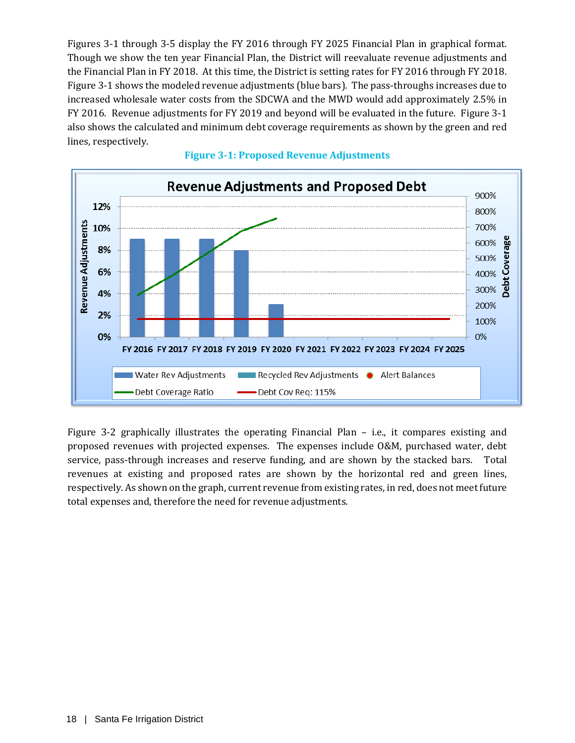Figures 3-1 through 3-5 display the FY 2016 through FY 2025 Financial Plan in graphical format. Though we show the ten year Financial Plan, the District will reevaluate revenue adjustments and the Financial Plan in FY 2018. At this time, the District is setting rates for FY 2016 through FY 2018. Figure 3-1 shows the modeled revenue adjustments (blue bars). The pass-throughs increases due to increased wholesale water costs from the SDCWA and the MWD would add approximately 2.5% in FY 2016. Revenue adjustments for FY 2019 and beyond will be evaluated in the future. Figure 3-1 also shows the calculated and minimum debt coverage requirements as shown by the green and red lines, respectively.

**Figure 3-1: Proposed Revenue Adjustments**

Figure 3-2 graphically illustrates the operating Financial Plan – i.e., it compares existing and proposed revenues with projected expenses. The expenses include O&M, purchased water, debt service, pass-through increases and reserve funding, and are shown by the stacked bars. Total revenues at existing and proposed rates are shown by the horizontal red and green lines, respectively. As shown on the graph, current revenue from existing rates, in red, does not meet future total expenses and, therefore the need for revenue adjustments.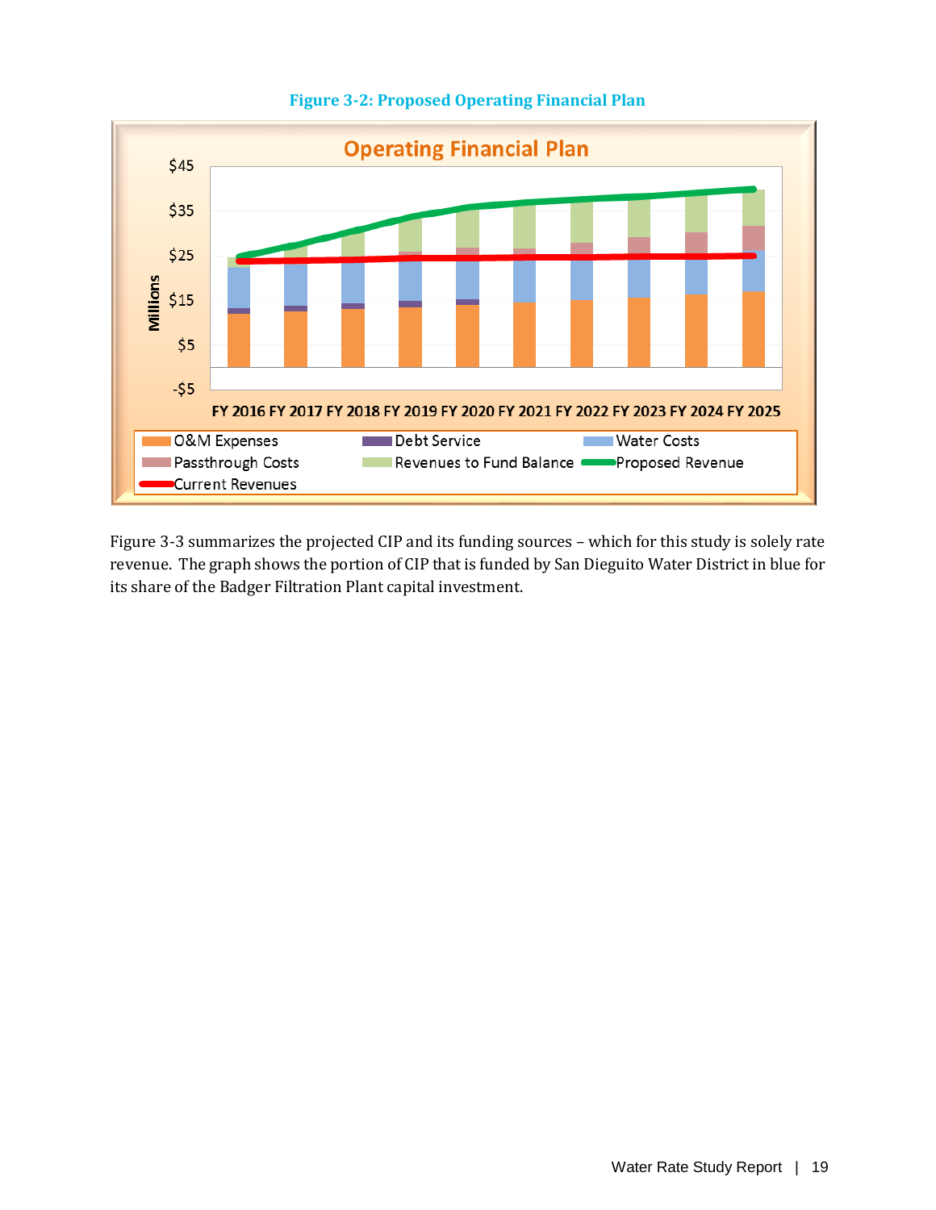**Figure 3-2: Proposed Operating Financial Plan**

Figure 3-3 summarizes the projected CIP and its funding sources – which for this study is solely rate revenue. The graph shows the portion of CIP that is funded by San Dieguito Water District in blue for its share of the Badger Filtration Plant capital investment.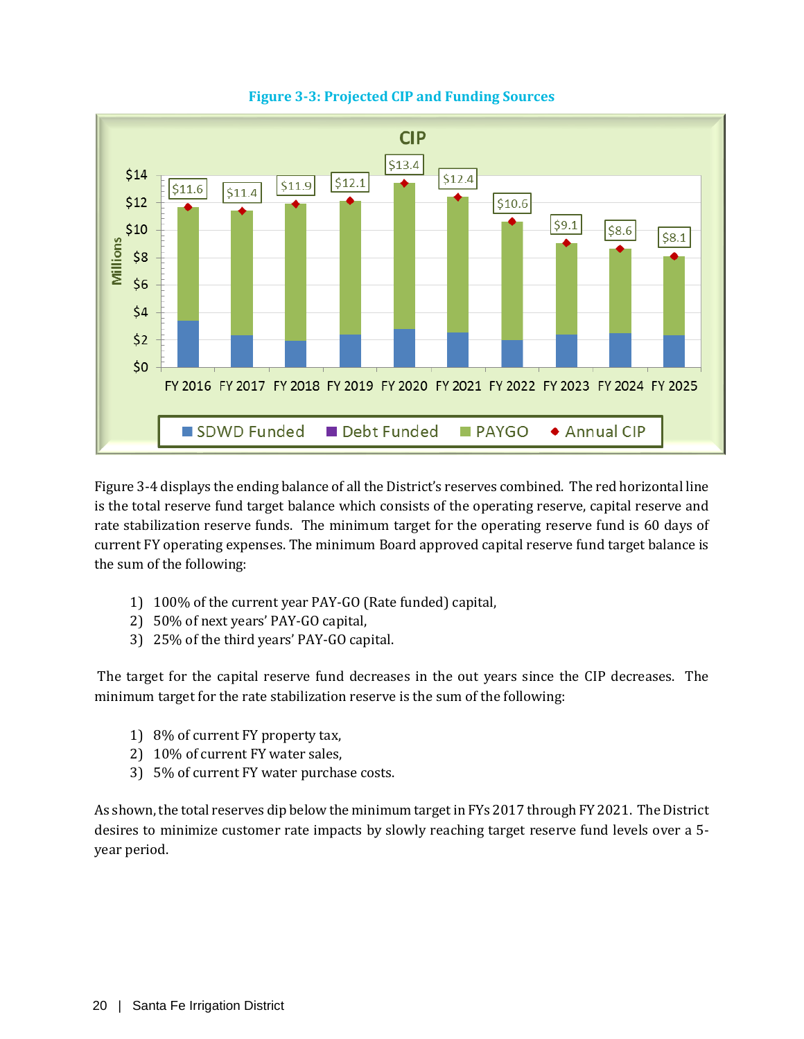**Figure 3-3: Projected CIP and Funding Sources**

Figure 3-4 displays the ending balance of all the District's reserves combined. The red horizontal line is the total reserve fund target balance which consists of the operating reserve, capital reserve and rate stabilization reserve funds. The minimum target for the operating reserve fund is 60 days of current FY operating expenses. The minimum Board approved capital reserve fund target balance is the sum of the following:

1) 100% of the current year PAY-GO (Rate funded) capital,
2) 50% of next years' PAY-GO capital,
3) 25% of the third years' PAY-GO capital.

The target for the capital reserve fund decreases in the out years since the CIP decreases. The minimum target for the rate stabilization reserve is the sum of the following:

1) 8% of current FY property tax,
2) 10% of current FY water sales,
3) 5% of current FY water purchase costs.

As shown, the total reserves dip below the minimum target in FYs 2017 through FY 2021. The District desires to minimize customer rate impacts by slowly reaching target reserve fund levels over a 5-year period.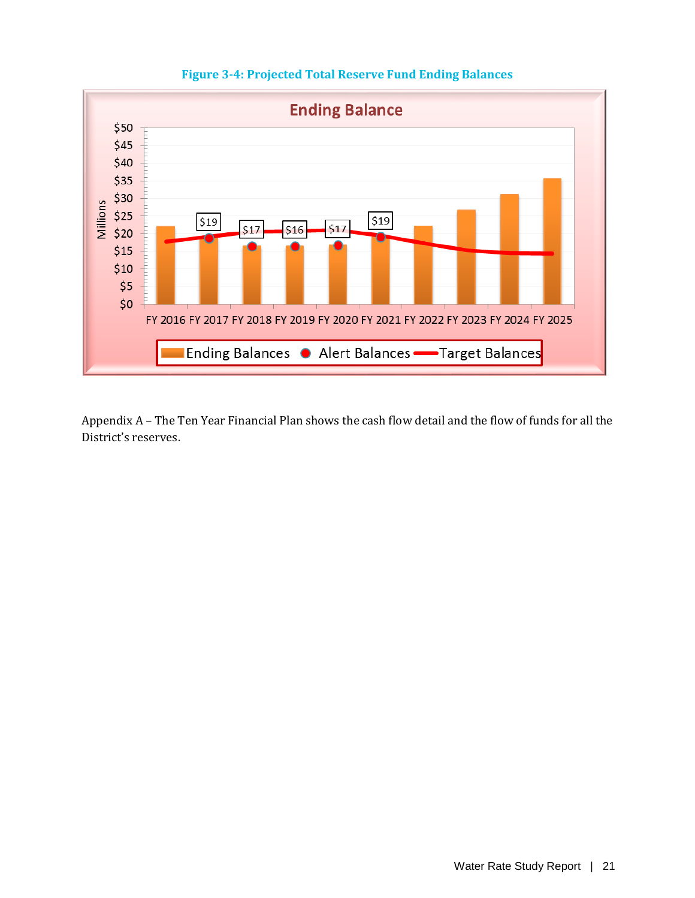**Figure 3-4: Projected Total Reserve Fund Ending Balances**

Appendix A – The Ten Year Financial Plan shows the cash flow detail and the flow of funds for all the District's reserves.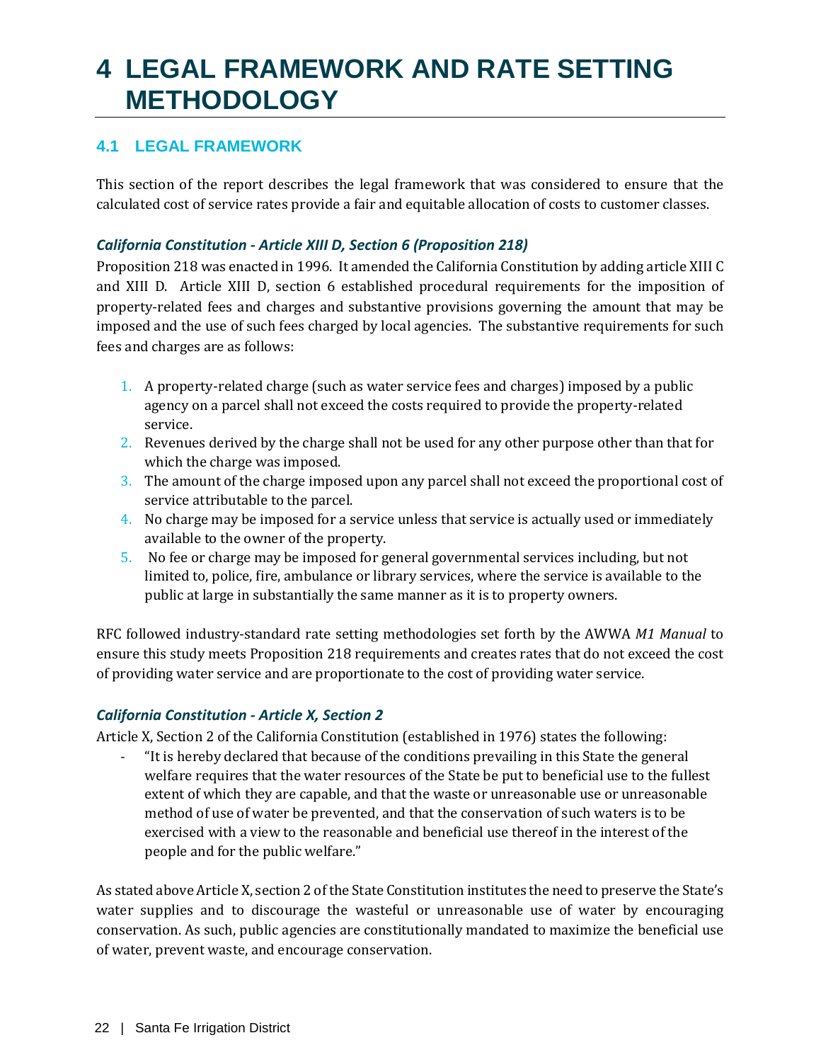# 4 LEGAL FRAMEWORK AND RATE SETTING METHODOLOGY

## 4.1 LEGAL FRAMEWORK

This section of the report describes the legal framework that was considered to ensure that the calculated cost of service rates provide a fair and equitable allocation of costs to customer classes.

### *California Constitution - Article XIII D, Section 6 (Proposition 218)*

Proposition 218 was enacted in 1996. It amended the California Constitution by adding article XIII C and XIII D. Article XIII D, section 6 established procedural requirements for the imposition of property-related fees and charges and substantive provisions governing the amount that may be imposed and the use of such fees charged by local agencies. The substantive requirements for such fees and charges are as follows:

1. A property-related charge (such as water service fees and charges) imposed by a public agency on a parcel shall not exceed the costs required to provide the property-related service.
2. Revenues derived by the charge shall not be used for any other purpose other than that for which the charge was imposed.
3. The amount of the charge imposed upon any parcel shall not exceed the proportional cost of service attributable to the parcel.
4. No charge may be imposed for a service unless that service is actually used or immediately available to the owner of the property.
5. No fee or charge may be imposed for general governmental services including, but not limited to, police, fire, ambulance or library services, where the service is available to the public at large in substantially the same manner as it is to property owners.

RFC followed industry-standard rate setting methodologies set forth by the AWWA *M1 Manual* to ensure this study meets Proposition 218 requirements and creates rates that do not exceed the cost of providing water service and are proportionate to the cost of providing water service.

### *California Constitution - Article X, Section 2*

Article X, Section 2 of the California Constitution (established in 1976) states the following:

- "It is hereby declared that because of the conditions prevailing in this State the general welfare requires that the water resources of the State be put to beneficial use to the fullest extent of which they are capable, and that the waste or unreasonable use or unreasonable method of use of water be prevented, and that the conservation of such waters is to be exercised with a view to the reasonable and beneficial use thereof in the interest of the people and for the public welfare."

As stated above Article X, section 2 of the State Constitution institutes the need to preserve the State's water supplies and to discourage the wasteful or unreasonable use of water by encouraging conservation. As such, public agencies are constitutionally mandated to maximize the beneficial use of water, prevent waste, and encourage conservation.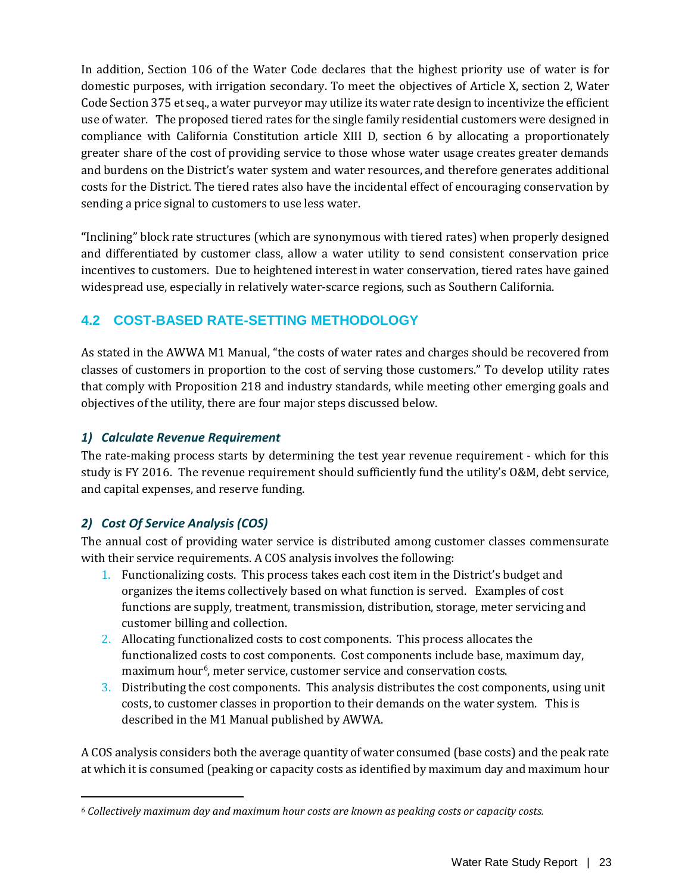In addition, Section 106 of the Water Code declares that the highest priority use of water is for domestic purposes, with irrigation secondary. To meet the objectives of Article X, section 2, Water Code Section 375 et seq., a water purveyor may utilize its water rate design to incentivize the efficient use of water. The proposed tiered rates for the single family residential customers were designed in compliance with California Constitution article XIII D, section 6 by allocating a proportionately greater share of the cost of providing service to those whose water usage creates greater demands and burdens on the District's water system and water resources, and therefore generates additional costs for the District. The tiered rates also have the incidental effect of encouraging conservation by sending a price signal to customers to use less water.

"Inclining" block rate structures (which are synonymous with tiered rates) when properly designed and differentiated by customer class, allow a water utility to send consistent conservation price incentives to customers. Due to heightened interest in water conservation, tiered rates have gained widespread use, especially in relatively water-scarce regions, such as Southern California.

## 4.2 COST-BASED RATE-SETTING METHODOLOGY

As stated in the AWWA M1 Manual, "the costs of water rates and charges should be recovered from classes of customers in proportion to the cost of serving those customers." To develop utility rates that comply with Proposition 218 and industry standards, while meeting other emerging goals and objectives of the utility, there are four major steps discussed below.

### *1) Calculate Revenue Requirement*

The rate-making process starts by determining the test year revenue requirement - which for this study is FY 2016. The revenue requirement should sufficiently fund the utility's O&M, debt service, and capital expenses, and reserve funding.

### *2) Cost Of Service Analysis (COS)*

The annual cost of providing water service is distributed among customer classes commensurate with their service requirements. A COS analysis involves the following:

1. Functionalizing costs. This process takes each cost item in the District's budget and organizes the items collectively based on what function is served. Examples of cost functions are supply, treatment, transmission, distribution, storage, meter servicing and customer billing and collection.
2. Allocating functionalized costs to cost components. This process allocates the functionalized costs to cost components. Cost components include base, maximum day, maximum hour[6], meter service, customer service and conservation costs.
3. Distributing the cost components. This analysis distributes the cost components, using unit costs, to customer classes in proportion to their demands on the water system. This is described in the M1 Manual published by AWWA.

A COS analysis considers both the average quantity of water consumed (base costs) and the peak rate at which it is consumed (peaking or capacity costs as identified by maximum day and maximum hour

[6] *Collectively maximum day and maximum hour costs are known as peaking costs or capacity costs.*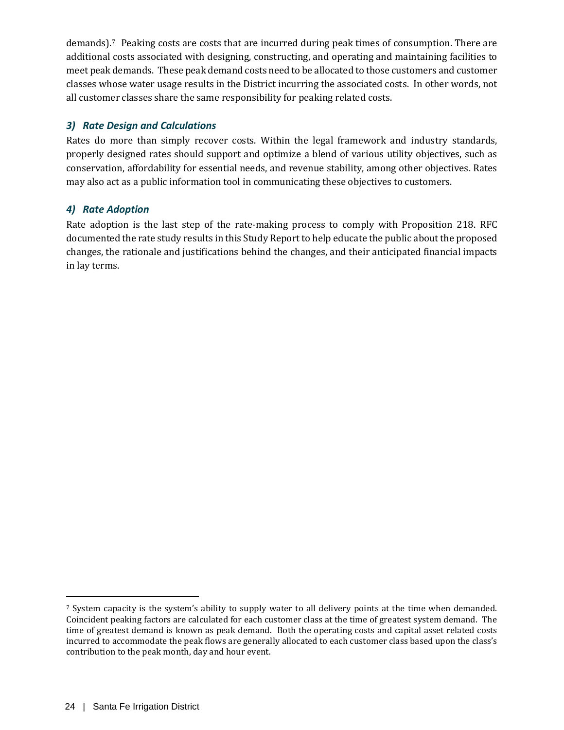demands).[7] Peaking costs are costs that are incurred during peak times of consumption. There are additional costs associated with designing, constructing, and operating and maintaining facilities to meet peak demands. These peak demand costs need to be allocated to those customers and customer classes whose water usage results in the District incurring the associated costs. In other words, not all customer classes share the same responsibility for peaking related costs.

### *3) Rate Design and Calculations*

Rates do more than simply recover costs. Within the legal framework and industry standards, properly designed rates should support and optimize a blend of various utility objectives, such as conservation, affordability for essential needs, and revenue stability, among other objectives. Rates may also act as a public information tool in communicating these objectives to customers.

### *4) Rate Adoption*

Rate adoption is the last step of the rate-making process to comply with Proposition 218. RFC documented the rate study results in this Study Report to help educate the public about the proposed changes, the rationale and justifications behind the changes, and their anticipated financial impacts in lay terms.

---

[7] System capacity is the system's ability to supply water to all delivery points at the time when demanded. Coincident peaking factors are calculated for each customer class at the time of greatest system demand. The time of greatest demand is known as peak demand. Both the operating costs and capital asset related costs incurred to accommodate the peak flows are generally allocated to each customer class based upon the class's contribution to the peak month, day and hour event.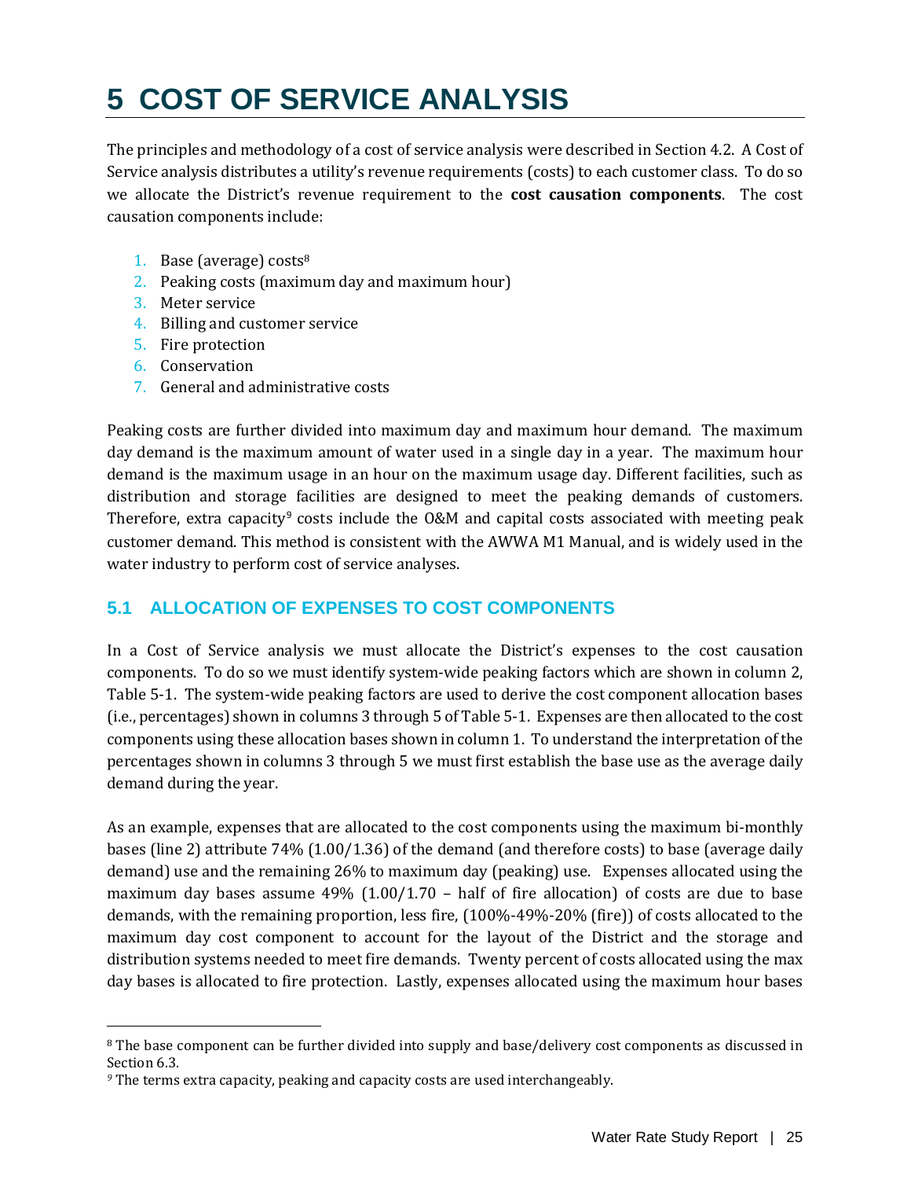// Page 35 of 77 — Cost of Service Analysis

# 5 COST OF SERVICE ANALYSIS

The principles and methodology of a cost of service analysis were described in Section 4.2. A Cost of Service analysis distributes a utility's revenue requirements (costs) to each customer class. To do so we allocate the District's revenue requirement to the **cost causation components**. The cost causation components include:

1. Base (average) costs[8]
2. Peaking costs (maximum day and maximum hour)
3. Meter service
4. Billing and customer service
5. Fire protection
6. Conservation
7. General and administrative costs

Peaking costs are further divided into maximum day and maximum hour demand. The maximum day demand is the maximum amount of water used in a single day in a year. The maximum hour demand is the maximum usage in an hour on the maximum usage day. Different facilities, such as distribution and storage facilities are designed to meet the peaking demands of customers. Therefore, extra capacity[9] costs include the O&M and capital costs associated with meeting peak customer demand. This method is consistent with the AWWA M1 Manual, and is widely used in the water industry to perform cost of service analyses.

## 5.1 ALLOCATION OF EXPENSES TO COST COMPONENTS

In a Cost of Service analysis we must allocate the District's expenses to the cost causation components. To do so we must identify system-wide peaking factors which are shown in column 2, Table 5-1. The system-wide peaking factors are used to derive the cost component allocation bases (i.e., percentages) shown in columns 3 through 5 of Table 5-1. Expenses are then allocated to the cost components using these allocation bases shown in column 1. To understand the interpretation of the percentages shown in columns 3 through 5 we must first establish the base use as the average daily demand during the year.

As an example, expenses that are allocated to the cost components using the maximum bi-monthly bases (line 2) attribute 74% (1.00/1.36) of the demand (and therefore costs) to base (average daily demand) use and the remaining 26% to maximum day (peaking) use. Expenses allocated using the maximum day bases assume 49% (1.00/1.70 – half of fire allocation) of costs are due to base demands, with the remaining proportion, less fire, (100%-49%-20% (fire)) of costs allocated to the maximum day cost component to account for the layout of the District and the storage and distribution systems needed to meet fire demands. Twenty percent of costs allocated using the max day bases is allocated to fire protection. Lastly, expenses allocated using the maximum hour bases

[8] The base component can be further divided into supply and base/delivery cost components as discussed in Section 6.3.

[9] The terms extra capacity, peaking and capacity costs are used interchangeably.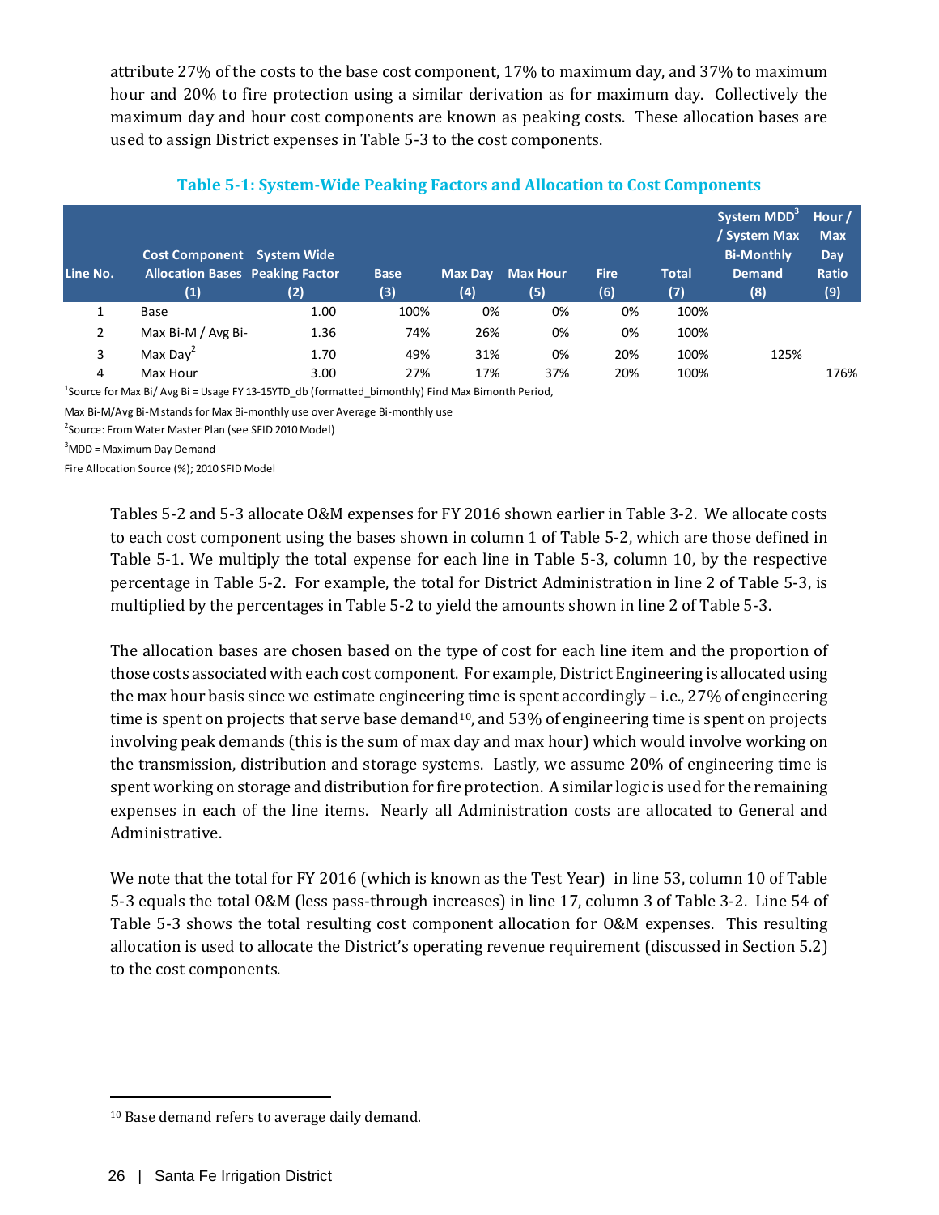attribute 27% of the costs to the base cost component, 17% to maximum day, and 37% to maximum hour and 20% to fire protection using a similar derivation as for maximum day. Collectively the maximum day and hour cost components are known as peaking costs. These allocation bases are used to assign District expenses in Table 5-3 to the cost components.

**Table 5-1: System-Wide Peaking Factors and Allocation to Cost Components**

| Line No. | Cost Component Allocation Bases (1) | System Wide Peaking Factor (2) | Base (3) | Max Day (4) | Max Hour (5) | Fire (6) | Total (7) | System MDD[3] / System Max Bi-Monthly Demand (8) | Hour / Max Day Ratio (9) |
|---|---|---|---|---|---|---|---|---|---|
| 1 | Base | 1.00 | 100% | 0% | 0% | 0% | 100% | | |
| 2 | Max Bi-M / Avg Bi- | 1.36 | 74% | 26% | 0% | 0% | 100% | | |
| 3 | Max Day[2] | 1.70 | 49% | 31% | 0% | 20% | 100% | 125% | |
| 4 | Max Hour | 3.00 | 27% | 17% | 37% | 20% | 100% | | 176% |

[1]Source for Max Bi/ Avg Bi = Usage FY 13-15YTD_db (formatted_bimonthly) Find Max Bimonth Period,

Max Bi-M/Avg Bi-M stands for Max Bi-monthly use over Average Bi-monthly use

[2]Source: From Water Master Plan (see SFID 2010 Model)

[3]MDD = Maximum Day Demand

Fire Allocation Source (%); 2010 SFID Model

Tables 5-2 and 5-3 allocate O&M expenses for FY 2016 shown earlier in Table 3-2. We allocate costs to each cost component using the bases shown in column 1 of Table 5-2, which are those defined in Table 5-1. We multiply the total expense for each line in Table 5-3, column 10, by the respective percentage in Table 5-2. For example, the total for District Administration in line 2 of Table 5-3, is multiplied by the percentages in Table 5-2 to yield the amounts shown in line 2 of Table 5-3.

The allocation bases are chosen based on the type of cost for each line item and the proportion of those costs associated with each cost component. For example, District Engineering is allocated using the max hour basis since we estimate engineering time is spent accordingly – i.e., 27% of engineering time is spent on projects that serve base demand[10], and 53% of engineering time is spent on projects involving peak demands (this is the sum of max day and max hour) which would involve working on the transmission, distribution and storage systems. Lastly, we assume 20% of engineering time is spent working on storage and distribution for fire protection. A similar logic is used for the remaining expenses in each of the line items. Nearly all Administration costs are allocated to General and Administrative.

We note that the total for FY 2016 (which is known as the Test Year) in line 53, column 10 of Table 5-3 equals the total O&M (less pass-through increases) in line 17, column 3 of Table 3-2. Line 54 of Table 5-3 shows the total resulting cost component allocation for O&M expenses. This resulting allocation is used to allocate the District's operating revenue requirement (discussed in Section 5.2) to the cost components.

[10] Base demand refers to average daily demand.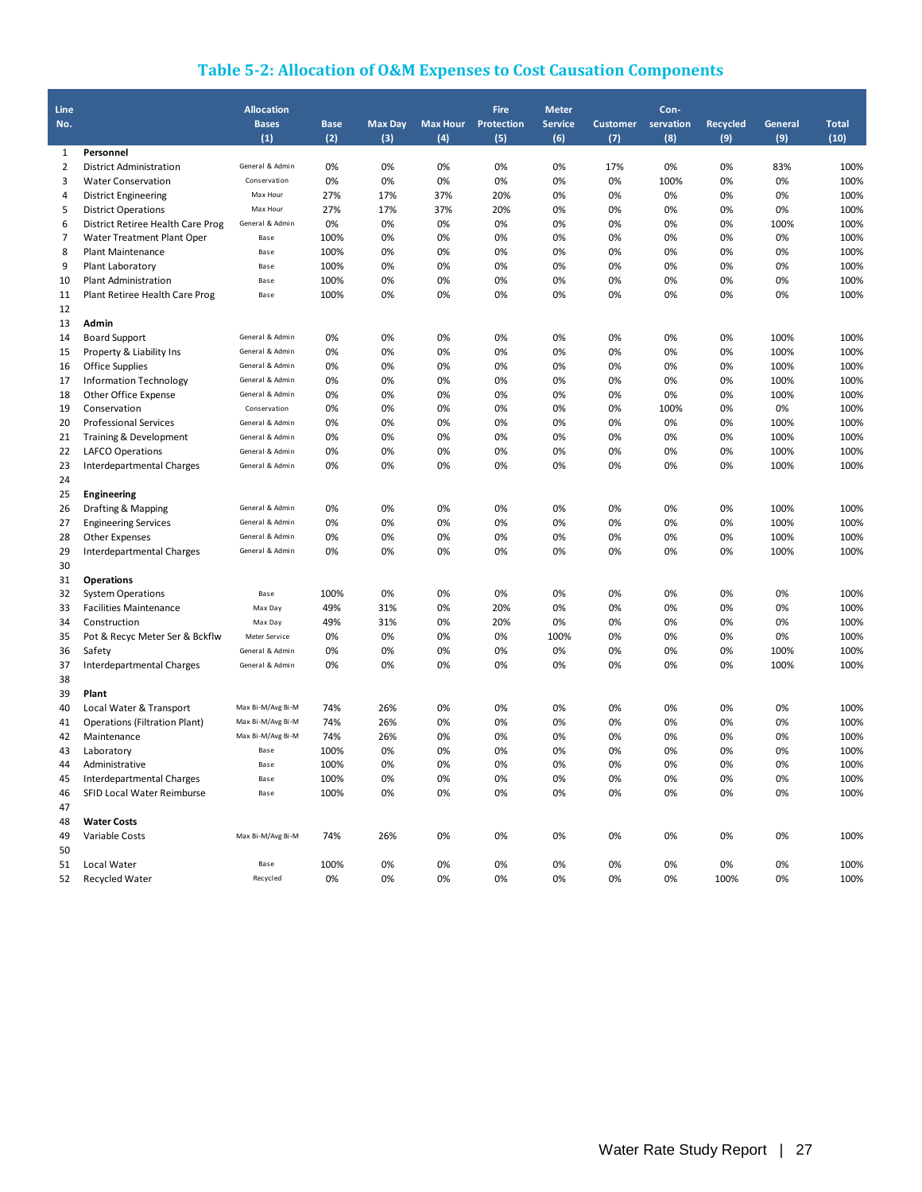## Table 5-2: Allocation of O&M Expenses to Cost Causation Components

| Line No. | | Allocation Bases (1) | Base (2) | Max Day (3) | Max Hour (4) | Fire Protection (5) | Meter Service (6) | Customer (7) | Con-servation (8) | Recycled (9) | General (9) | Total (10) |
|---|---|---|---|---|---|---|---|---|---|---|---|---|
| 1 | **Personnel** | | | | | | | | | | | |
| 2 | District Administration | General & Admin | 0% | 0% | 0% | 0% | 0% | 17% | 0% | 0% | 83% | 100% |
| 3 | Water Conservation | Conservation | 0% | 0% | 0% | 0% | 0% | 0% | 100% | 0% | 0% | 100% |
| 4 | District Engineering | Max Hour | 27% | 17% | 37% | 20% | 0% | 0% | 0% | 0% | 0% | 100% |
| 5 | District Operations | Max Hour | 27% | 17% | 37% | 20% | 0% | 0% | 0% | 0% | 0% | 100% |
| 6 | District Retiree Health Care Prog | General & Admin | 0% | 0% | 0% | 0% | 0% | 0% | 0% | 0% | 100% | 100% |
| 7 | Water Treatment Plant Oper | Base | 100% | 0% | 0% | 0% | 0% | 0% | 0% | 0% | 0% | 100% |
| 8 | Plant Maintenance | Base | 100% | 0% | 0% | 0% | 0% | 0% | 0% | 0% | 0% | 100% |
| 9 | Plant Laboratory | Base | 100% | 0% | 0% | 0% | 0% | 0% | 0% | 0% | 0% | 100% |
| 10 | Plant Administration | Base | 100% | 0% | 0% | 0% | 0% | 0% | 0% | 0% | 0% | 100% |
| 11 | Plant Retiree Health Care Prog | Base | 100% | 0% | 0% | 0% | 0% | 0% | 0% | 0% | 0% | 100% |
| 12 | | | | | | | | | | | | |
| 13 | **Admin** | | | | | | | | | | | |
| 14 | Board Support | General & Admin | 0% | 0% | 0% | 0% | 0% | 0% | 0% | 0% | 100% | 100% |
| 15 | Property & Liability Ins | General & Admin | 0% | 0% | 0% | 0% | 0% | 0% | 0% | 0% | 100% | 100% |
| 16 | Office Supplies | General & Admin | 0% | 0% | 0% | 0% | 0% | 0% | 0% | 0% | 100% | 100% |
| 17 | Information Technology | General & Admin | 0% | 0% | 0% | 0% | 0% | 0% | 0% | 0% | 100% | 100% |
| 18 | Other Office Expense | General & Admin | 0% | 0% | 0% | 0% | 0% | 0% | 0% | 0% | 100% | 100% |
| 19 | Conservation | Conservation | 0% | 0% | 0% | 0% | 0% | 0% | 100% | 0% | 0% | 100% |
| 20 | Professional Services | General & Admin | 0% | 0% | 0% | 0% | 0% | 0% | 0% | 0% | 100% | 100% |
| 21 | Training & Development | General & Admin | 0% | 0% | 0% | 0% | 0% | 0% | 0% | 0% | 100% | 100% |
| 22 | LAFCO Operations | General & Admin | 0% | 0% | 0% | 0% | 0% | 0% | 0% | 0% | 100% | 100% |
| 23 | Interdepartmental Charges | General & Admin | 0% | 0% | 0% | 0% | 0% | 0% | 0% | 0% | 100% | 100% |
| 24 | | | | | | | | | | | | |
| 25 | **Engineering** | | | | | | | | | | | |
| 26 | Drafting & Mapping | General & Admin | 0% | 0% | 0% | 0% | 0% | 0% | 0% | 0% | 100% | 100% |
| 27 | Engineering Services | General & Admin | 0% | 0% | 0% | 0% | 0% | 0% | 0% | 0% | 100% | 100% |
| 28 | Other Expenses | General & Admin | 0% | 0% | 0% | 0% | 0% | 0% | 0% | 0% | 100% | 100% |
| 29 | Interdepartmental Charges | General & Admin | 0% | 0% | 0% | 0% | 0% | 0% | 0% | 0% | 100% | 100% |
| 30 | | | | | | | | | | | | |
| 31 | **Operations** | | | | | | | | | | | |
| 32 | System Operations | Base | 100% | 0% | 0% | 0% | 0% | 0% | 0% | 0% | 0% | 100% |
| 33 | Facilities Maintenance | Max Day | 49% | 31% | 0% | 20% | 0% | 0% | 0% | 0% | 0% | 100% |
| 34 | Construction | Max Day | 49% | 31% | 0% | 20% | 0% | 0% | 0% | 0% | 0% | 100% |
| 35 | Pot & Recyc Meter Ser & Bckflw | Meter Service | 0% | 0% | 0% | 0% | 100% | 0% | 0% | 0% | 0% | 100% |
| 36 | Safety | General & Admin | 0% | 0% | 0% | 0% | 0% | 0% | 0% | 0% | 100% | 100% |
| 37 | Interdepartmental Charges | General & Admin | 0% | 0% | 0% | 0% | 0% | 0% | 0% | 0% | 100% | 100% |
| 38 | | | | | | | | | | | | |
| 39 | **Plant** | | | | | | | | | | | |
| 40 | Local Water & Transport | Max Bi-M/Avg Bi-M | 74% | 26% | 0% | 0% | 0% | 0% | 0% | 0% | 0% | 100% |
| 41 | Operations (Filtration Plant) | Max Bi-M/Avg Bi-M | 74% | 26% | 0% | 0% | 0% | 0% | 0% | 0% | 0% | 100% |
| 42 | Maintenance | Max Bi-M/Avg Bi-M | 74% | 26% | 0% | 0% | 0% | 0% | 0% | 0% | 0% | 100% |
| 43 | Laboratory | Base | 100% | 0% | 0% | 0% | 0% | 0% | 0% | 0% | 0% | 100% |
| 44 | Administrative | Base | 100% | 0% | 0% | 0% | 0% | 0% | 0% | 0% | 0% | 100% |
| 45 | Interdepartmental Charges | Base | 100% | 0% | 0% | 0% | 0% | 0% | 0% | 0% | 0% | 100% |
| 46 | SFID Local Water Reimburse | Base | 100% | 0% | 0% | 0% | 0% | 0% | 0% | 0% | 0% | 100% |
| 47 | | | | | | | | | | | | |
| 48 | **Water Costs** | | | | | | | | | | | |
| 49 | Variable Costs | Max Bi-M/Avg Bi-M | 74% | 26% | 0% | 0% | 0% | 0% | 0% | 0% | 0% | 100% |
| 50 | | | | | | | | | | | | |
| 51 | Local Water | Base | 100% | 0% | 0% | 0% | 0% | 0% | 0% | 0% | 0% | 100% |
| 52 | Recycled Water | Recycled | 0% | 0% | 0% | 0% | 0% | 0% | 0% | 100% | 0% | 100% |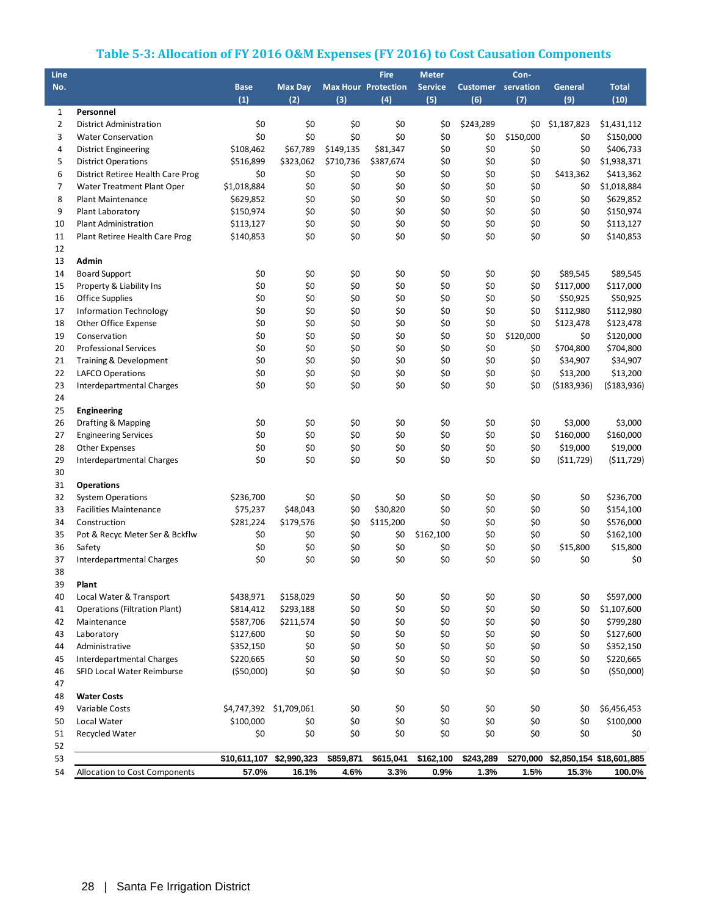## Table 5-3: Allocation of FY 2016 O&M Expenses (FY 2016) to Cost Causation Components

| Line No. | | Base (1) | Max Day (2) | Max Hour (3) | Fire Protection (4) | Meter Service (5) | Customer (6) | Con-servation (7) | General (9) | Total (10) |
|---|---|---|---|---|---|---|---|---|---|---|
| 1 | **Personnel** | | | | | | | | | |
| 2 | District Administration | $0 | $0 | $0 | $0 | $0 | $243,289 | $0 | $1,187,823 | $1,431,112 |
| 3 | Water Conservation | $0 | $0 | $0 | $0 | $0 | $0 | $150,000 | $0 | $150,000 |
| 4 | District Engineering | $108,462 | $67,789 | $149,135 | $81,347 | $0 | $0 | $0 | $0 | $406,733 |
| 5 | District Operations | $516,899 | $323,062 | $710,736 | $387,674 | $0 | $0 | $0 | $0 | $1,938,371 |
| 6 | District Retiree Health Care Prog | $0 | $0 | $0 | $0 | $0 | $0 | $0 | $413,362 | $413,362 |
| 7 | Water Treatment Plant Oper | $1,018,884 | $0 | $0 | $0 | $0 | $0 | $0 | $0 | $1,018,884 |
| 8 | Plant Maintenance | $629,852 | $0 | $0 | $0 | $0 | $0 | $0 | $0 | $629,852 |
| 9 | Plant Laboratory | $150,974 | $0 | $0 | $0 | $0 | $0 | $0 | $0 | $150,974 |
| 10 | Plant Administration | $113,127 | $0 | $0 | $0 | $0 | $0 | $0 | $0 | $113,127 |
| 11 | Plant Retiree Health Care Prog | $140,853 | $0 | $0 | $0 | $0 | $0 | $0 | $0 | $140,853 |
| 12 | | | | | | | | | | |
| 13 | **Admin** | | | | | | | | | |
| 14 | Board Support | $0 | $0 | $0 | $0 | $0 | $0 | $0 | $89,545 | $89,545 |
| 15 | Property & Liability Ins | $0 | $0 | $0 | $0 | $0 | $0 | $0 | $117,000 | $117,000 |
| 16 | Office Supplies | $0 | $0 | $0 | $0 | $0 | $0 | $0 | $50,925 | $50,925 |
| 17 | Information Technology | $0 | $0 | $0 | $0 | $0 | $0 | $0 | $112,980 | $112,980 |
| 18 | Other Office Expense | $0 | $0 | $0 | $0 | $0 | $0 | $0 | $123,478 | $123,478 |
| 19 | Conservation | $0 | $0 | $0 | $0 | $0 | $0 | $120,000 | $0 | $120,000 |
| 20 | Professional Services | $0 | $0 | $0 | $0 | $0 | $0 | $0 | $704,800 | $704,800 |
| 21 | Training & Development | $0 | $0 | $0 | $0 | $0 | $0 | $0 | $34,907 | $34,907 |
| 22 | LAFCO Operations | $0 | $0 | $0 | $0 | $0 | $0 | $0 | $13,200 | $13,200 |
| 23 | Interdepartmental Charges | $0 | $0 | $0 | $0 | $0 | $0 | $0 | ($183,936) | ($183,936) |
| 24 | | | | | | | | | | |
| 25 | **Engineering** | | | | | | | | | |
| 26 | Drafting & Mapping | $0 | $0 | $0 | $0 | $0 | $0 | $0 | $3,000 | $3,000 |
| 27 | Engineering Services | $0 | $0 | $0 | $0 | $0 | $0 | $0 | $160,000 | $160,000 |
| 28 | Other Expenses | $0 | $0 | $0 | $0 | $0 | $0 | $0 | $19,000 | $19,000 |
| 29 | Interdepartmental Charges | $0 | $0 | $0 | $0 | $0 | $0 | $0 | ($11,729) | ($11,729) |
| 30 | | | | | | | | | | |
| 31 | **Operations** | | | | | | | | | |
| 32 | System Operations | $236,700 | $0 | $0 | $0 | $0 | $0 | $0 | $0 | $236,700 |
| 33 | Facilities Maintenance | $75,237 | $48,043 | $0 | $30,820 | $0 | $0 | $0 | $0 | $154,100 |
| 34 | Construction | $281,224 | $179,576 | $0 | $115,200 | $0 | $0 | $0 | $0 | $576,000 |
| 35 | Pot & Recyc Meter Ser & Bckflw | $0 | $0 | $0 | $0 | $162,100 | $0 | $0 | $0 | $162,100 |
| 36 | Safety | $0 | $0 | $0 | $0 | $0 | $0 | $0 | $15,800 | $15,800 |
| 37 | Interdepartmental Charges | $0 | $0 | $0 | $0 | $0 | $0 | $0 | $0 | $0 |
| 38 | | | | | | | | | | |
| 39 | **Plant** | | | | | | | | | |
| 40 | Local Water & Transport | $438,971 | $158,029 | $0 | $0 | $0 | $0 | $0 | $0 | $597,000 |
| 41 | Operations (Filtration Plant) | $814,412 | $293,188 | $0 | $0 | $0 | $0 | $0 | $0 | $1,107,600 |
| 42 | Maintenance | $587,706 | $211,574 | $0 | $0 | $0 | $0 | $0 | $0 | $799,280 |
| 43 | Laboratory | $127,600 | $0 | $0 | $0 | $0 | $0 | $0 | $0 | $127,600 |
| 44 | Administrative | $352,150 | $0 | $0 | $0 | $0 | $0 | $0 | $0 | $352,150 |
| 45 | Interdepartmental Charges | $220,665 | $0 | $0 | $0 | $0 | $0 | $0 | $0 | $220,665 |
| 46 | SFID Local Water Reimburse | ($50,000) | $0 | $0 | $0 | $0 | $0 | $0 | $0 | ($50,000) |
| 47 | | | | | | | | | | |
| 48 | **Water Costs** | | | | | | | | | |
| 49 | Variable Costs | $4,747,392 | $1,709,061 | $0 | $0 | $0 | $0 | $0 | $0 | $6,456,453 |
| 50 | Local Water | $100,000 | $0 | $0 | $0 | $0 | $0 | $0 | $0 | $100,000 |
| 51 | Recycled Water | $0 | $0 | $0 | $0 | $0 | $0 | $0 | $0 | $0 |
| 52 | | | | | | | | | | |
| 53 | | **$10,611,107** | **$2,990,323** | **$859,871** | **$615,041** | **$162,100** | **$243,289** | **$270,000** | **$2,850,154** | **$18,601,885** |
| 54 | Allocation to Cost Components | **57.0%** | **16.1%** | **4.6%** | **3.3%** | **0.9%** | **1.3%** | **1.5%** | **15.3%** | **100.0%** |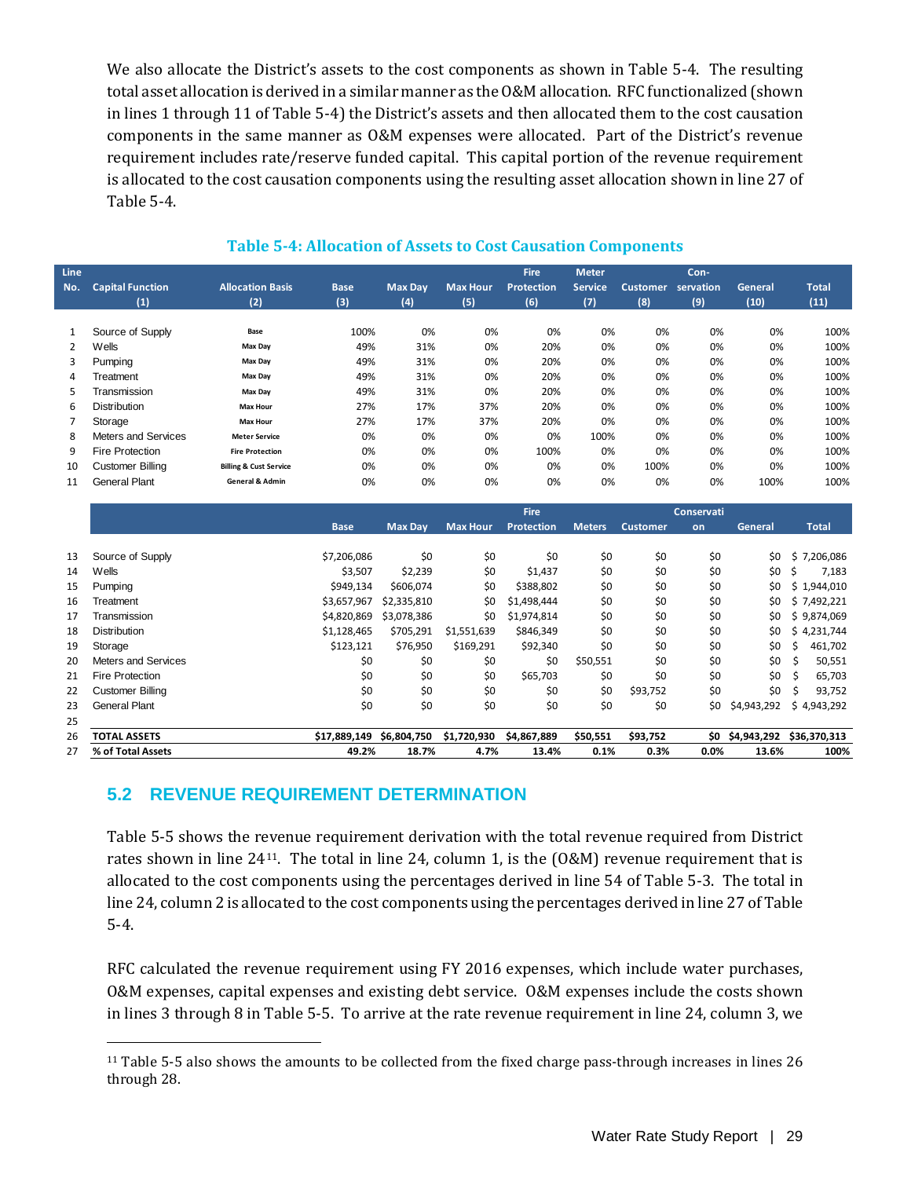We also allocate the District's assets to the cost components as shown in Table 5-4. The resulting total asset allocation is derived in a similar manner as the O&M allocation. RFC functionalized (shown in lines 1 through 11 of Table 5-4) the District's assets and then allocated them to the cost causation components in the same manner as O&M expenses were allocated. Part of the District's revenue requirement includes rate/reserve funded capital. This capital portion of the revenue requirement is allocated to the cost causation components using the resulting asset allocation shown in line 27 of Table 5-4.

**Table 5-4: Allocation of Assets to Cost Causation Components**

| Line No. | Capital Function (1) | Allocation Basis (2) | Base (3) | Max Day (4) | Max Hour (5) | Fire Protection (6) | Meter Service (7) | Customer (8) | Con-servation (9) | General (10) | Total (11) |
|---|---|---|---|---|---|---|---|---|---|---|---|
| 1 | Source of Supply | Base | 100% | 0% | 0% | 0% | 0% | 0% | 0% | 0% | 100% |
| 2 | Wells | Max Day | 49% | 31% | 0% | 20% | 0% | 0% | 0% | 0% | 100% |
| 3 | Pumping | Max Day | 49% | 31% | 0% | 20% | 0% | 0% | 0% | 0% | 100% |
| 4 | Treatment | Max Day | 49% | 31% | 0% | 20% | 0% | 0% | 0% | 0% | 100% |
| 5 | Transmission | Max Day | 49% | 31% | 0% | 20% | 0% | 0% | 0% | 0% | 100% |
| 6 | Distribution | Max Hour | 27% | 17% | 37% | 20% | 0% | 0% | 0% | 0% | 100% |
| 7 | Storage | Max Hour | 27% | 17% | 37% | 20% | 0% | 0% | 0% | 0% | 100% |
| 8 | Meters and Services | Meter Service | 0% | 0% | 0% | 0% | 100% | 0% | 0% | 0% | 100% |
| 9 | Fire Protection | Fire Protection | 0% | 0% | 0% | 100% | 0% | 0% | 0% | 0% | 100% |
| 10 | Customer Billing | Billing & Cust Service | 0% | 0% | 0% | 0% | 0% | 100% | 0% | 0% | 100% |
| 11 | General Plant | General & Admin | 0% | 0% | 0% | 0% | 0% | 0% | 0% | 100% | 100% |

| Line No. | | Base | Max Day | Max Hour | Fire Protection | Meters | Customer | Conservation | General | Total |
|---|---|---|---|---|---|---|---|---|---|---|
| 13 | Source of Supply | $7,206,086 | $0 | $0 | $0 | $0 | $0 | $0 | $0 | $ 7,206,086 |
| 14 | Wells | $3,507 | $2,239 | $0 | $1,437 | $0 | $0 | $0 | $0 | $ 7,183 |
| 15 | Pumping | $949,134 | $606,074 | $0 | $388,802 | $0 | $0 | $0 | $0 | $ 1,944,010 |
| 16 | Treatment | $3,657,967 | $2,335,810 | $0 | $1,498,444 | $0 | $0 | $0 | $0 | $ 7,492,221 |
| 17 | Transmission | $4,820,869 | $3,078,386 | $0 | $1,974,814 | $0 | $0 | $0 | $0 | $ 9,874,069 |
| 18 | Distribution | $1,128,465 | $705,291 | $1,551,639 | $846,349 | $0 | $0 | $0 | $0 | $ 4,231,744 |
| 19 | Storage | $123,121 | $76,950 | $169,291 | $92,340 | $0 | $0 | $0 | $0 | $ 461,702 |
| 20 | Meters and Services | $0 | $0 | $0 | $0 | $50,551 | $0 | $0 | $0 | $ 50,551 |
| 21 | Fire Protection | $0 | $0 | $0 | $65,703 | $0 | $0 | $0 | $0 | $ 65,703 |
| 22 | Customer Billing | $0 | $0 | $0 | $0 | $0 | $93,752 | $0 | $0 | $ 93,752 |
| 23 | General Plant | $0 | $0 | $0 | $0 | $0 | $0 | $0 | $4,943,292 | $ 4,943,292 |
| 25 | | | | | | | | | | |
| 26 | **TOTAL ASSETS** | **$17,889,149** | **$6,804,750** | **$1,720,930** | **$4,867,889** | **$50,551** | **$93,752** | **$0** | **$4,943,292** | **$36,370,313** |
| 27 | **% of Total Assets** | **49.2%** | **18.7%** | **4.7%** | **13.4%** | **0.1%** | **0.3%** | **0.0%** | **13.6%** | **100%** |

## 5.2 REVENUE REQUIREMENT DETERMINATION

Table 5-5 shows the revenue requirement derivation with the total revenue required from District rates shown in line 24[11]. The total in line 24, column 1, is the (O&M) revenue requirement that is allocated to the cost components using the percentages derived in line 54 of Table 5-3. The total in line 24, column 2 is allocated to the cost components using the percentages derived in line 27 of Table 5-4.

RFC calculated the revenue requirement using FY 2016 expenses, which include water purchases, O&M expenses, capital expenses and existing debt service. O&M expenses include the costs shown in lines 3 through 8 in Table 5-5. To arrive at the rate revenue requirement in line 24, column 3, we

[11] Table 5-5 also shows the amounts to be collected from the fixed charge pass-through increases in lines 26 through 28.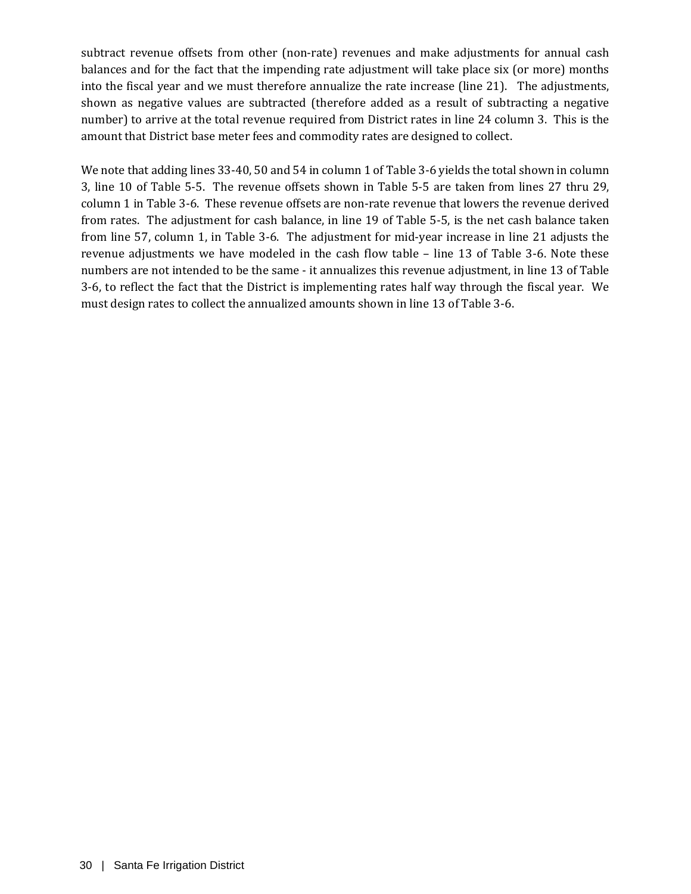subtract revenue offsets from other (non-rate) revenues and make adjustments for annual cash balances and for the fact that the impending rate adjustment will take place six (or more) months into the fiscal year and we must therefore annualize the rate increase (line 21). The adjustments, shown as negative values are subtracted (therefore added as a result of subtracting a negative number) to arrive at the total revenue required from District rates in line 24 column 3. This is the amount that District base meter fees and commodity rates are designed to collect.

We note that adding lines 33-40, 50 and 54 in column 1 of Table 3-6 yields the total shown in column 3, line 10 of Table 5-5. The revenue offsets shown in Table 5-5 are taken from lines 27 thru 29, column 1 in Table 3-6. These revenue offsets are non-rate revenue that lowers the revenue derived from rates. The adjustment for cash balance, in line 19 of Table 5-5, is the net cash balance taken from line 57, column 1, in Table 3-6. The adjustment for mid-year increase in line 21 adjusts the revenue adjustments we have modeled in the cash flow table – line 13 of Table 3-6. Note these numbers are not intended to be the same - it annualizes this revenue adjustment, in line 13 of Table 3-6, to reflect the fact that the District is implementing rates half way through the fiscal year. We must design rates to collect the annualized amounts shown in line 13 of Table 3-6.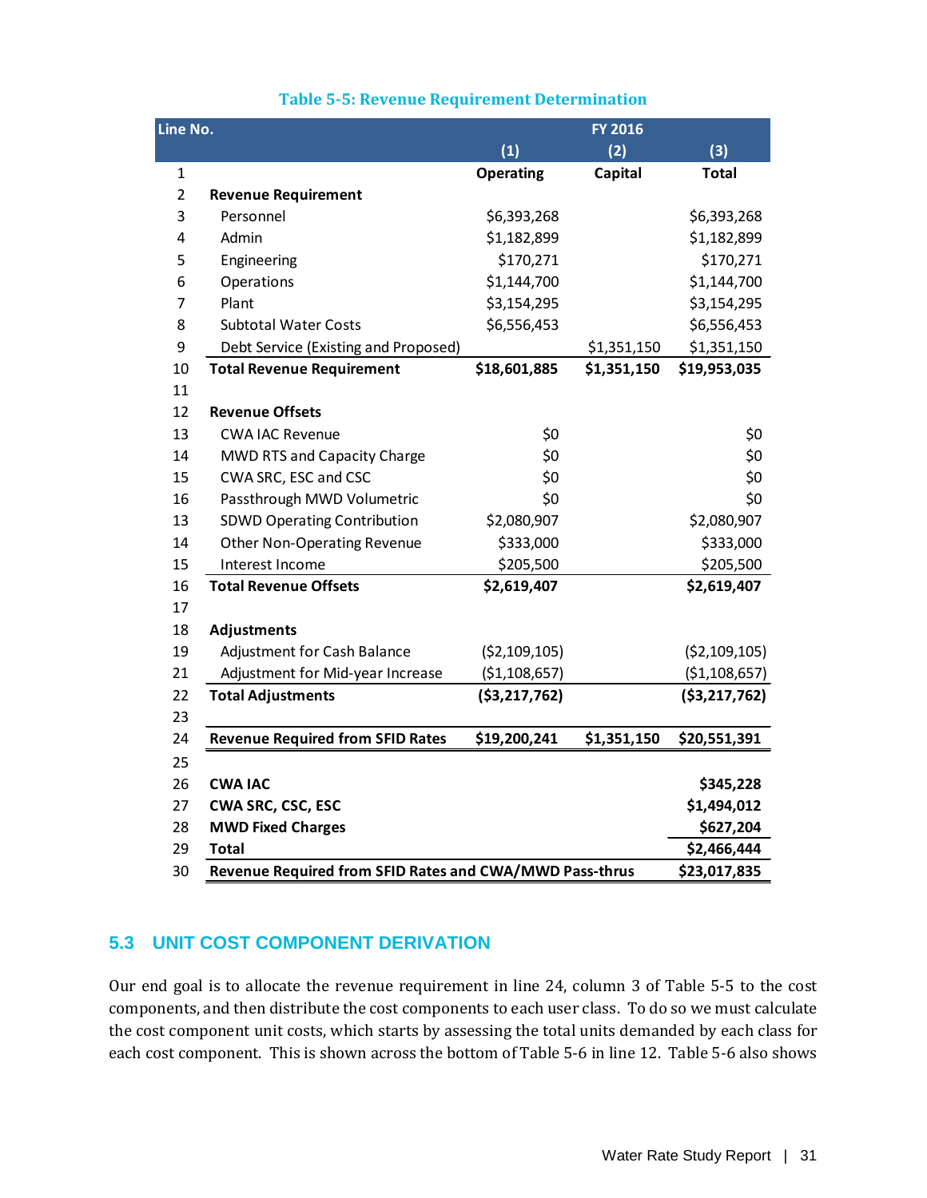**Table 5-5: Revenue Requirement Determination**

| Line No. | | FY 2016 | | |
|---|---|---|---|---|
| | | (1) | (2) | (3) |
| 1 | | **Operating** | **Capital** | **Total** |
| 2 | **Revenue Requirement** | | | |
| 3 | Personnel | $6,393,268 | | $6,393,268 |
| 4 | Admin | $1,182,899 | | $1,182,899 |
| 5 | Engineering | $170,271 | | $170,271 |
| 6 | Operations | $1,144,700 | | $1,144,700 |
| 7 | Plant | $3,154,295 | | $3,154,295 |
| 8 | Subtotal Water Costs | $6,556,453 | | $6,556,453 |
| 9 | Debt Service (Existing and Proposed) | | $1,351,150 | $1,351,150 |
| 10 | **Total Revenue Requirement** | **$18,601,885** | **$1,351,150** | **$19,953,035** |
| 11 | | | | |
| 12 | **Revenue Offsets** | | | |
| 13 | CWA IAC Revenue | $0 | | $0 |
| 14 | MWD RTS and Capacity Charge | $0 | | $0 |
| 15 | CWA SRC, ESC and CSC | $0 | | $0 |
| 16 | Passthrough MWD Volumetric | $0 | | $0 |
| 13 | SDWD Operating Contribution | $2,080,907 | | $2,080,907 |
| 14 | Other Non-Operating Revenue | $333,000 | | $333,000 |
| 15 | Interest Income | $205,500 | | $205,500 |
| 16 | **Total Revenue Offsets** | **$2,619,407** | | **$2,619,407** |
| 17 | | | | |
| 18 | **Adjustments** | | | |
| 19 | Adjustment for Cash Balance | ($2,109,105) | | ($2,109,105) |
| 21 | Adjustment for Mid-year Increase | ($1,108,657) | | ($1,108,657) |
| 22 | **Total Adjustments** | **($3,217,762)** | | **($3,217,762)** |
| 23 | | | | |
| 24 | **Revenue Required from SFID Rates** | **$19,200,241** | **$1,351,150** | **$20,551,391** |
| 25 | | | | |
| 26 | **CWA IAC** | | | **$345,228** |
| 27 | **CWA SRC, CSC, ESC** | | | **$1,494,012** |
| 28 | **MWD Fixed Charges** | | | **$627,204** |
| 29 | **Total** | | | **$2,466,444** |
| 30 | **Revenue Required from SFID Rates and CWA/MWD Pass-thrus** | | | **$23,017,835** |

## 5.3 UNIT COST COMPONENT DERIVATION

Our end goal is to allocate the revenue requirement in line 24, column 3 of Table 5-5 to the cost components, and then distribute the cost components to each user class. To do so we must calculate the cost component unit costs, which starts by assessing the total units demanded by each class for each cost component. This is shown across the bottom of Table 5-6 in line 12. Table 5-6 also shows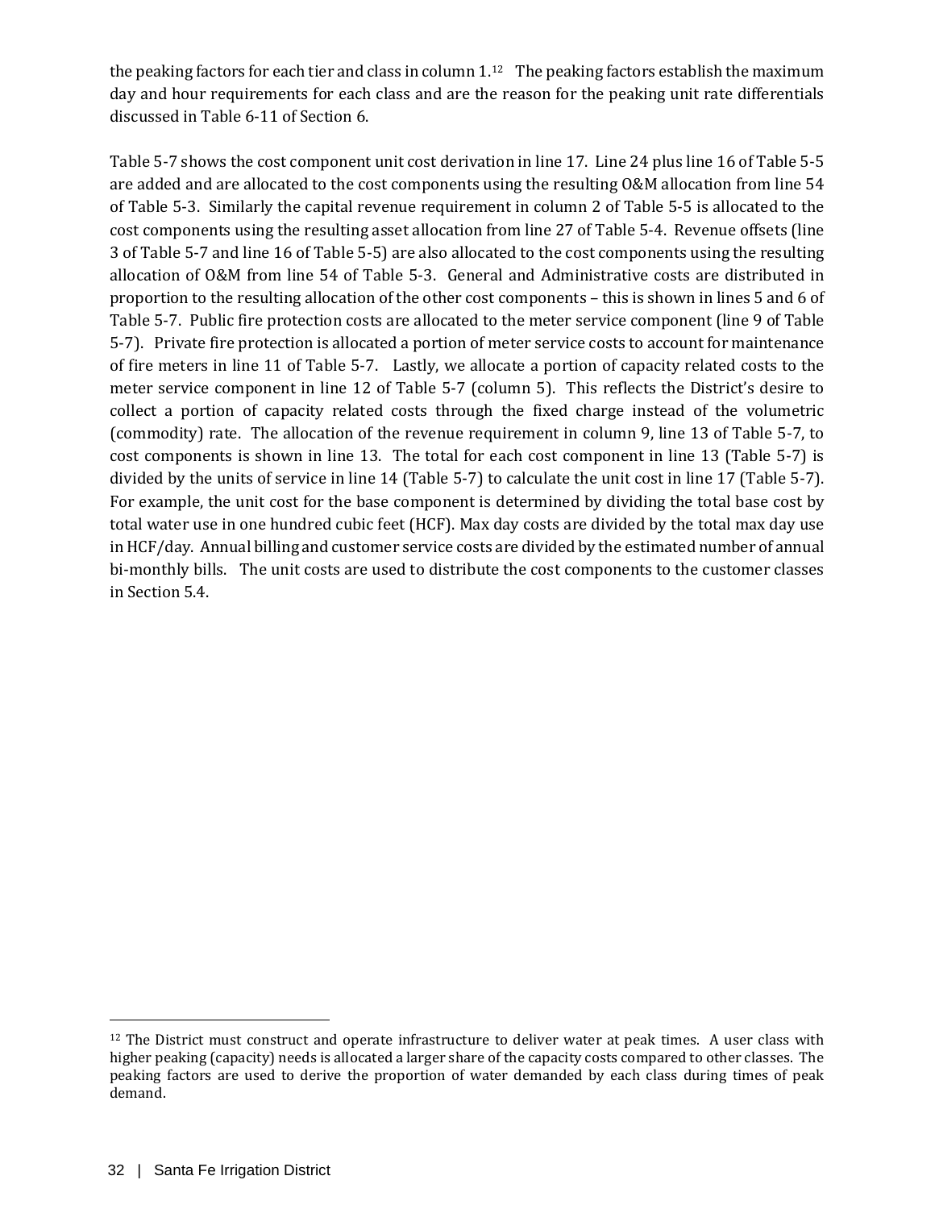the peaking factors for each tier and class in column 1.[12] The peaking factors establish the maximum day and hour requirements for each class and are the reason for the peaking unit rate differentials discussed in Table 6-11 of Section 6.

Table 5-7 shows the cost component unit cost derivation in line 17. Line 24 plus line 16 of Table 5-5 are added and are allocated to the cost components using the resulting O&M allocation from line 54 of Table 5-3. Similarly the capital revenue requirement in column 2 of Table 5-5 is allocated to the cost components using the resulting asset allocation from line 27 of Table 5-4. Revenue offsets (line 3 of Table 5-7 and line 16 of Table 5-5) are also allocated to the cost components using the resulting allocation of O&M from line 54 of Table 5-3. General and Administrative costs are distributed in proportion to the resulting allocation of the other cost components – this is shown in lines 5 and 6 of Table 5-7. Public fire protection costs are allocated to the meter service component (line 9 of Table 5-7). Private fire protection is allocated a portion of meter service costs to account for maintenance of fire meters in line 11 of Table 5-7. Lastly, we allocate a portion of capacity related costs to the meter service component in line 12 of Table 5-7 (column 5). This reflects the District's desire to collect a portion of capacity related costs through the fixed charge instead of the volumetric (commodity) rate. The allocation of the revenue requirement in column 9, line 13 of Table 5-7, to cost components is shown in line 13. The total for each cost component in line 13 (Table 5-7) is divided by the units of service in line 14 (Table 5-7) to calculate the unit cost in line 17 (Table 5-7). For example, the unit cost for the base component is determined by dividing the total base cost by total water use in one hundred cubic feet (HCF). Max day costs are divided by the total max day use in HCF/day. Annual billing and customer service costs are divided by the estimated number of annual bi-monthly bills. The unit costs are used to distribute the cost components to the customer classes in Section 5.4.

[12] The District must construct and operate infrastructure to deliver water at peak times. A user class with higher peaking (capacity) needs is allocated a larger share of the capacity costs compared to other classes. The peaking factors are used to derive the proportion of water demanded by each class during times of peak demand.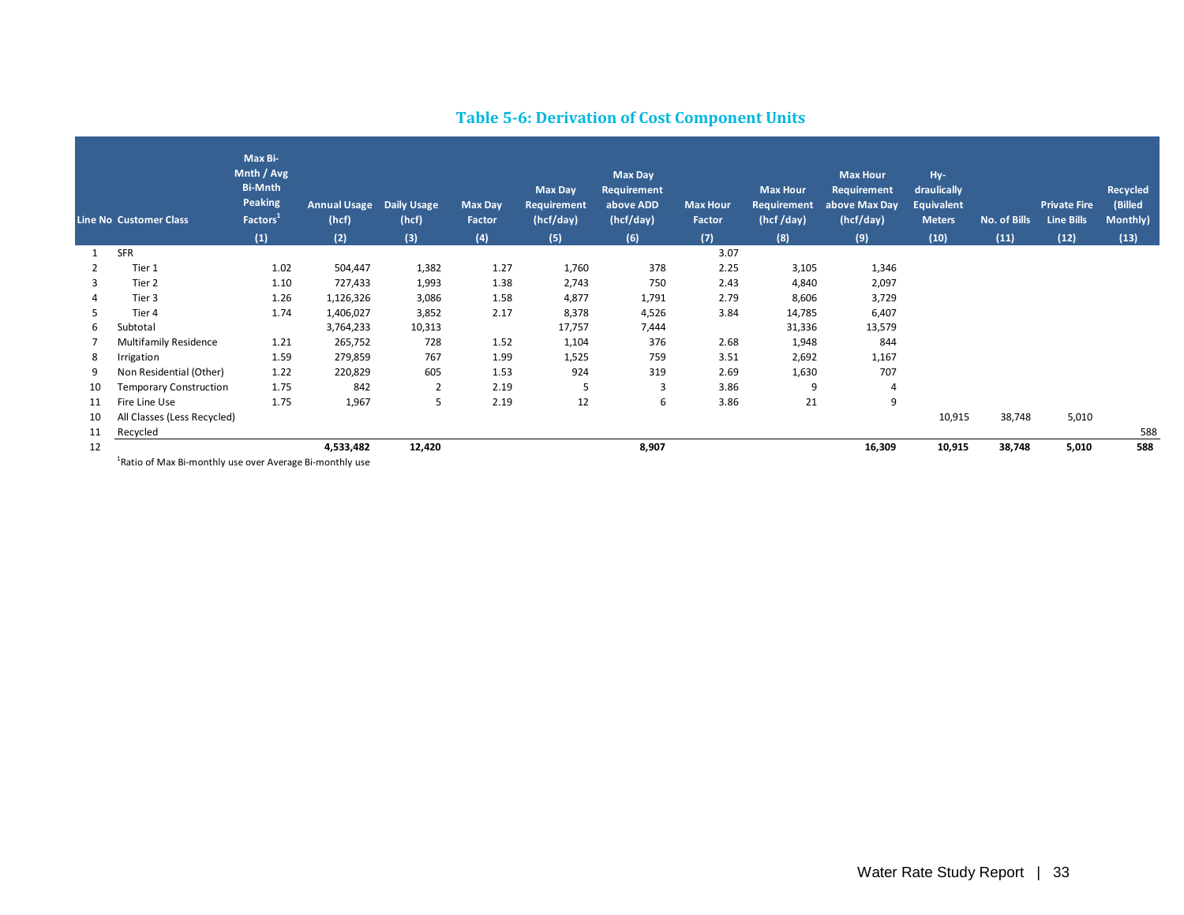## Table 5-6: Derivation of Cost Component Units

| Line No | Customer Class | Max Bi-Mnth / Avg Bi-Mnth Peaking Factors[1] | Annual Usage (hcf) | Daily Usage (hcf) | Max Day Factor | Max Day Requirement (hcf/day) | Max Day Requirement above ADD (hcf/day) | Max Hour Factor | Max Hour Requirement (hcf /day) | Max Hour Requirement above Max Day (hcf/day) | Hy-draulically Equivalent Meters | No. of Bills | Private Fire Line Bills | Recycled (Billed Monthly) |
|---|---|---|---|---|---|---|---|---|---|---|---|---|---|---|
| | | (1) | (2) | (3) | (4) | (5) | (6) | (7) | (8) | (9) | (10) | (11) | (12) | (13) |
| 1 | SFR | | | | | | | 3.07 | | | | | | |
| 2 | Tier 1 | 1.02 | 504,447 | 1,382 | 1.27 | 1,760 | 378 | 2.25 | 3,105 | 1,346 | | | | |
| 3 | Tier 2 | 1.10 | 727,433 | 1,993 | 1.38 | 2,743 | 750 | 2.43 | 4,840 | 2,097 | | | | |
| 4 | Tier 3 | 1.26 | 1,126,326 | 3,086 | 1.58 | 4,877 | 1,791 | 2.79 | 8,606 | 3,729 | | | | |
| 5 | Tier 4 | 1.74 | 1,406,027 | 3,852 | 2.17 | 8,378 | 4,526 | 3.84 | 14,785 | 6,407 | | | | |
| 6 | Subtotal | | 3,764,233 | 10,313 | | 17,757 | 7,444 | | 31,336 | 13,579 | | | | |
| 7 | Multifamily Residence | 1.21 | 265,752 | 728 | 1.52 | 1,104 | 376 | 2.68 | 1,948 | 844 | | | | |
| 8 | Irrigation | 1.59 | 279,859 | 767 | 1.99 | 1,525 | 759 | 3.51 | 2,692 | 1,167 | | | | |
| 9 | Non Residential (Other) | 1.22 | 220,829 | 605 | 1.53 | 924 | 319 | 2.69 | 1,630 | 707 | | | | |
| 10 | Temporary Construction | 1.75 | 842 | 2 | 2.19 | 5 | 3 | 3.86 | 9 | 4 | | | | |
| 11 | Fire Line Use | 1.75 | 1,967 | 5 | 2.19 | 12 | 6 | 3.86 | 21 | 9 | | | | |
| 10 | All Classes (Less Recycled) | | | | | | | | | | 10,915 | 38,748 | 5,010 | |
| 11 | Recycled | | | | | | | | | | | | | 588 |
| 12 | | | **4,533,482** | **12,420** | | | **8,907** | | | **16,309** | **10,915** | **38,748** | **5,010** | **588** |

[1]Ratio of Max Bi-monthly use over Average Bi-monthly use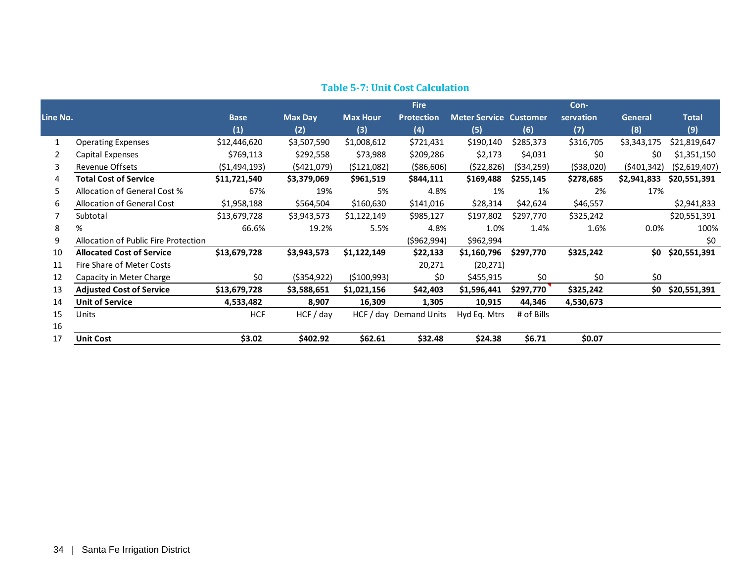### Table 5-7: Unit Cost Calculation

| Line No. | | Base (1) | Max Day (2) | Max Hour (3) | Fire Protection (4) | Meter Service (5) | Customer (6) | Con-servation (7) | General (8) | Total (9) |
|---|---|---|---|---|---|---|---|---|---|---|
| 1 | Operating Expenses | $12,446,620 | $3,507,590 | $1,008,612 | $721,431 | $190,140 | $285,373 | $316,705 | $3,343,175 | $21,819,647 |
| 2 | Capital Expenses | $769,113 | $292,558 | $73,988 | $209,286 | $2,173 | $4,031 | $0 | $0 | $1,351,150 |
| 3 | Revenue Offsets | ($1,494,193) | ($421,079) | ($121,082) | ($86,606) | ($22,826) | ($34,259) | ($38,020) | ($401,342) | ($2,619,407) |
| 4 | **Total Cost of Service** | **$11,721,540** | **$3,379,069** | **$961,519** | **$844,111** | **$169,488** | **$255,145** | **$278,685** | **$2,941,833** | **$20,551,391** |
| 5 | Allocation of General Cost % | 67% | 19% | 5% | 4.8% | 1% | 1% | 2% | 17% | |
| 6 | Allocation of General Cost | $1,958,188 | $564,504 | $160,630 | $141,016 | $28,314 | $42,624 | $46,557 | | $2,941,833 |
| 7 | Subtotal | $13,679,728 | $3,943,573 | $1,122,149 | $985,127 | $197,802 | $297,770 | $325,242 | | $20,551,391 |
| 8 | % | 66.6% | 19.2% | 5.5% | 4.8% | 1.0% | 1.4% | 1.6% | 0.0% | 100% |
| 9 | Allocation of Public Fire Protection | | | | ($962,994) | $962,994 | | | | $0 |
| 10 | **Allocated Cost of Service** | **$13,679,728** | **$3,943,573** | **$1,122,149** | **$22,133** | **$1,160,796** | **$297,770** | **$325,242** | **$0** | **$20,551,391** |
| 11 | Fire Share of Meter Costs | | | | 20,271 | (20,271) | | | | |
| 12 | Capacity in Meter Charge | $0 | ($354,922) | ($100,993) | $0 | $455,915 | $0 | $0 | $0 | |
| 13 | **Adjusted Cost of Service** | **$13,679,728** | **$3,588,651** | **$1,021,156** | **$42,403** | **$1,596,441** | **$297,770** | **$325,242** | **$0** | **$20,551,391** |
| 14 | **Unit of Service** | **4,533,482** | **8,907** | **16,309** | **1,305** | **10,915** | **44,346** | **4,530,673** | | |
| 15 | Units | HCF | HCF / day | HCF / day | Demand Units | Hyd Eq. Mtrs | # of Bills | | | |
| 16 | | | | | | | | | | |
| 17 | **Unit Cost** | **$3.02** | **$402.92** | **$62.61** | **$32.48** | **$24.38** | **$6.71** | **$0.07** | | |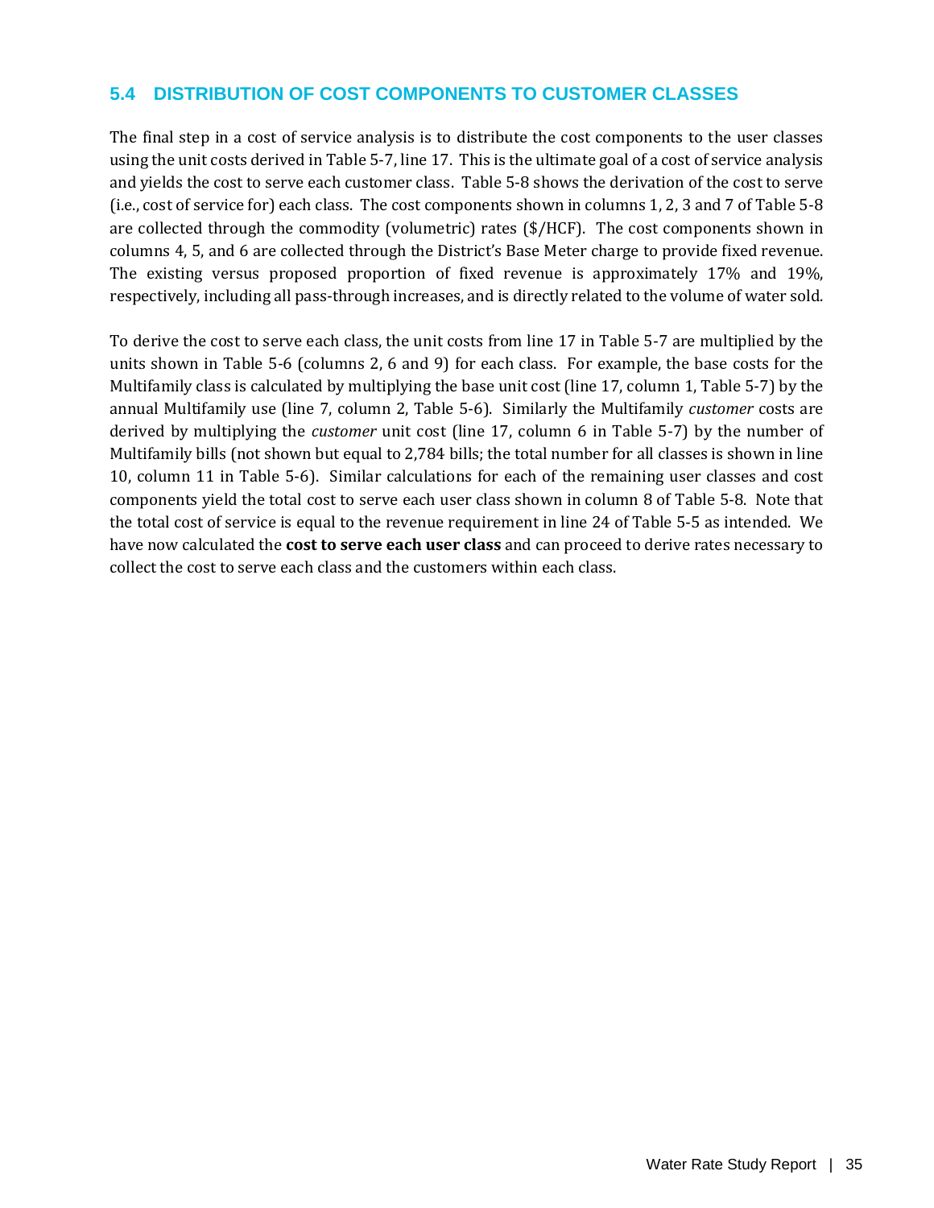## 5.4 DISTRIBUTION OF COST COMPONENTS TO CUSTOMER CLASSES

The final step in a cost of service analysis is to distribute the cost components to the user classes using the unit costs derived in Table 5-7, line 17. This is the ultimate goal of a cost of service analysis and yields the cost to serve each customer class. Table 5-8 shows the derivation of the cost to serve (i.e., cost of service for) each class. The cost components shown in columns 1, 2, 3 and 7 of Table 5-8 are collected through the commodity (volumetric) rates ($/HCF). The cost components shown in columns 4, 5, and 6 are collected through the District's Base Meter charge to provide fixed revenue. The existing versus proposed proportion of fixed revenue is approximately 17% and 19%, respectively, including all pass-through increases, and is directly related to the volume of water sold.

To derive the cost to serve each class, the unit costs from line 17 in Table 5-7 are multiplied by the units shown in Table 5-6 (columns 2, 6 and 9) for each class. For example, the base costs for the Multifamily class is calculated by multiplying the base unit cost (line 17, column 1, Table 5-7) by the annual Multifamily use (line 7, column 2, Table 5-6). Similarly the Multifamily *customer* costs are derived by multiplying the *customer* unit cost (line 17, column 6 in Table 5-7) by the number of Multifamily bills (not shown but equal to 2,784 bills; the total number for all classes is shown in line 10, column 11 in Table 5-6). Similar calculations for each of the remaining user classes and cost components yield the total cost to serve each user class shown in column 8 of Table 5-8. Note that the total cost of service is equal to the revenue requirement in line 24 of Table 5-5 as intended. We have now calculated the **cost to serve each user class** and can proceed to derive rates necessary to collect the cost to serve each class and the customers within each class.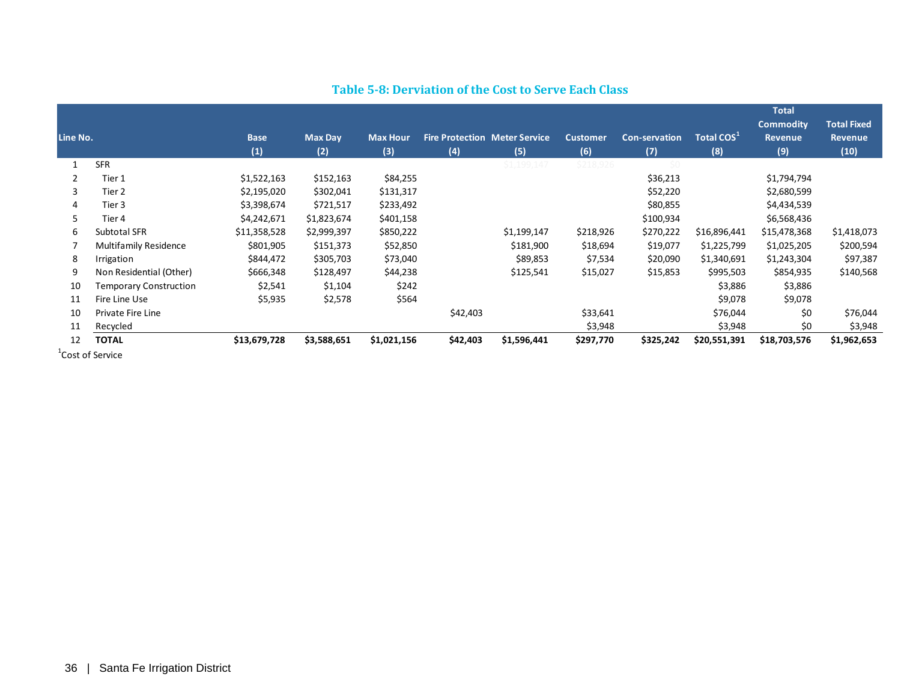**Table 5-8: Derviation of the Cost to Serve Each Class**

| Line No. | | Base (1) | Max Day (2) | Max Hour (3) | Fire Protection (4) | Meter Service (5) | Customer (6) | Con-servation (7) | Total COS[1] (8) | Total Commodity Revenue (9) | Total Fixed Revenue (10) |
|---|---|---|---|---|---|---|---|---|---|---|---|
| 1 | SFR | | | | | $1,199,147 | $218,926 | $0 | | | |
| 2 | Tier 1 | $1,522,163 | $152,163 | $84,255 | | | | $36,213 | | $1,794,794 | |
| 3 | Tier 2 | $2,195,020 | $302,041 | $131,317 | | | | $52,220 | | $2,680,599 | |
| 4 | Tier 3 | $3,398,674 | $721,517 | $233,492 | | | | $80,855 | | $4,434,539 | |
| 5 | Tier 4 | $4,242,671 | $1,823,674 | $401,158 | | | | $100,934 | | $6,568,436 | |
| 6 | Subtotal SFR | $11,358,528 | $2,999,397 | $850,222 | | $1,199,147 | $218,926 | $270,222 | $16,896,441 | $15,478,368 | $1,418,073 |
| 7 | Multifamily Residence | $801,905 | $151,373 | $52,850 | | $181,900 | $18,694 | $19,077 | $1,225,799 | $1,025,205 | $200,594 |
| 8 | Irrigation | $844,472 | $305,703 | $73,040 | | $89,853 | $7,534 | $20,090 | $1,340,691 | $1,243,304 | $97,387 |
| 9 | Non Residential (Other) | $666,348 | $128,497 | $44,238 | | $125,541 | $15,027 | $15,853 | $995,503 | $854,935 | $140,568 |
| 10 | Temporary Construction | $2,541 | $1,104 | $242 | | | | | $3,886 | $3,886 | |
| 11 | Fire Line Use | $5,935 | $2,578 | $564 | | | | | $9,078 | $9,078 | |
| 10 | Private Fire Line | | | | $42,403 | | $33,641 | | $76,044 | $0 | $76,044 |
| 11 | Recycled | | | | | | $3,948 | | $3,948 | $0 | $3,948 |
| 12 | **TOTAL** | **$13,679,728** | **$3,588,651** | **$1,021,156** | **$42,403** | **$1,596,441** | **$297,770** | **$325,242** | **$20,551,391** | **$18,703,576** | **$1,962,653** |

[1]Cost of Service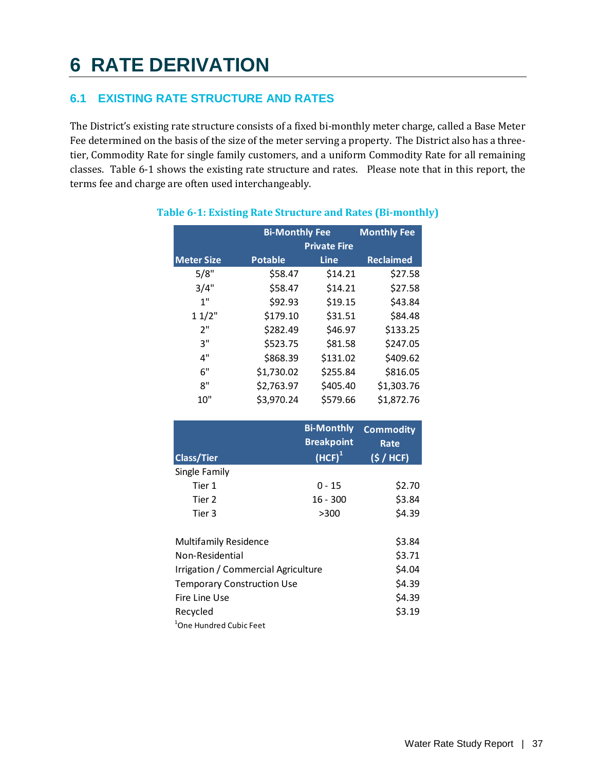# 6 RATE DERIVATION

## 6.1 EXISTING RATE STRUCTURE AND RATES

The District's existing rate structure consists of a fixed bi-monthly meter charge, called a Base Meter Fee determined on the basis of the size of the meter serving a property. The District also has a three-tier, Commodity Rate for single family customers, and a uniform Commodity Rate for all remaining classes. Table 6-1 shows the existing rate structure and rates. Please note that in this report, the terms fee and charge are often used interchangeably.

**Table 6-1: Existing Rate Structure and Rates (Bi-monthly)**

| | Bi-Monthly Fee | | Monthly Fee |
|---|---|---|---|
| Meter Size | Potable | Private Fire Line | Reclaimed |
| 5/8" | $58.47 | $14.21 | $27.58 |
| 3/4" | $58.47 | $14.21 | $27.58 |
| 1" | $92.93 | $19.15 | $43.84 |
| 1 1/2" | $179.10 | $31.51 | $84.48 |
| 2" | $282.49 | $46.97 | $133.25 |
| 3" | $523.75 | $81.58 | $247.05 |
| 4" | $868.39 | $131.02 | $409.62 |
| 6" | $1,730.02 | $255.84 | $816.05 |
| 8" | $2,763.97 | $405.40 | $1,303.76 |
| 10" | $3,970.24 | $579.66 | $1,872.76 |

| Class/Tier | Bi-Monthly Breakpoint (HCF)[1] | Commodity Rate ($ / HCF) |
|---|---|---|
| Single Family | | |
| Tier 1 | 0 - 15 | $2.70 |
| Tier 2 | 16 - 300 | $3.84 |
| Tier 3 | >300 | $4.39 |
| | | |
| Multifamily Residence | | $3.84 |
| Non-Residential | | $3.71 |
| Irrigation / Commercial Agriculture | | $4.04 |
| Temporary Construction Use | | $4.39 |
| Fire Line Use | | $4.39 |
| Recycled | | $3.19 |

[1]One Hundred Cubic Feet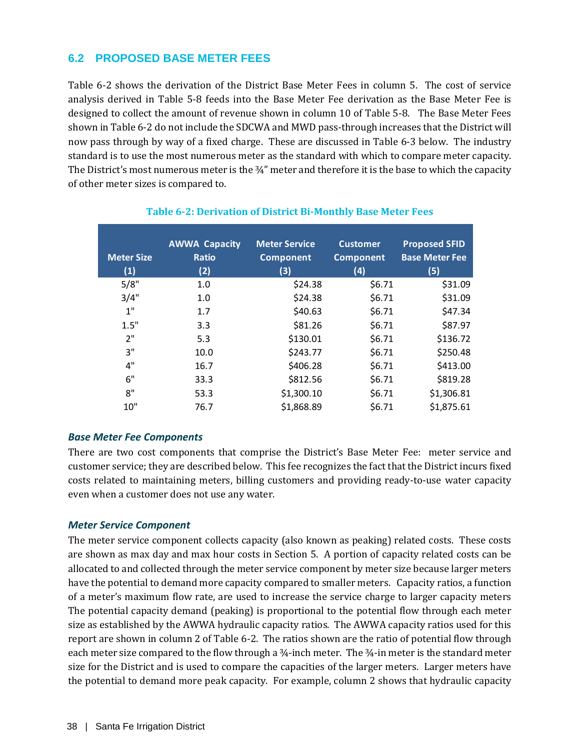## 6.2 PROPOSED BASE METER FEES

Table 6-2 shows the derivation of the District Base Meter Fees in column 5. The cost of service analysis derived in Table 5-8 feeds into the Base Meter Fee derivation as the Base Meter Fee is designed to collect the amount of revenue shown in column 10 of Table 5-8. The Base Meter Fees shown in Table 6-2 do not include the SDCWA and MWD pass-through increases that the District will now pass through by way of a fixed charge. These are discussed in Table 6-3 below. The industry standard is to use the most numerous meter as the standard with which to compare meter capacity. The District's most numerous meter is the ¾" meter and therefore it is the base to which the capacity of other meter sizes is compared to.

**Table 6-2: Derivation of District Bi-Monthly Base Meter Fees**

| Meter Size (1) | AWWA Capacity Ratio (2) | Meter Service Component (3) | Customer Component (4) | Proposed SFID Base Meter Fee (5) |
|---|---|---|---|---|
| 5/8" | 1.0 | $24.38 | $6.71 | $31.09 |
| 3/4" | 1.0 | $24.38 | $6.71 | $31.09 |
| 1" | 1.7 | $40.63 | $6.71 | $47.34 |
| 1.5" | 3.3 | $81.26 | $6.71 | $87.97 |
| 2" | 5.3 | $130.01 | $6.71 | $136.72 |
| 3" | 10.0 | $243.77 | $6.71 | $250.48 |
| 4" | 16.7 | $406.28 | $6.71 | $413.00 |
| 6" | 33.3 | $812.56 | $6.71 | $819.28 |
| 8" | 53.3 | $1,300.10 | $6.71 | $1,306.81 |
| 10" | 76.7 | $1,868.89 | $6.71 | $1,875.61 |

### *Base Meter Fee Components*

There are two cost components that comprise the District's Base Meter Fee: meter service and customer service; they are described below. This fee recognizes the fact that the District incurs fixed costs related to maintaining meters, billing customers and providing ready-to-use water capacity even when a customer does not use any water.

### *Meter Service Component*

The meter service component collects capacity (also known as peaking) related costs. These costs are shown as max day and max hour costs in Section 5. A portion of capacity related costs can be allocated to and collected through the meter service component by meter size because larger meters have the potential to demand more capacity compared to smaller meters. Capacity ratios, a function of a meter's maximum flow rate, are used to increase the service charge to larger capacity meters The potential capacity demand (peaking) is proportional to the potential flow through each meter size as established by the AWWA hydraulic capacity ratios. The AWWA capacity ratios used for this report are shown in column 2 of Table 6-2. The ratios shown are the ratio of potential flow through each meter size compared to the flow through a ¾-inch meter. The ¾-in meter is the standard meter size for the District and is used to compare the capacities of the larger meters. Larger meters have the potential to demand more peak capacity. For example, column 2 shows that hydraulic capacity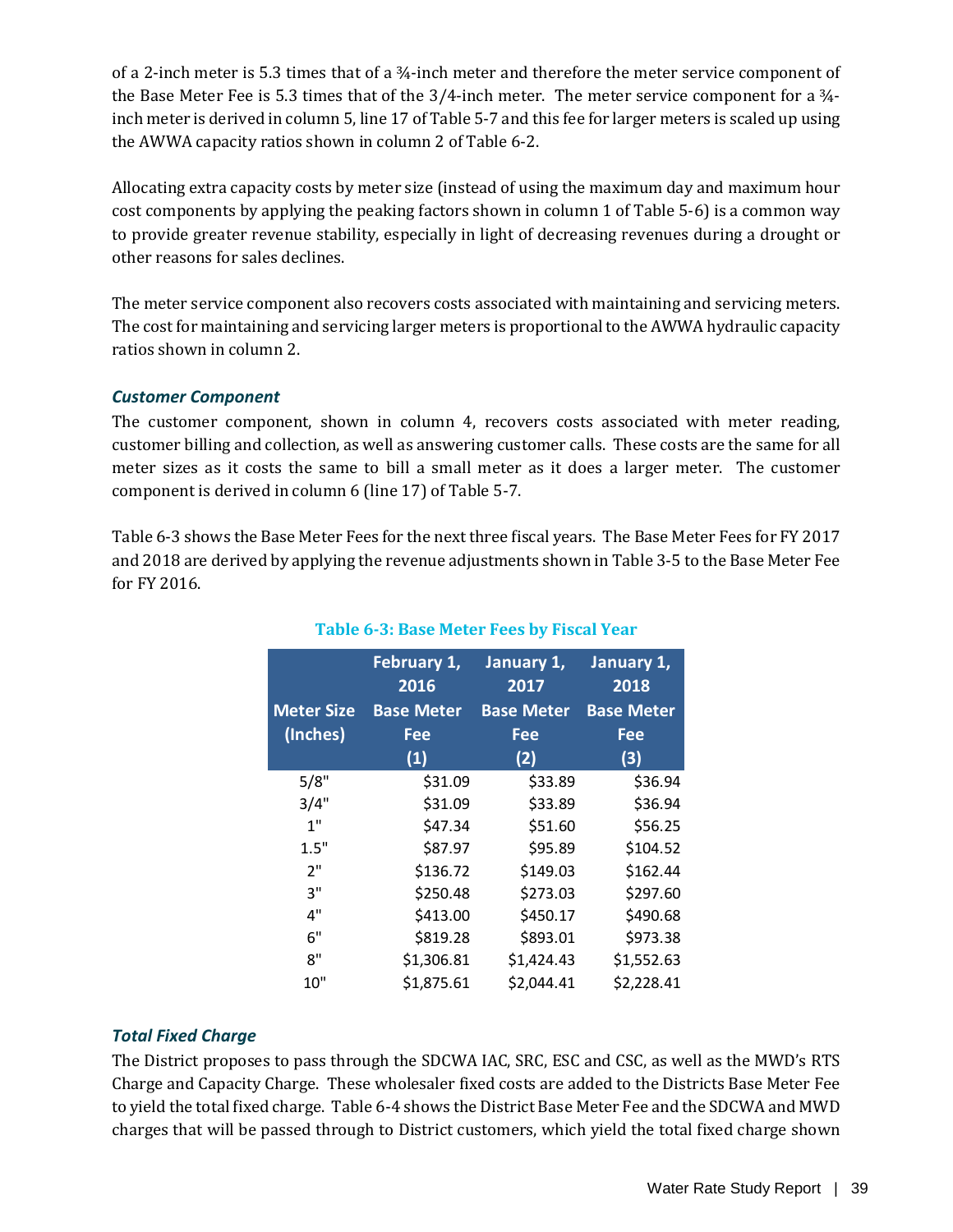of a 2-inch meter is 5.3 times that of a ¾-inch meter and therefore the meter service component of the Base Meter Fee is 5.3 times that of the 3/4-inch meter. The meter service component for a ¾-inch meter is derived in column 5, line 17 of Table 5-7 and this fee for larger meters is scaled up using the AWWA capacity ratios shown in column 2 of Table 6-2.

Allocating extra capacity costs by meter size (instead of using the maximum day and maximum hour cost components by applying the peaking factors shown in column 1 of Table 5-6) is a common way to provide greater revenue stability, especially in light of decreasing revenues during a drought or other reasons for sales declines.

The meter service component also recovers costs associated with maintaining and servicing meters. The cost for maintaining and servicing larger meters is proportional to the AWWA hydraulic capacity ratios shown in column 2.

### *Customer Component*

The customer component, shown in column 4, recovers costs associated with meter reading, customer billing and collection, as well as answering customer calls. These costs are the same for all meter sizes as it costs the same to bill a small meter as it does a larger meter. The customer component is derived in column 6 (line 17) of Table 5-7.

Table 6-3 shows the Base Meter Fees for the next three fiscal years. The Base Meter Fees for FY 2017 and 2018 are derived by applying the revenue adjustments shown in Table 3-5 to the Base Meter Fee for FY 2016.

**Table 6-3: Base Meter Fees by Fiscal Year**

| Meter Size (Inches) | February 1, 2016 Base Meter Fee (1) | January 1, 2017 Base Meter Fee (2) | January 1, 2018 Base Meter Fee (3) |
|---|---|---|---|
| 5/8" | $31.09 | $33.89 | $36.94 |
| 3/4" | $31.09 | $33.89 | $36.94 |
| 1" | $47.34 | $51.60 | $56.25 |
| 1.5" | $87.97 | $95.89 | $104.52 |
| 2" | $136.72 | $149.03 | $162.44 |
| 3" | $250.48 | $273.03 | $297.60 |
| 4" | $413.00 | $450.17 | $490.68 |
| 6" | $819.28 | $893.01 | $973.38 |
| 8" | $1,306.81 | $1,424.43 | $1,552.63 |
| 10" | $1,875.61 | $2,044.41 | $2,228.41 |

### *Total Fixed Charge*

The District proposes to pass through the SDCWA IAC, SRC, ESC and CSC, as well as the MWD's RTS Charge and Capacity Charge. These wholesaler fixed costs are added to the Districts Base Meter Fee to yield the total fixed charge. Table 6-4 shows the District Base Meter Fee and the SDCWA and MWD charges that will be passed through to District customers, which yield the total fixed charge shown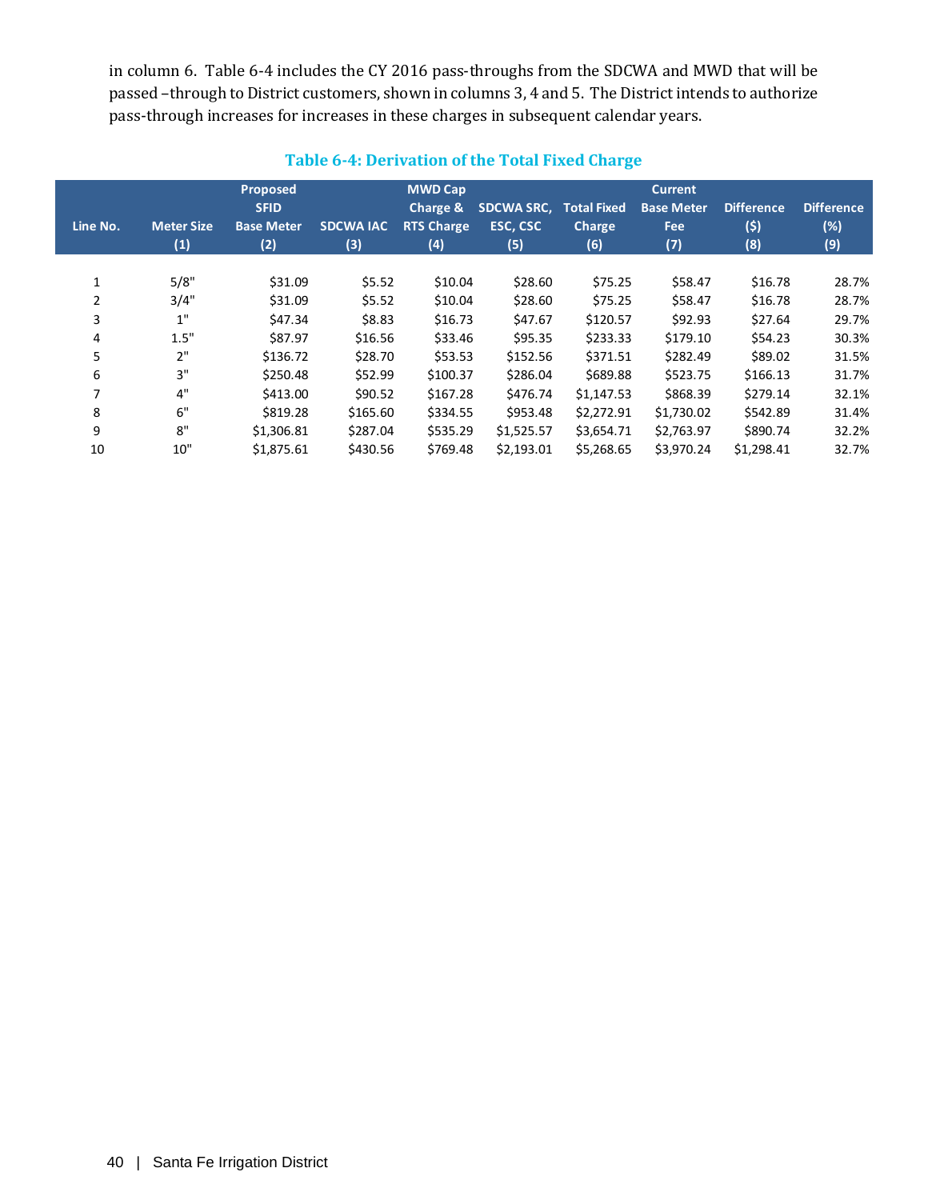in column 6. Table 6-4 includes the CY 2016 pass-throughs from the SDCWA and MWD that will be passed –through to District customers, shown in columns 3, 4 and 5. The District intends to authorize pass-through increases for increases in these charges in subsequent calendar years.

**Table 6-4: Derivation of the Total Fixed Charge**

| Line No. | Meter Size (1) | Proposed SFID Base Meter (2) | SDCWA IAC (3) | MWD Cap Charge & RTS Charge (4) | SDCWA SRC, ESC, CSC (5) | Total Fixed Charge (6) | Current Base Meter Fee (7) | Difference ($) (8) | Difference (%) (9) |
|---|---|---|---|---|---|---|---|---|---|
| 1 | 5/8" | $31.09 | $5.52 | $10.04 | $28.60 | $75.25 | $58.47 | $16.78 | 28.7% |
| 2 | 3/4" | $31.09 | $5.52 | $10.04 | $28.60 | $75.25 | $58.47 | $16.78 | 28.7% |
| 3 | 1" | $47.34 | $8.83 | $16.73 | $47.67 | $120.57 | $92.93 | $27.64 | 29.7% |
| 4 | 1.5" | $87.97 | $16.56 | $33.46 | $95.35 | $233.33 | $179.10 | $54.23 | 30.3% |
| 5 | 2" | $136.72 | $28.70 | $53.53 | $152.56 | $371.51 | $282.49 | $89.02 | 31.5% |
| 6 | 3" | $250.48 | $52.99 | $100.37 | $286.04 | $689.88 | $523.75 | $166.13 | 31.7% |
| 7 | 4" | $413.00 | $90.52 | $167.28 | $476.74 | $1,147.53 | $868.39 | $279.14 | 32.1% |
| 8 | 6" | $819.28 | $165.60 | $334.55 | $953.48 | $2,272.91 | $1,730.02 | $542.89 | 31.4% |
| 9 | 8" | $1,306.81 | $287.04 | $535.29 | $1,525.57 | $3,654.71 | $2,763.97 | $890.74 | 32.2% |
| 10 | 10" | $1,875.61 | $430.56 | $769.48 | $2,193.01 | $5,268.65 | $3,970.24 | $1,298.41 | 32.7% |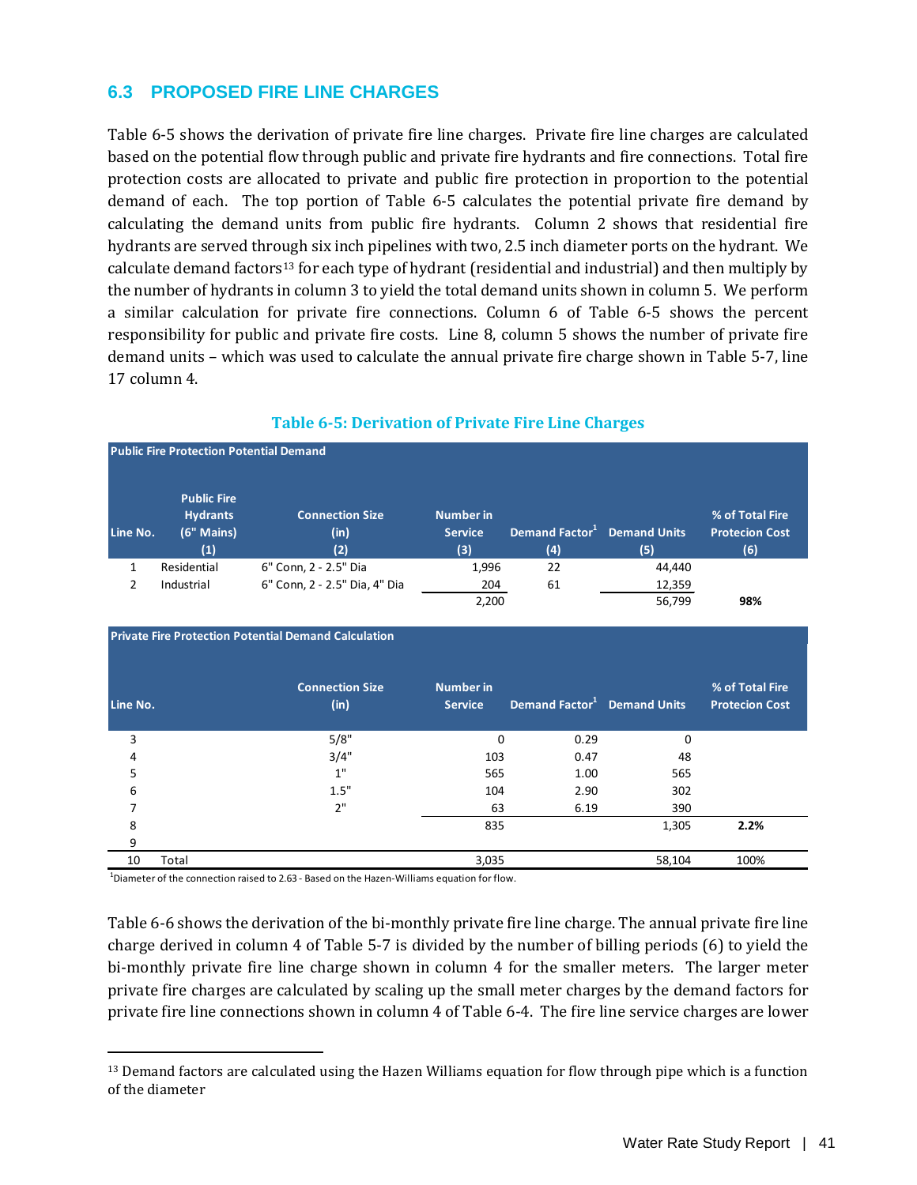## 6.3 PROPOSED FIRE LINE CHARGES

Table 6-5 shows the derivation of private fire line charges. Private fire line charges are calculated based on the potential flow through public and private fire hydrants and fire connections. Total fire protection costs are allocated to private and public fire protection in proportion to the potential demand of each. The top portion of Table 6-5 calculates the potential private fire demand by calculating the demand units from public fire hydrants. Column 2 shows that residential fire hydrants are served through six inch pipelines with two, 2.5 inch diameter ports on the hydrant. We calculate demand factors[13] for each type of hydrant (residential and industrial) and then multiply by the number of hydrants in column 3 to yield the total demand units shown in column 5. We perform a similar calculation for private fire connections. Column 6 of Table 6-5 shows the percent responsibility for public and private fire costs. Line 8, column 5 shows the number of private fire demand units – which was used to calculate the annual private fire charge shown in Table 5-7, line 17 column 4.

**Table 6-5: Derivation of Private Fire Line Charges**

| Public Fire Protection Potential Demand | | | | | | |
|---|---|---|---|---|---|---|
| Line No. | Public Fire Hydrants (6" Mains) (1) | Connection Size (in) (2) | Number in Service (3) | Demand Factor[1] (4) | Demand Units (5) | % of Total Fire Protecion Cost (6) |
| 1 | Residential | 6" Conn, 2 - 2.5" Dia | 1,996 | 22 | 44,440 | |
| 2 | Industrial | 6" Conn, 2 - 2.5" Dia, 4" Dia | 204 | 61 | 12,359 | |
| | | | 2,200 | | 56,799 | **98%** |
| **Private Fire Protection Potential Demand Calculation** | | | | | | |
| Line No. | | Connection Size (in) | Number in Service | Demand Factor[1] | Demand Units | % of Total Fire Protecion Cost |
| 3 | | 5/8" | 0 | 0.29 | 0 | |
| 4 | | 3/4" | 103 | 0.47 | 48 | |
| 5 | | 1" | 565 | 1.00 | 565 | |
| 6 | | 1.5" | 104 | 2.90 | 302 | |
| 7 | | 2" | 63 | 6.19 | 390 | |
| 8 | | | 835 | | 1,305 | **2.2%** |
| 9 | | | | | | |
| 10 | Total | | 3,035 | | 58,104 | 100% |

[1]Diameter of the connection raised to 2.63 - Based on the Hazen-Williams equation for flow.

Table 6-6 shows the derivation of the bi-monthly private fire line charge. The annual private fire line charge derived in column 4 of Table 5-7 is divided by the number of billing periods (6) to yield the bi-monthly private fire line charge shown in column 4 for the smaller meters. The larger meter private fire charges are calculated by scaling up the small meter charges by the demand factors for private fire line connections shown in column 4 of Table 6-4. The fire line service charges are lower

[13] Demand factors are calculated using the Hazen Williams equation for flow through pipe which is a function of the diameter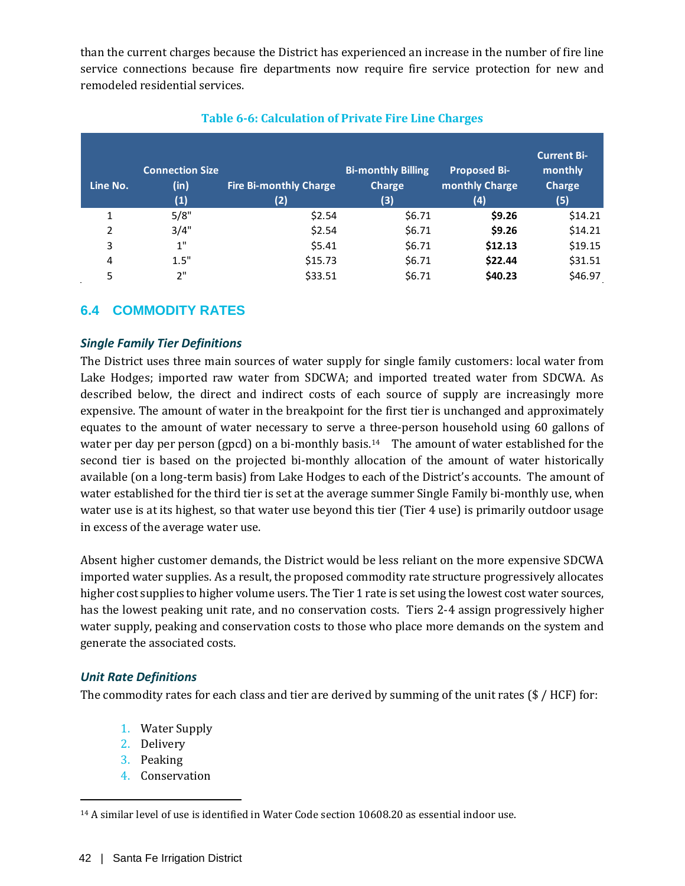than the current charges because the District has experienced an increase in the number of fire line service connections because fire departments now require fire service protection for new and remodeled residential services.

**Table 6-6: Calculation of Private Fire Line Charges**

| Line No. | Connection Size (in) (1) | Fire Bi-monthly Charge (2) | Bi-monthly Billing Charge (3) | Proposed Bi-monthly Charge (4) | Current Bi-monthly Charge (5) |
|---|---|---|---|---|---|
| 1 | 5/8" | $2.54 | $6.71 | **$9.26** | $14.21 |
| 2 | 3/4" | $2.54 | $6.71 | **$9.26** | $14.21 |
| 3 | 1" | $5.41 | $6.71 | **$12.13** | $19.15 |
| 4 | 1.5" | $15.73 | $6.71 | **$22.44** | $31.51 |
| 5 | 2" | $33.51 | $6.71 | **$40.23** | $46.97 |

## 6.4 COMMODITY RATES

### *Single Family Tier Definitions*

The District uses three main sources of water supply for single family customers: local water from Lake Hodges; imported raw water from SDCWA; and imported treated water from SDCWA. As described below, the direct and indirect costs of each source of supply are increasingly more expensive. The amount of water in the breakpoint for the first tier is unchanged and approximately equates to the amount of water necessary to serve a three-person household using 60 gallons of water per day per person (gpcd) on a bi-monthly basis.[14] The amount of water established for the second tier is based on the projected bi-monthly allocation of the amount of water historically available (on a long-term basis) from Lake Hodges to each of the District's accounts. The amount of water established for the third tier is set at the average summer Single Family bi-monthly use, when water use is at its highest, so that water use beyond this tier (Tier 4 use) is primarily outdoor usage in excess of the average water use.

Absent higher customer demands, the District would be less reliant on the more expensive SDCWA imported water supplies. As a result, the proposed commodity rate structure progressively allocates higher cost supplies to higher volume users. The Tier 1 rate is set using the lowest cost water sources, has the lowest peaking unit rate, and no conservation costs. Tiers 2-4 assign progressively higher water supply, peaking and conservation costs to those who place more demands on the system and generate the associated costs.

### *Unit Rate Definitions*

The commodity rates for each class and tier are derived by summing of the unit rates ($ / HCF) for:

1. Water Supply
2. Delivery
3. Peaking
4. Conservation

---

[14] A similar level of use is identified in Water Code section 10608.20 as essential indoor use.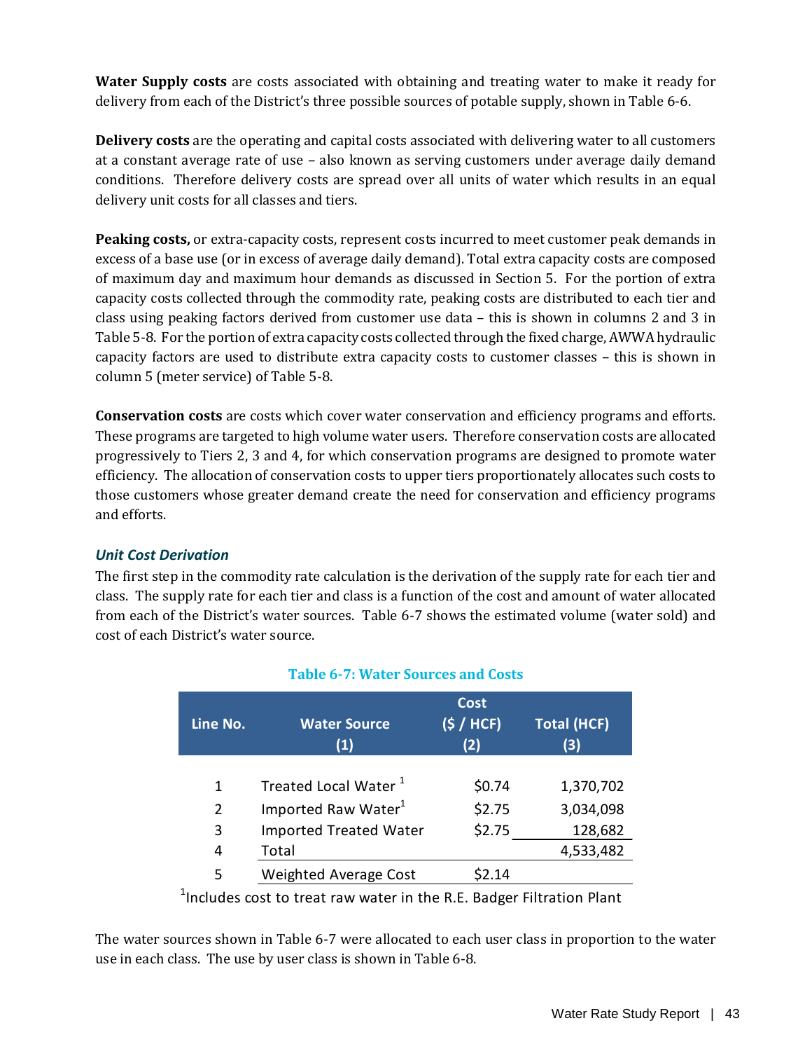**Water Supply costs** are costs associated with obtaining and treating water to make it ready for delivery from each of the District's three possible sources of potable supply, shown in Table 6-6.

**Delivery costs** are the operating and capital costs associated with delivering water to all customers at a constant average rate of use – also known as serving customers under average daily demand conditions. Therefore delivery costs are spread over all units of water which results in an equal delivery unit costs for all classes and tiers.

**Peaking costs,** or extra-capacity costs, represent costs incurred to meet customer peak demands in excess of a base use (or in excess of average daily demand). Total extra capacity costs are composed of maximum day and maximum hour demands as discussed in Section 5. For the portion of extra capacity costs collected through the commodity rate, peaking costs are distributed to each tier and class using peaking factors derived from customer use data – this is shown in columns 2 and 3 in Table 5-8. For the portion of extra capacity costs collected through the fixed charge, AWWA hydraulic capacity factors are used to distribute extra capacity costs to customer classes – this is shown in column 5 (meter service) of Table 5-8.

**Conservation costs** are costs which cover water conservation and efficiency programs and efforts. These programs are targeted to high volume water users. Therefore conservation costs are allocated progressively to Tiers 2, 3 and 4, for which conservation programs are designed to promote water efficiency. The allocation of conservation costs to upper tiers proportionately allocates such costs to those customers whose greater demand create the need for conservation and efficiency programs and efforts.

### *Unit Cost Derivation*

The first step in the commodity rate calculation is the derivation of the supply rate for each tier and class. The supply rate for each tier and class is a function of the cost and amount of water allocated from each of the District's water sources. Table 6-7 shows the estimated volume (water sold) and cost of each District's water source.

**Table 6-7: Water Sources and Costs**

| Line No. | Water Source (1) | Cost ($ / HCF) (2) | Total (HCF) (3) |
|---|---|---|---|
| 1 | Treated Local Water [1] | $0.74 | 1,370,702 |
| 2 | Imported Raw Water[1] | $2.75 | 3,034,098 |
| 3 | Imported Treated Water | $2.75 | 128,682 |
| 4 | Total | | 4,533,482 |
| 5 | Weighted Average Cost | $2.14 | |

[1]Includes cost to treat raw water in the R.E. Badger Filtration Plant

The water sources shown in Table 6-7 were allocated to each user class in proportion to the water use in each class. The use by user class is shown in Table 6-8.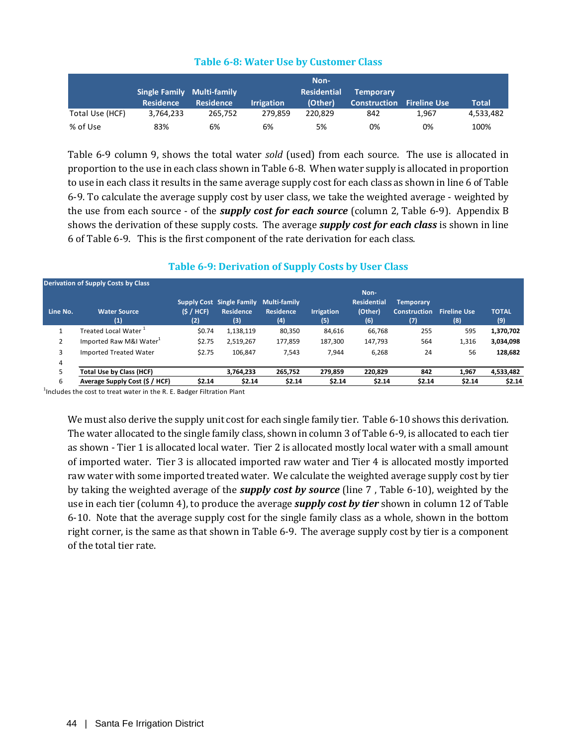### Table 6-8: Water Use by Customer Class

| | Single Family Residence | Multi-family Residence | Irrigation | Non-Residential (Other) | Temporary Construction | Fireline Use | Total |
|---|---|---|---|---|---|---|---|
| Total Use (HCF) | 3,764,233 | 265,752 | 279,859 | 220,829 | 842 | 1,967 | 4,533,482 |
| % of Use | 83% | 6% | 6% | 5% | 0% | 0% | 100% |

Table 6-9 column 9, shows the total water *sold* (used) from each source. The use is allocated in proportion to the use in each class shown in Table 6-8. When water supply is allocated in proportion to use in each class it results in the same average supply cost for each class as shown in line 6 of Table 6-9. To calculate the average supply cost by user class, we take the weighted average - weighted by the use from each source - of the ***supply cost for each source*** (column 2, Table 6-9). Appendix B shows the derivation of these supply costs. The average ***supply cost for each class*** is shown in line 6 of Table 6-9. This is the first component of the rate derivation for each class.

### Table 6-9: Derivation of Supply Costs by User Class

| Derivation of Supply Costs by Class | | | | | | | | | | |
|---|---|---|---|---|---|---|---|---|---|---|
| Line No. | Water Source (1) | Supply Cost ($ / HCF) (2) | Single Family Residence (3) | Multi-family Residence (4) | Irrigation (5) | Non-Residential (Other) (6) | Temporary Construction (7) | Fireline Use (8) | TOTAL (9) |
| 1 | Treated Local Water [1] | $0.74 | 1,138,119 | 80,350 | 84,616 | 66,768 | 255 | 595 | **1,370,702** |
| 2 | Imported Raw M&I Water[1] | $2.75 | 2,519,267 | 177,859 | 187,300 | 147,793 | 564 | 1,316 | **3,034,098** |
| 3 | Imported Treated Water | $2.75 | 106,847 | 7,543 | 7,944 | 6,268 | 24 | 56 | **128,682** |
| 4 | | | | | | | | | |
| 5 | **Total Use by Class (HCF)** | | **3,764,233** | **265,752** | **279,859** | **220,829** | **842** | **1,967** | **4,533,482** |
| 6 | **Average Supply Cost ($ / HCF)** | **$2.14** | **$2.14** | **$2.14** | **$2.14** | **$2.14** | **$2.14** | **$2.14** | **$2.14** |

[1]Includes the cost to treat water in the R. E. Badger Filtration Plant

We must also derive the supply unit cost for each single family tier. Table 6-10 shows this derivation. The water allocated to the single family class, shown in column 3 of Table 6-9, is allocated to each tier as shown - Tier 1 is allocated local water. Tier 2 is allocated mostly local water with a small amount of imported water. Tier 3 is allocated imported raw water and Tier 4 is allocated mostly imported raw water with some imported treated water. We calculate the weighted average supply cost by tier by taking the weighted average of the ***supply cost by source*** (line 7 , Table 6-10), weighted by the use in each tier (column 4), to produce the average ***supply cost by tier*** shown in column 12 of Table 6-10. Note that the average supply cost for the single family class as a whole, shown in the bottom right corner, is the same as that shown in Table 6-9. The average supply cost by tier is a component of the total tier rate.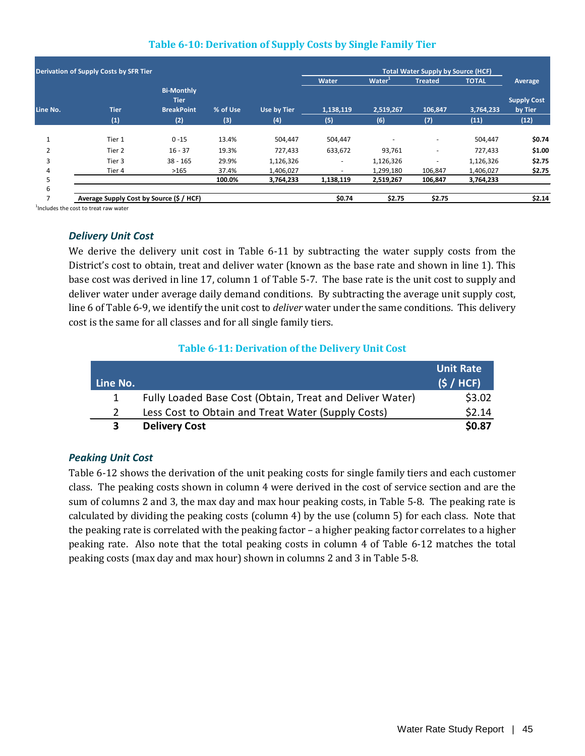### Table 6-10: Derivation of Supply Costs by Single Family Tier

| Derivation of Supply Costs by SFR Tier | | | | | Total Water Supply by Source (HCF) | | | | Average |
|---|---|---|---|---|---|---|---|---|---|
| | | | | | Water | Water[1] | Treated | TOTAL | |
| Line No. | Tier | Bi-Monthly Tier BreakPoint | % of Use | Use by Tier | 1,138,119 | 2,519,267 | 106,847 | 3,764,233 | Supply Cost by Tier |
| | (1) | (2) | (3) | (4) | (5) | (6) | (7) | (11) | (12) |
| 1 | Tier 1 | 0 -15 | 13.4% | 504,447 | 504,447 | - | - | 504,447 | **$0.74** |
| 2 | Tier 2 | 16 - 37 | 19.3% | 727,433 | 633,672 | 93,761 | - | 727,433 | **$1.00** |
| 3 | Tier 3 | 38 - 165 | 29.9% | 1,126,326 | - | 1,126,326 | - | 1,126,326 | **$2.75** |
| 4 | Tier 4 | >165 | 37.4% | 1,406,027 | - | 1,299,180 | 106,847 | 1,406,027 | **$2.75** |
| 5 | | | **100.0%** | **3,764,233** | **1,138,119** | **2,519,267** | **106,847** | **3,764,233** | |
| 6 | | | | | | | | | |
| 7 | **Average Supply Cost by Source ($ / HCF)** | | | | **$0.74** | **$2.75** | **$2.75** | | **$2.14** |

[1]Includes the cost to treat raw water

### *Delivery Unit Cost*

We derive the delivery unit cost in Table 6-11 by subtracting the water supply costs from the District's cost to obtain, treat and deliver water (known as the base rate and shown in line 1). This base cost was derived in line 17, column 1 of Table 5-7. The base rate is the unit cost to supply and deliver water under average daily demand conditions. By subtracting the average unit supply cost, line 6 of Table 6-9, we identify the unit cost to *deliver* water under the same conditions. This delivery cost is the same for all classes and for all single family tiers.

### Table 6-11: Derivation of the Delivery Unit Cost

| Line No. | | Unit Rate ($ / HCF) |
|---|---|---|
| 1 | Fully Loaded Base Cost (Obtain, Treat and Deliver Water) | $3.02 |
| 2 | Less Cost to Obtain and Treat Water (Supply Costs) | $2.14 |
| **3** | **Delivery Cost** | **$0.87** |

### *Peaking Unit Cost*

Table 6-12 shows the derivation of the unit peaking costs for single family tiers and each customer class. The peaking costs shown in column 4 were derived in the cost of service section and are the sum of columns 2 and 3, the max day and max hour peaking costs, in Table 5-8. The peaking rate is calculated by dividing the peaking costs (column 4) by the use (column 5) for each class. Note that the peaking rate is correlated with the peaking factor – a higher peaking factor correlates to a higher peaking rate. Also note that the total peaking costs in column 4 of Table 6-12 matches the total peaking costs (max day and max hour) shown in columns 2 and 3 in Table 5-8.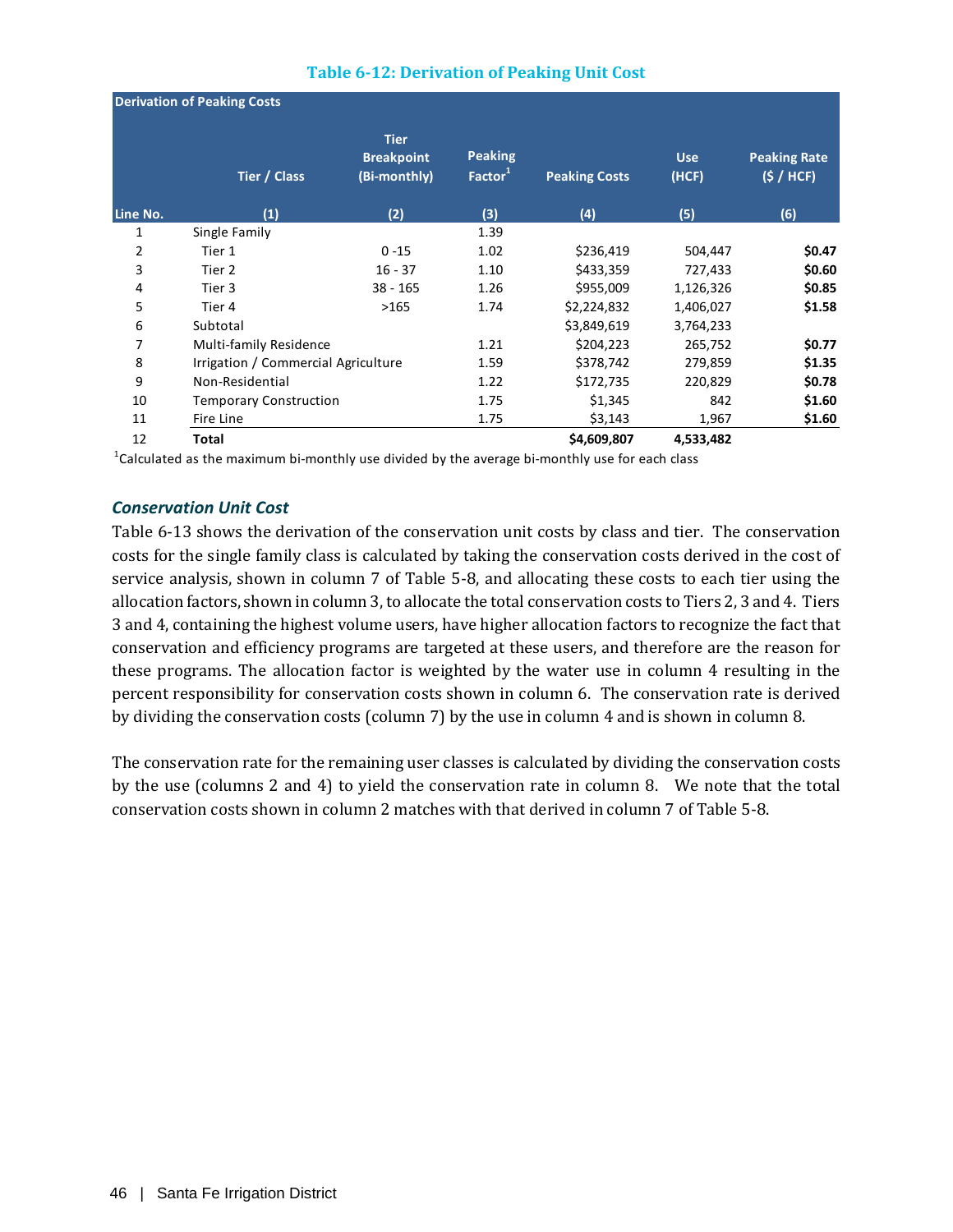### Table 6-12: Derivation of Peaking Unit Cost

| Derivation of Peaking Costs | | | | | | |
|---|---|---|---|---|---|---|
| | Tier / Class | Tier Breakpoint (Bi-monthly) | Peaking Factor[1] | Peaking Costs | Use (HCF) | Peaking Rate ($ / HCF) |
| Line No. | (1) | (2) | (3) | (4) | (5) | (6) |
| 1 | Single Family | | 1.39 | | | |
| 2 | Tier 1 | 0 -15 | 1.02 | $236,419 | 504,447 | **$0.47** |
| 3 | Tier 2 | 16 - 37 | 1.10 | $433,359 | 727,433 | **$0.60** |
| 4 | Tier 3 | 38 - 165 | 1.26 | $955,009 | 1,126,326 | **$0.85** |
| 5 | Tier 4 | >165 | 1.74 | $2,224,832 | 1,406,027 | **$1.58** |
| 6 | Subtotal | | | $3,849,619 | 3,764,233 | |
| 7 | Multi-family Residence | | 1.21 | $204,223 | 265,752 | **$0.77** |
| 8 | Irrigation / Commercial Agriculture | | 1.59 | $378,742 | 279,859 | **$1.35** |
| 9 | Non-Residential | | 1.22 | $172,735 | 220,829 | **$0.78** |
| 10 | Temporary Construction | | 1.75 | $1,345 | 842 | **$1.60** |
| 11 | Fire Line | | 1.75 | $3,143 | 1,967 | **$1.60** |
| 12 | **Total** | | | **$4,609,807** | **4,533,482** | |

[1]Calculated as the maximum bi-monthly use divided by the average bi-monthly use for each class

### *Conservation Unit Cost*

Table 6-13 shows the derivation of the conservation unit costs by class and tier. The conservation costs for the single family class is calculated by taking the conservation costs derived in the cost of service analysis, shown in column 7 of Table 5-8, and allocating these costs to each tier using the allocation factors, shown in column 3, to allocate the total conservation costs to Tiers 2, 3 and 4. Tiers 3 and 4, containing the highest volume users, have higher allocation factors to recognize the fact that conservation and efficiency programs are targeted at these users, and therefore are the reason for these programs. The allocation factor is weighted by the water use in column 4 resulting in the percent responsibility for conservation costs shown in column 6. The conservation rate is derived by dividing the conservation costs (column 7) by the use in column 4 and is shown in column 8.

The conservation rate for the remaining user classes is calculated by dividing the conservation costs by the use (columns 2 and 4) to yield the conservation rate in column 8. We note that the total conservation costs shown in column 2 matches with that derived in column 7 of Table 5-8.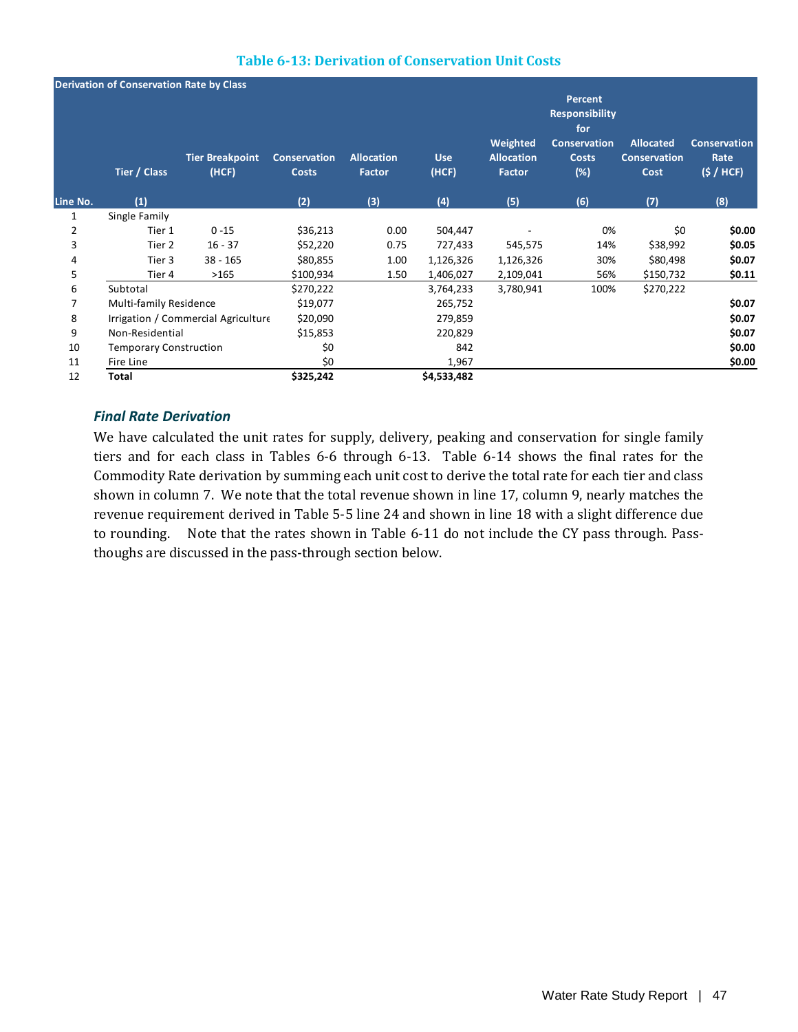### Table 6-13: Derivation of Conservation Unit Costs

| Derivation of Conservation Rate by Class | | | | | | | | | |
|---|---|---|---|---|---|---|---|---|---|
| | Tier / Class | Tier Breakpoint (HCF) | Conservation Costs | Allocation Factor | Use (HCF) | Weighted Allocation Factor | Percent Responsibility for Conservation Costs (%) | Allocated Conservation Cost | Conservation Rate ($ / HCF) |
| Line No. | (1) | | (2) | (3) | (4) | (5) | (6) | (7) | (8) |
| 1 | Single Family | | | | | | | | |
| 2 | Tier 1 | 0 -15 | $36,213 | 0.00 | 504,447 | - | 0% | $0 | **$0.00** |
| 3 | Tier 2 | 16 - 37 | $52,220 | 0.75 | 727,433 | 545,575 | 14% | $38,992 | **$0.05** |
| 4 | Tier 3 | 38 - 165 | $80,855 | 1.00 | 1,126,326 | 1,126,326 | 30% | $80,498 | **$0.07** |
| 5 | Tier 4 | >165 | $100,934 | 1.50 | 1,406,027 | 2,109,041 | 56% | $150,732 | **$0.11** |
| 6 | Subtotal | | $270,222 | | 3,764,233 | 3,780,941 | 100% | $270,222 | |
| 7 | Multi-family Residence | | $19,077 | | 265,752 | | | | **$0.07** |
| 8 | Irrigation / Commercial Agriculture | | $20,090 | | 279,859 | | | | **$0.07** |
| 9 | Non-Residential | | $15,853 | | 220,829 | | | | **$0.07** |
| 10 | Temporary Construction | | $0 | | 842 | | | | **$0.00** |
| 11 | Fire Line | | $0 | | 1,967 | | | | **$0.00** |
| 12 | **Total** | | **$325,242** | | **$4,533,482** | | | | |

### *Final Rate Derivation*

We have calculated the unit rates for supply, delivery, peaking and conservation for single family tiers and for each class in Tables 6-6 through 6-13. Table 6-14 shows the final rates for the Commodity Rate derivation by summing each unit cost to derive the total rate for each tier and class shown in column 7. We note that the total revenue shown in line 17, column 9, nearly matches the revenue requirement derived in Table 5-5 line 24 and shown in line 18 with a slight difference due to rounding. Note that the rates shown in Table 6-11 do not include the CY pass through. Pass-thoughs are discussed in the pass-through section below.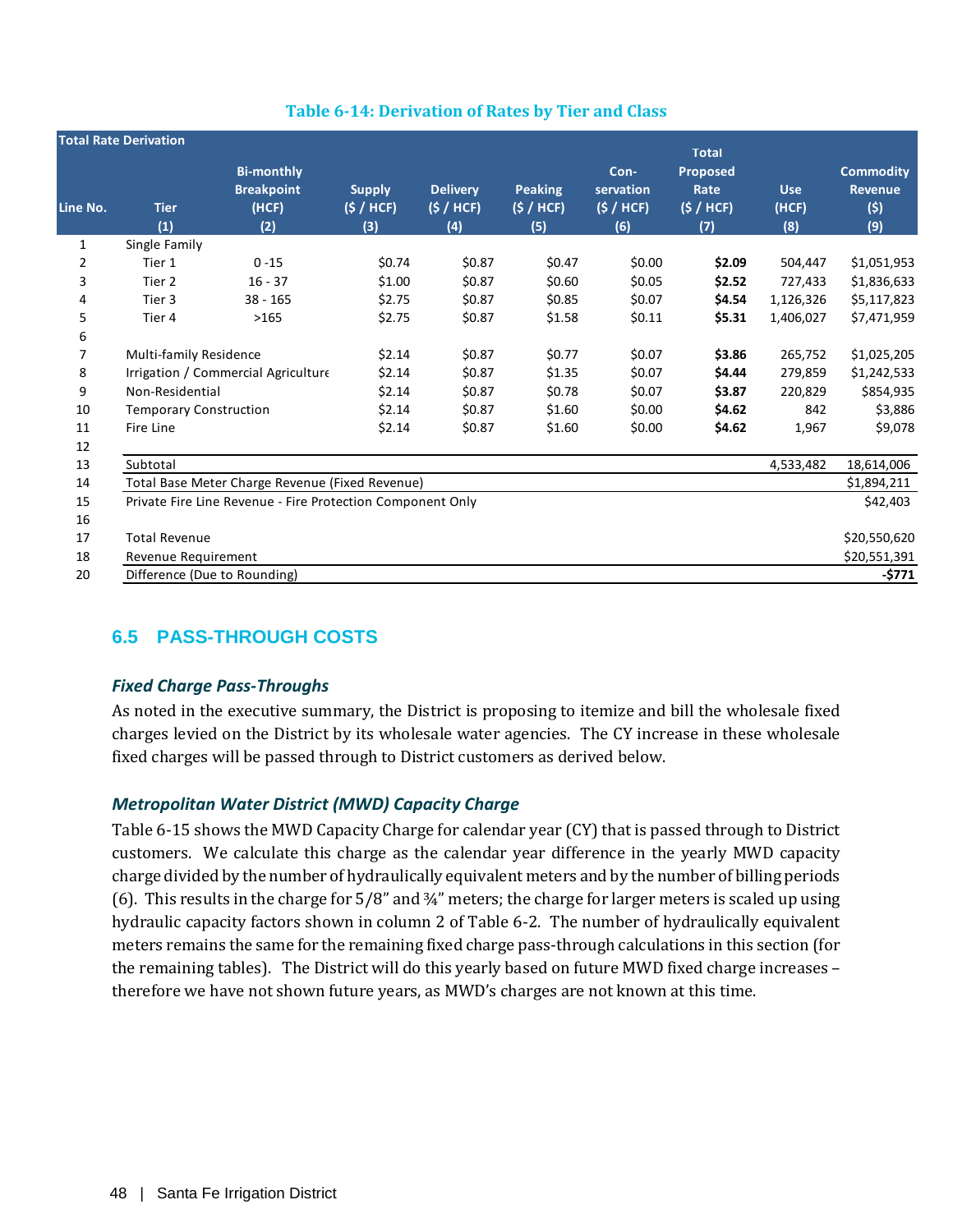**Table 6-14: Derivation of Rates by Tier and Class**

| Total Rate Derivation | | | | | | | | | |
|---|---|---|---|---|---|---|---|---|---|
| Line No. | Tier (1) | Bi-monthly Breakpoint (HCF) (2) | Supply ($ / HCF) (3) | Delivery ($ / HCF) (4) | Peaking ($ / HCF) (5) | Con-servation ($ / HCF) (6) | Total Proposed Rate ($ / HCF) (7) | Use (HCF) (8) | Commodity Revenue ($) (9) |
| 1 | Single Family | | | | | | | | |
| 2 | Tier 1 | 0 -15 | $0.74 | $0.87 | $0.47 | $0.00 | **$2.09** | 504,447 | $1,051,953 |
| 3 | Tier 2 | 16 - 37 | $1.00 | $0.87 | $0.60 | $0.05 | **$2.52** | 727,433 | $1,836,633 |
| 4 | Tier 3 | 38 - 165 | $2.75 | $0.87 | $0.85 | $0.07 | **$4.54** | 1,126,326 | $5,117,823 |
| 5 | Tier 4 | >165 | $2.75 | $0.87 | $1.58 | $0.11 | **$5.31** | 1,406,027 | $7,471,959 |
| 6 | | | | | | | | | |
| 7 | Multi-family Residence | | $2.14 | $0.87 | $0.77 | $0.07 | **$3.86** | 265,752 | $1,025,205 |
| 8 | Irrigation / Commercial Agriculture | | $2.14 | $0.87 | $1.35 | $0.07 | **$4.44** | 279,859 | $1,242,533 |
| 9 | Non-Residential | | $2.14 | $0.87 | $0.78 | $0.07 | **$3.87** | 220,829 | $854,935 |
| 10 | Temporary Construction | | $2.14 | $0.87 | $1.60 | $0.00 | **$4.62** | 842 | $3,886 |
| 11 | Fire Line | | $2.14 | $0.87 | $1.60 | $0.00 | **$4.62** | 1,967 | $9,078 |
| 12 | | | | | | | | | |
| 13 | Subtotal | | | | | | | 4,533,482 | 18,614,006 |
| 14 | Total Base Meter Charge Revenue (Fixed Revenue) | | | | | | | | $1,894,211 |
| 15 | Private Fire Line Revenue - Fire Protection Component Only | | | | | | | | $42,403 |
| 16 | | | | | | | | | |
| 17 | Total Revenue | | | | | | | | $20,550,620 |
| 18 | Revenue Requirement | | | | | | | | $20,551,391 |
| 20 | Difference (Due to Rounding) | | | | | | | | **-$771** |

## 6.5 PASS-THROUGH COSTS

### *Fixed Charge Pass-Throughs*

As noted in the executive summary, the District is proposing to itemize and bill the wholesale fixed charges levied on the District by its wholesale water agencies. The CY increase in these wholesale fixed charges will be passed through to District customers as derived below.

### *Metropolitan Water District (MWD) Capacity Charge*

Table 6-15 shows the MWD Capacity Charge for calendar year (CY) that is passed through to District customers. We calculate this charge as the calendar year difference in the yearly MWD capacity charge divided by the number of hydraulically equivalent meters and by the number of billing periods (6). This results in the charge for 5/8" and ¾" meters; the charge for larger meters is scaled up using hydraulic capacity factors shown in column 2 of Table 6-2. The number of hydraulically equivalent meters remains the same for the remaining fixed charge pass-through calculations in this section (for the remaining tables). The District will do this yearly based on future MWD fixed charge increases – therefore we have not shown future years, as MWD's charges are not known at this time.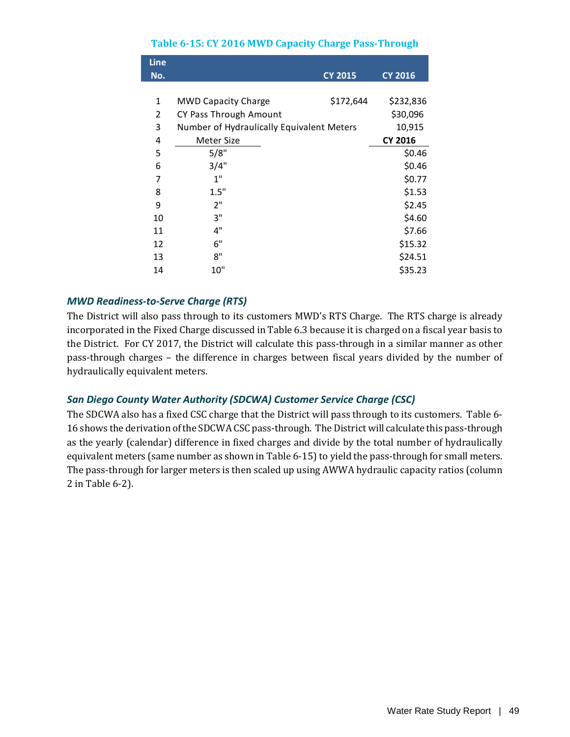**Table 6-15: CY 2016 MWD Capacity Charge Pass-Through**

| Line No. | | CY 2015 | CY 2016 |
|---|---|---|---|
| 1 | MWD Capacity Charge | $172,644 | $232,836 |
| 2 | CY Pass Through Amount | | $30,096 |
| 3 | Number of Hydraulically Equivalent Meters | | 10,915 |
| 4 | Meter Size | | **CY 2016** |
| 5 | 5/8" | | $0.46 |
| 6 | 3/4" | | $0.46 |
| 7 | 1" | | $0.77 |
| 8 | 1.5" | | $1.53 |
| 9 | 2" | | $2.45 |
| 10 | 3" | | $4.60 |
| 11 | 4" | | $7.66 |
| 12 | 6" | | $15.32 |
| 13 | 8" | | $24.51 |
| 14 | 10" | | $35.23 |

### *MWD Readiness-to-Serve Charge (RTS)*

The District will also pass through to its customers MWD's RTS Charge. The RTS charge is already incorporated in the Fixed Charge discussed in Table 6.3 because it is charged on a fiscal year basis to the District. For CY 2017, the District will calculate this pass-through in a similar manner as other pass-through charges – the difference in charges between fiscal years divided by the number of hydraulically equivalent meters.

### *San Diego County Water Authority (SDCWA) Customer Service Charge (CSC)*

The SDCWA also has a fixed CSC charge that the District will pass through to its customers. Table 6-16 shows the derivation of the SDCWA CSC pass-through. The District will calculate this pass-through as the yearly (calendar) difference in fixed charges and divide by the total number of hydraulically equivalent meters (same number as shown in Table 6-15) to yield the pass-through for small meters. The pass-through for larger meters is then scaled up using AWWA hydraulic capacity ratios (column 2 in Table 6-2).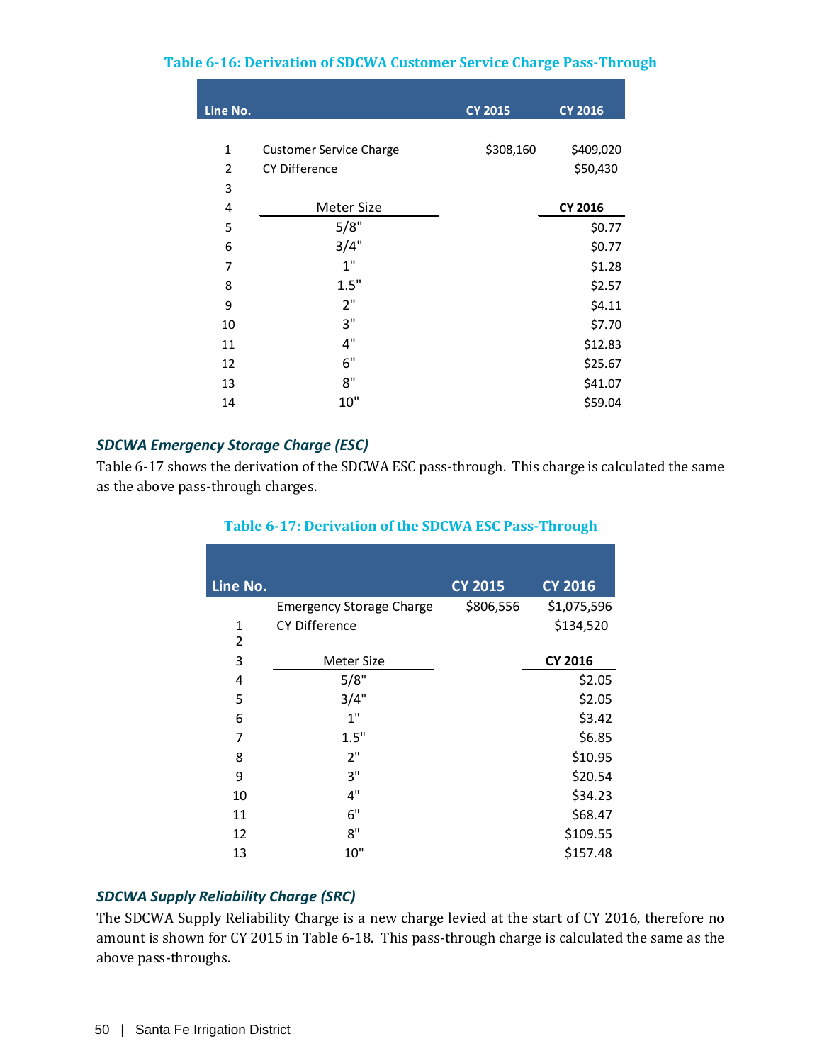**Table 6-16: Derivation of SDCWA Customer Service Charge Pass-Through**

| Line No. | | CY 2015 | CY 2016 |
|---|---|---|---|
| 1 | Customer Service Charge | $308,160 | $409,020 |
| 2 | CY Difference | | $50,430 |
| 3 | | | |
| 4 | Meter Size | | CY 2016 |
| 5 | 5/8" | | $0.77 |
| 6 | 3/4" | | $0.77 |
| 7 | 1" | | $1.28 |
| 8 | 1.5" | | $2.57 |
| 9 | 2" | | $4.11 |
| 10 | 3" | | $7.70 |
| 11 | 4" | | $12.83 |
| 12 | 6" | | $25.67 |
| 13 | 8" | | $41.07 |
| 14 | 10" | | $59.04 |

### *SDCWA Emergency Storage Charge (ESC)*

Table 6-17 shows the derivation of the SDCWA ESC pass-through. This charge is calculated the same as the above pass-through charges.

**Table 6-17: Derivation of the SDCWA ESC Pass-Through**

| Line No. | | CY 2015 | CY 2016 |
|---|---|---|---|
| | Emergency Storage Charge | $806,556 | $1,075,596 |
| 1 | CY Difference | | $134,520 |
| 2 | | | |
| 3 | Meter Size | | CY 2016 |
| 4 | 5/8" | | $2.05 |
| 5 | 3/4" | | $2.05 |
| 6 | 1" | | $3.42 |
| 7 | 1.5" | | $6.85 |
| 8 | 2" | | $10.95 |
| 9 | 3" | | $20.54 |
| 10 | 4" | | $34.23 |
| 11 | 6" | | $68.47 |
| 12 | 8" | | $109.55 |
| 13 | 10" | | $157.48 |

### *SDCWA Supply Reliability Charge (SRC)*

The SDCWA Supply Reliability Charge is a new charge levied at the start of CY 2016, therefore no amount is shown for CY 2015 in Table 6-18. This pass-through charge is calculated the same as the above pass-throughs.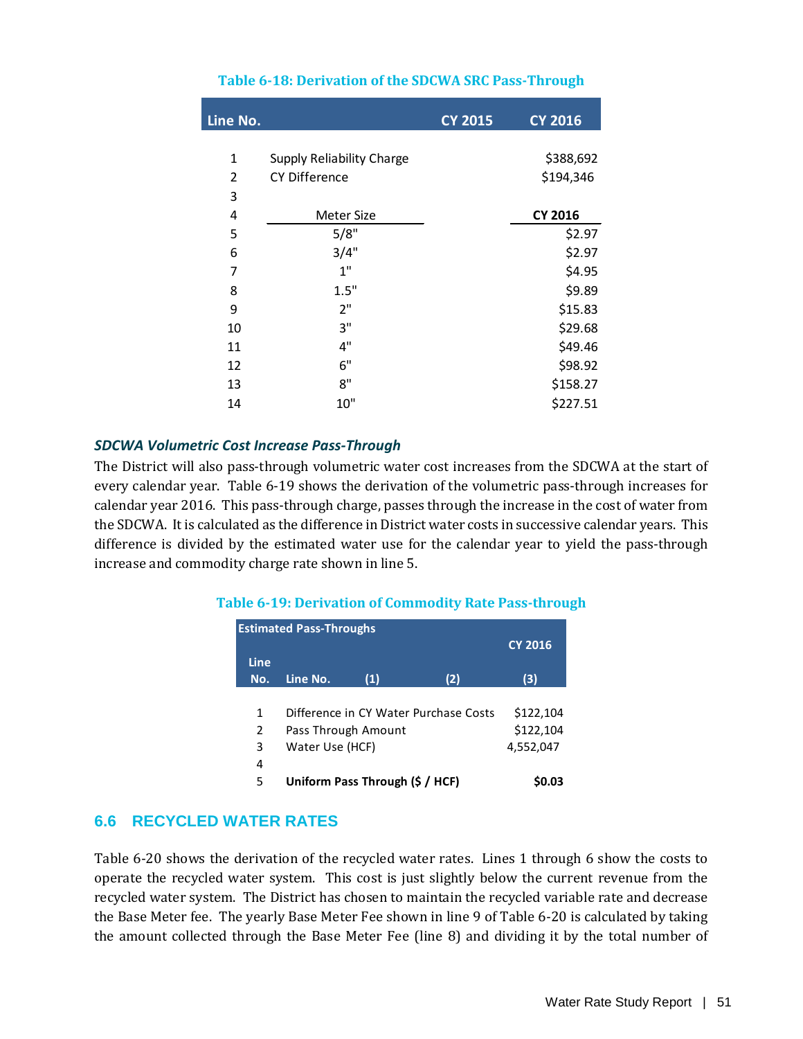**Table 6-18: Derivation of the SDCWA SRC Pass-Through**

| Line No. | | CY 2015 | CY 2016 |
|---|---|---|---|
| 1 | Supply Reliability Charge | | $388,692 |
| 2 | CY Difference | | $194,346 |
| 3 | | | |
| 4 | Meter Size | | CY 2016 |
| 5 | 5/8" | | $2.97 |
| 6 | 3/4" | | $2.97 |
| 7 | 1" | | $4.95 |
| 8 | 1.5" | | $9.89 |
| 9 | 2" | | $15.83 |
| 10 | 3" | | $29.68 |
| 11 | 4" | | $49.46 |
| 12 | 6" | | $98.92 |
| 13 | 8" | | $158.27 |
| 14 | 10" | | $227.51 |

***SDCWA Volumetric Cost Increase Pass-Through***

The District will also pass-through volumetric water cost increases from the SDCWA at the start of every calendar year. Table 6-19 shows the derivation of the volumetric pass-through increases for calendar year 2016. This pass-through charge, passes through the increase in the cost of water from the SDCWA. It is calculated as the difference in District water costs in successive calendar years. This difference is divided by the estimated water use for the calendar year to yield the pass-through increase and commodity charge rate shown in line 5.

**Table 6-19: Derivation of Commodity Rate Pass-through**

| Estimated Pass-Throughs | | | | CY 2016 |
|---|---|---|---|---|
| Line No. | Line No. | (1) | (2) | (3) |
| 1 | Difference in CY Water Purchase Costs | | | $122,104 |
| 2 | Pass Through Amount | | | $122,104 |
| 3 | Water Use (HCF) | | | 4,552,047 |
| 4 | | | | |
| 5 | **Uniform Pass Through ($ / HCF)** | | | **$0.03** |

## 6.6 RECYCLED WATER RATES

Table 6-20 shows the derivation of the recycled water rates. Lines 1 through 6 show the costs to operate the recycled water system. This cost is just slightly below the current revenue from the recycled water system. The District has chosen to maintain the recycled variable rate and decrease the Base Meter fee. The yearly Base Meter Fee shown in line 9 of Table 6-20 is calculated by taking the amount collected through the Base Meter Fee (line 8) and dividing it by the total number of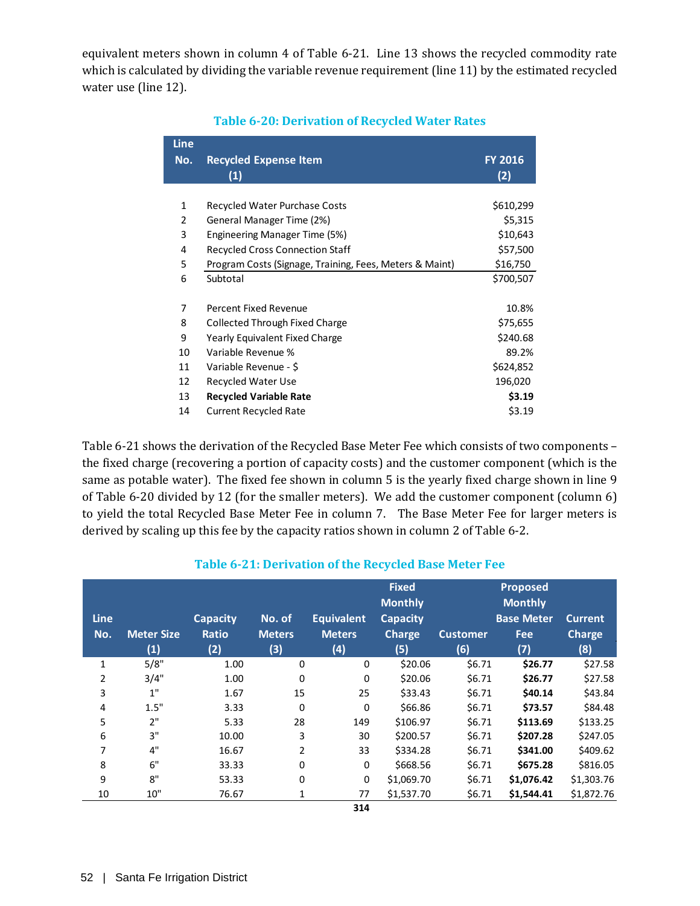equivalent meters shown in column 4 of Table 6-21. Line 13 shows the recycled commodity rate which is calculated by dividing the variable revenue requirement (line 11) by the estimated recycled water use (line 12).

### Table 6-20: Derivation of Recycled Water Rates

| Line No. | Recycled Expense Item (1) | FY 2016 (2) |
|---|---|---|
| 1 | Recycled Water Purchase Costs | $610,299 |
| 2 | General Manager Time (2%) | $5,315 |
| 3 | Engineering Manager Time (5%) | $10,643 |
| 4 | Recycled Cross Connection Staff | $57,500 |
| 5 | Program Costs (Signage, Training, Fees, Meters & Maint) | $16,750 |
| 6 | Subtotal | $700,507 |
| 7 | Percent Fixed Revenue | 10.8% |
| 8 | Collected Through Fixed Charge | $75,655 |
| 9 | Yearly Equivalent Fixed Charge | $240.68 |
| 10 | Variable Revenue % | 89.2% |
| 11 | Variable Revenue - $ | $624,852 |
| 12 | Recycled Water Use | 196,020 |
| 13 | **Recycled Variable Rate** | **$3.19** |
| 14 | Current Recycled Rate | $3.19 |

Table 6-21 shows the derivation of the Recycled Base Meter Fee which consists of two components – the fixed charge (recovering a portion of capacity costs) and the customer component (which is the same as potable water). The fixed fee shown in column 5 is the yearly fixed charge shown in line 9 of Table 6-20 divided by 12 (for the smaller meters). We add the customer component (column 6) to yield the total Recycled Base Meter Fee in column 7. The Base Meter Fee for larger meters is derived by scaling up this fee by the capacity ratios shown in column 2 of Table 6-2.

### Table 6-21: Derivation of the Recycled Base Meter Fee

| Line No. | Meter Size (1) | Capacity Ratio (2) | No. of Meters (3) | Equivalent Meters (4) | Fixed Monthly Capacity Charge (5) | Customer (6) | Proposed Monthly Base Meter Fee (7) | Current Charge (8) |
|---|---|---|---|---|---|---|---|---|
| 1 | 5/8" | 1.00 | 0 | 0 | $20.06 | $6.71 | **$26.77** | $27.58 |
| 2 | 3/4" | 1.00 | 0 | 0 | $20.06 | $6.71 | **$26.77** | $27.58 |
| 3 | 1" | 1.67 | 15 | 25 | $33.43 | $6.71 | **$40.14** | $43.84 |
| 4 | 1.5" | 3.33 | 0 | 0 | $66.86 | $6.71 | **$73.57** | $84.48 |
| 5 | 2" | 5.33 | 28 | 149 | $106.97 | $6.71 | **$113.69** | $133.25 |
| 6 | 3" | 10.00 | 3 | 30 | $200.57 | $6.71 | **$207.28** | $247.05 |
| 7 | 4" | 16.67 | 2 | 33 | $334.28 | $6.71 | **$341.00** | $409.62 |
| 8 | 6" | 33.33 | 0 | 0 | $668.56 | $6.71 | **$675.28** | $816.05 |
| 9 | 8" | 53.33 | 0 | 0 | $1,069.70 | $6.71 | **$1,076.42** | $1,303.76 |
| 10 | 10" | 76.67 | 1 | 77 | $1,537.70 | $6.71 | **$1,544.41** | $1,872.76 |
| | | | | **314** | | | | |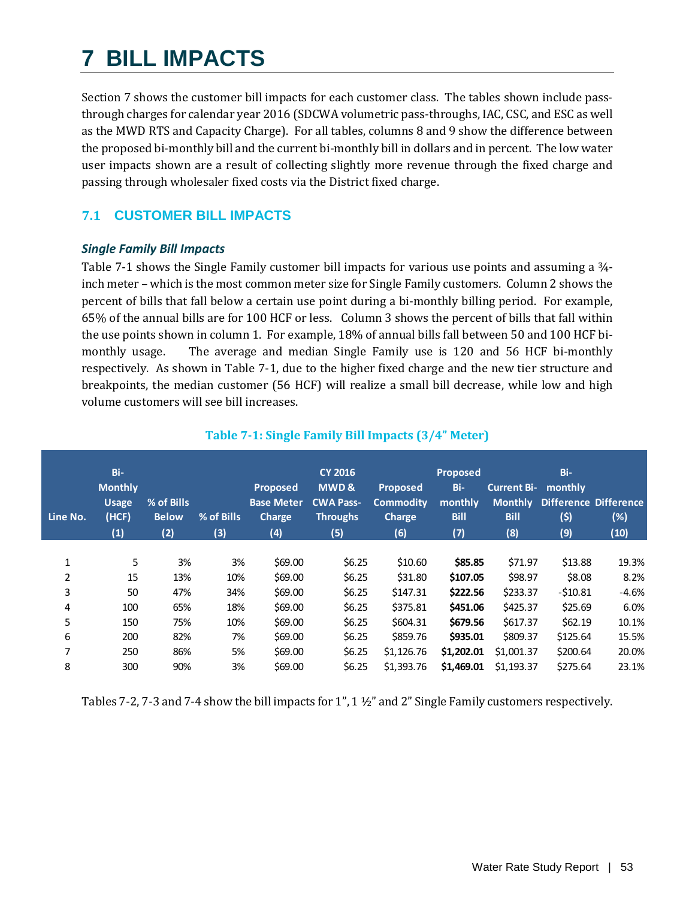# 7 BILL IMPACTS

Section 7 shows the customer bill impacts for each customer class. The tables shown include pass-through charges for calendar year 2016 (SDCWA volumetric pass-throughs, IAC, CSC, and ESC as well as the MWD RTS and Capacity Charge). For all tables, columns 8 and 9 show the difference between the proposed bi-monthly bill and the current bi-monthly bill in dollars and in percent. The low water user impacts shown are a result of collecting slightly more revenue through the fixed charge and passing through wholesaler fixed costs via the District fixed charge.

## 7.1 CUSTOMER BILL IMPACTS

### *Single Family Bill Impacts*

Table 7-1 shows the Single Family customer bill impacts for various use points and assuming a ¾-inch meter – which is the most common meter size for Single Family customers. Column 2 shows the percent of bills that fall below a certain use point during a bi-monthly billing period. For example, 65% of the annual bills are for 100 HCF or less. Column 3 shows the percent of bills that fall within the use points shown in column 1. For example, 18% of annual bills fall between 50 and 100 HCF bi-monthly usage. The average and median Single Family use is 120 and 56 HCF bi-monthly respectively. As shown in Table 7-1, due to the higher fixed charge and the new tier structure and breakpoints, the median customer (56 HCF) will realize a small bill decrease, while low and high volume customers will see bill increases.

**Table 7-1: Single Family Bill Impacts (3/4" Meter)**

| Line No. | Bi-Monthly Usage (HCF) (1) | % of Bills Below (2) | % of Bills (3) | Proposed Base Meter Charge (4) | CY 2016 MWD & CWA Pass-Throughs (5) | Proposed Commodity Charge (6) | Proposed Bi-monthly Bill (7) | Current Bi-Monthly Bill (8) | Bi-monthly Difference ($) (9) | Difference (%) (10) |
|---|---|---|---|---|---|---|---|---|---|---|
| 1 | 5 | 3% | 3% | $69.00 | $6.25 | $10.60 | **$85.85** | $71.97 | $13.88 | 19.3% |
| 2 | 15 | 13% | 10% | $69.00 | $6.25 | $31.80 | **$107.05** | $98.97 | $8.08 | 8.2% |
| 3 | 50 | 47% | 34% | $69.00 | $6.25 | $147.31 | **$222.56** | $233.37 | -$10.81 | -4.6% |
| 4 | 100 | 65% | 18% | $69.00 | $6.25 | $375.81 | **$451.06** | $425.37 | $25.69 | 6.0% |
| 5 | 150 | 75% | 10% | $69.00 | $6.25 | $604.31 | **$679.56** | $617.37 | $62.19 | 10.1% |
| 6 | 200 | 82% | 7% | $69.00 | $6.25 | $859.76 | **$935.01** | $809.37 | $125.64 | 15.5% |
| 7 | 250 | 86% | 5% | $69.00 | $6.25 | $1,126.76 | **$1,202.01** | $1,001.37 | $200.64 | 20.0% |
| 8 | 300 | 90% | 3% | $69.00 | $6.25 | $1,393.76 | **$1,469.01** | $1,193.37 | $275.64 | 23.1% |

Tables 7-2, 7-3 and 7-4 show the bill impacts for 1", 1 ½" and 2" Single Family customers respectively.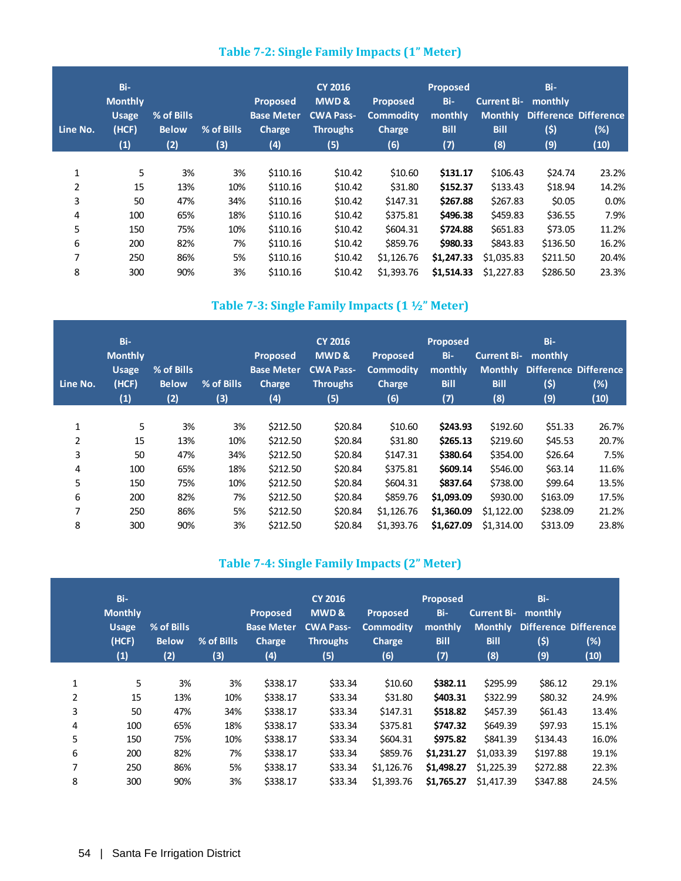### Table 7-2: Single Family Impacts (1" Meter)

| Line No. | Bi-Monthly Usage (HCF) (1) | % of Bills Below (2) | % of Bills (3) | Proposed Base Meter Charge (4) | CY 2016 MWD & CWA Pass-Throughs (5) | Proposed Commodity Charge (6) | Proposed Bi-monthly Bill (7) | Current Bi-Monthly Bill (8) | Bi-monthly Difference ($) (9) | Difference (%) (10) |
|---|---|---|---|---|---|---|---|---|---|---|
| 1 | 5 | 3% | 3% | $110.16 | $10.42 | $10.60 | **$131.17** | $106.43 | $24.74 | 23.2% |
| 2 | 15 | 13% | 10% | $110.16 | $10.42 | $31.80 | **$152.37** | $133.43 | $18.94 | 14.2% |
| 3 | 50 | 47% | 34% | $110.16 | $10.42 | $147.31 | **$267.88** | $267.83 | $0.05 | 0.0% |
| 4 | 100 | 65% | 18% | $110.16 | $10.42 | $375.81 | **$496.38** | $459.83 | $36.55 | 7.9% |
| 5 | 150 | 75% | 10% | $110.16 | $10.42 | $604.31 | **$724.88** | $651.83 | $73.05 | 11.2% |
| 6 | 200 | 82% | 7% | $110.16 | $10.42 | $859.76 | **$980.33** | $843.83 | $136.50 | 16.2% |
| 7 | 250 | 86% | 5% | $110.16 | $10.42 | $1,126.76 | **$1,247.33** | $1,035.83 | $211.50 | 20.4% |
| 8 | 300 | 90% | 3% | $110.16 | $10.42 | $1,393.76 | **$1,514.33** | $1,227.83 | $286.50 | 23.3% |

### Table 7-3: Single Family Impacts (1 ½" Meter)

| Line No. | Bi-Monthly Usage (HCF) (1) | % of Bills Below (2) | % of Bills (3) | Proposed Base Meter Charge (4) | CY 2016 MWD & CWA Pass-Throughs (5) | Proposed Commodity Charge (6) | Proposed Bi-monthly Bill (7) | Current Bi-Monthly Bill (8) | Bi-monthly Difference ($) (9) | Difference (%) (10) |
|---|---|---|---|---|---|---|---|---|---|---|
| 1 | 5 | 3% | 3% | $212.50 | $20.84 | $10.60 | **$243.93** | $192.60 | $51.33 | 26.7% |
| 2 | 15 | 13% | 10% | $212.50 | $20.84 | $31.80 | **$265.13** | $219.60 | $45.53 | 20.7% |
| 3 | 50 | 47% | 34% | $212.50 | $20.84 | $147.31 | **$380.64** | $354.00 | $26.64 | 7.5% |
| 4 | 100 | 65% | 18% | $212.50 | $20.84 | $375.81 | **$609.14** | $546.00 | $63.14 | 11.6% |
| 5 | 150 | 75% | 10% | $212.50 | $20.84 | $604.31 | **$837.64** | $738.00 | $99.64 | 13.5% |
| 6 | 200 | 82% | 7% | $212.50 | $20.84 | $859.76 | **$1,093.09** | $930.00 | $163.09 | 17.5% |
| 7 | 250 | 86% | 5% | $212.50 | $20.84 | $1,126.76 | **$1,360.09** | $1,122.00 | $238.09 | 21.2% |
| 8 | 300 | 90% | 3% | $212.50 | $20.84 | $1,393.76 | **$1,627.09** | $1,314.00 | $313.09 | 23.8% |

### Table 7-4: Single Family Impacts (2" Meter)

| Line No. | Bi-Monthly Usage (HCF) (1) | % of Bills Below (2) | % of Bills (3) | Proposed Base Meter Charge (4) | CY 2016 MWD & CWA Pass-Throughs (5) | Proposed Commodity Charge (6) | Proposed Bi-monthly Bill (7) | Current Bi-Monthly Bill (8) | Bi-monthly Difference ($) (9) | Difference (%) (10) |
|---|---|---|---|---|---|---|---|---|---|---|
| 1 | 5 | 3% | 3% | $338.17 | $33.34 | $10.60 | **$382.11** | $295.99 | $86.12 | 29.1% |
| 2 | 15 | 13% | 10% | $338.17 | $33.34 | $31.80 | **$403.31** | $322.99 | $80.32 | 24.9% |
| 3 | 50 | 47% | 34% | $338.17 | $33.34 | $147.31 | **$518.82** | $457.39 | $61.43 | 13.4% |
| 4 | 100 | 65% | 18% | $338.17 | $33.34 | $375.81 | **$747.32** | $649.39 | $97.93 | 15.1% |
| 5 | 150 | 75% | 10% | $338.17 | $33.34 | $604.31 | **$975.82** | $841.39 | $134.43 | 16.0% |
| 6 | 200 | 82% | 7% | $338.17 | $33.34 | $859.76 | **$1,231.27** | $1,033.39 | $197.88 | 19.1% |
| 7 | 250 | 86% | 5% | $338.17 | $33.34 | $1,126.76 | **$1,498.27** | $1,225.39 | $272.88 | 22.3% |
| 8 | 300 | 90% | 3% | $338.17 | $33.34 | $1,393.76 | **$1,765.27** | $1,417.39 | $347.88 | 24.5% |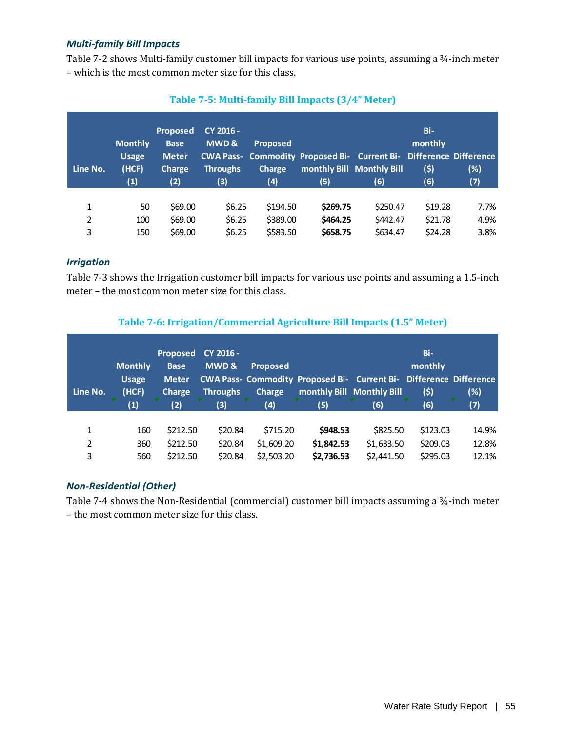### *Multi-family Bill Impacts*

Table 7-2 shows Multi-family customer bill impacts for various use points, assuming a ¾-inch meter – which is the most common meter size for this class.

**Table 7-5: Multi-family Bill Impacts (3/4" Meter)**

| Line No. | Monthly Usage (HCF) (1) | Proposed Base Meter Charge (2) | CY 2016 - MWD & CWA Pass-Throughs (3) | Proposed Commodity Charge (4) | Proposed Bi-monthly Bill (5) | Current Bi-Monthly Bill (6) | Bi-monthly Difference ($) (6) | Difference (%) (7) |
|---|---|---|---|---|---|---|---|---|
| 1 | 50 | $69.00 | $6.25 | $194.50 | **$269.75** | $250.47 | $19.28 | 7.7% |
| 2 | 100 | $69.00 | $6.25 | $389.00 | **$464.25** | $442.47 | $21.78 | 4.9% |
| 3 | 150 | $69.00 | $6.25 | $583.50 | **$658.75** | $634.47 | $24.28 | 3.8% |

### *Irrigation*

Table 7-3 shows the Irrigation customer bill impacts for various use points and assuming a 1.5-inch meter – the most common meter size for this class.

**Table 7-6: Irrigation/Commercial Agriculture Bill Impacts (1.5" Meter)**

| Line No. | Monthly Usage (HCF) (1) | Proposed Base Meter Charge (2) | CY 2016 - MWD & CWA Pass-Throughs (3) | Proposed Commodity Charge (4) | Proposed Bi-monthly Bill (5) | Current Bi-Monthly Bill (6) | Bi-monthly Difference ($) (6) | Difference (%) (7) |
|---|---|---|---|---|---|---|---|---|
| 1 | 160 | $212.50 | $20.84 | $715.20 | **$948.53** | $825.50 | $123.03 | 14.9% |
| 2 | 360 | $212.50 | $20.84 | $1,609.20 | **$1,842.53** | $1,633.50 | $209.03 | 12.8% |
| 3 | 560 | $212.50 | $20.84 | $2,503.20 | **$2,736.53** | $2,441.50 | $295.03 | 12.1% |

### *Non-Residential (Other)*

Table 7-4 shows the Non-Residential (commercial) customer bill impacts assuming a ¾-inch meter – the most common meter size for this class.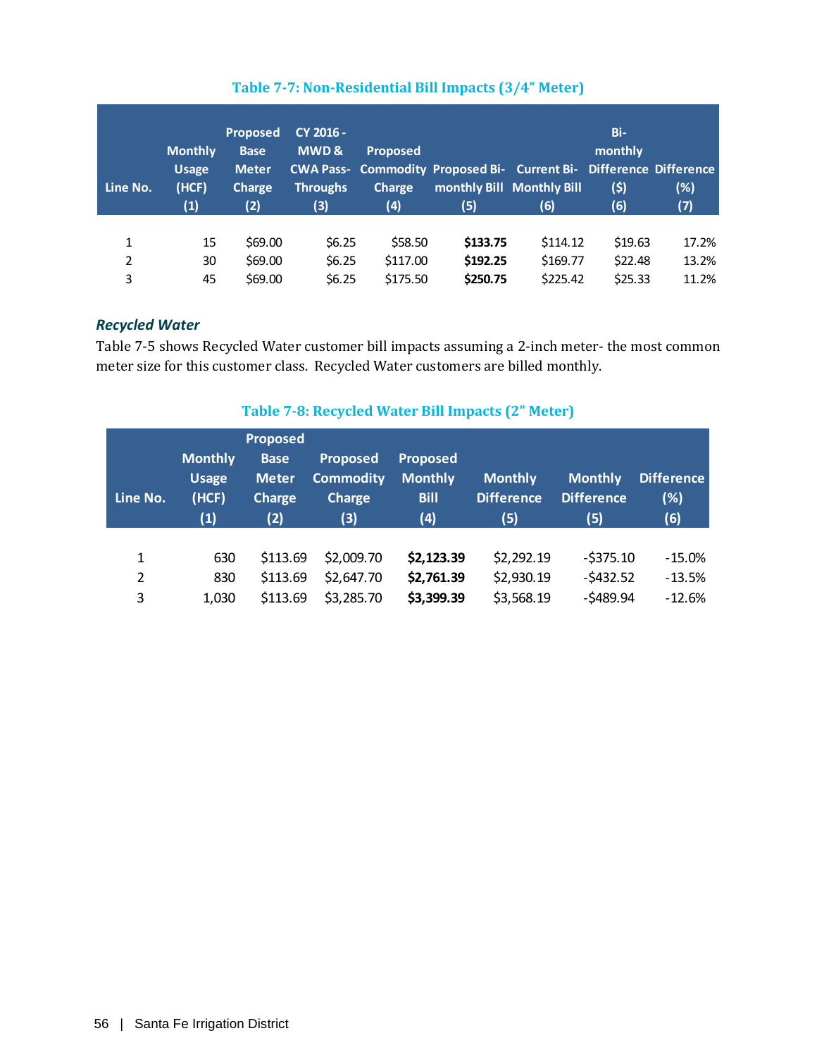**Table 7-7: Non-Residential Bill Impacts (3/4" Meter)**

| Line No. | Monthly Usage (HCF) (1) | Proposed Base Meter Charge (2) | CY 2016 - MWD & CWA Pass-Throughs (3) | Proposed Commodity Charge (4) | Proposed Bi-monthly Bill (5) | Current Bi-Monthly Bill (6) | Bi-monthly Difference ($) (6) | Difference (%) (7) |
|---|---|---|---|---|---|---|---|---|
| 1 | 15 | $69.00 | $6.25 | $58.50 | **$133.75** | $114.12 | $19.63 | 17.2% |
| 2 | 30 | $69.00 | $6.25 | $117.00 | **$192.25** | $169.77 | $22.48 | 13.2% |
| 3 | 45 | $69.00 | $6.25 | $175.50 | **$250.75** | $225.42 | $25.33 | 11.2% |

### *Recycled Water*

Table 7-5 shows Recycled Water customer bill impacts assuming a 2-inch meter- the most common meter size for this customer class. Recycled Water customers are billed monthly.

**Table 7-8: Recycled Water Bill Impacts (2" Meter)**

| Line No. | Monthly Usage (HCF) (1) | Proposed Base Meter Charge (2) | Proposed Commodity Charge (3) | Proposed Monthly Bill (4) | Monthly Difference (5) | Monthly Difference (5) | Difference (%) (6) |
|---|---|---|---|---|---|---|---|
| 1 | 630 | $113.69 | $2,009.70 | **$2,123.39** | $2,292.19 | -$375.10 | -15.0% |
| 2 | 830 | $113.69 | $2,647.70 | **$2,761.39** | $2,930.19 | -$432.52 | -13.5% |
| 3 | 1,030 | $113.69 | $3,285.70 | **$3,399.39** | $3,568.19 | -$489.94 | -12.6% |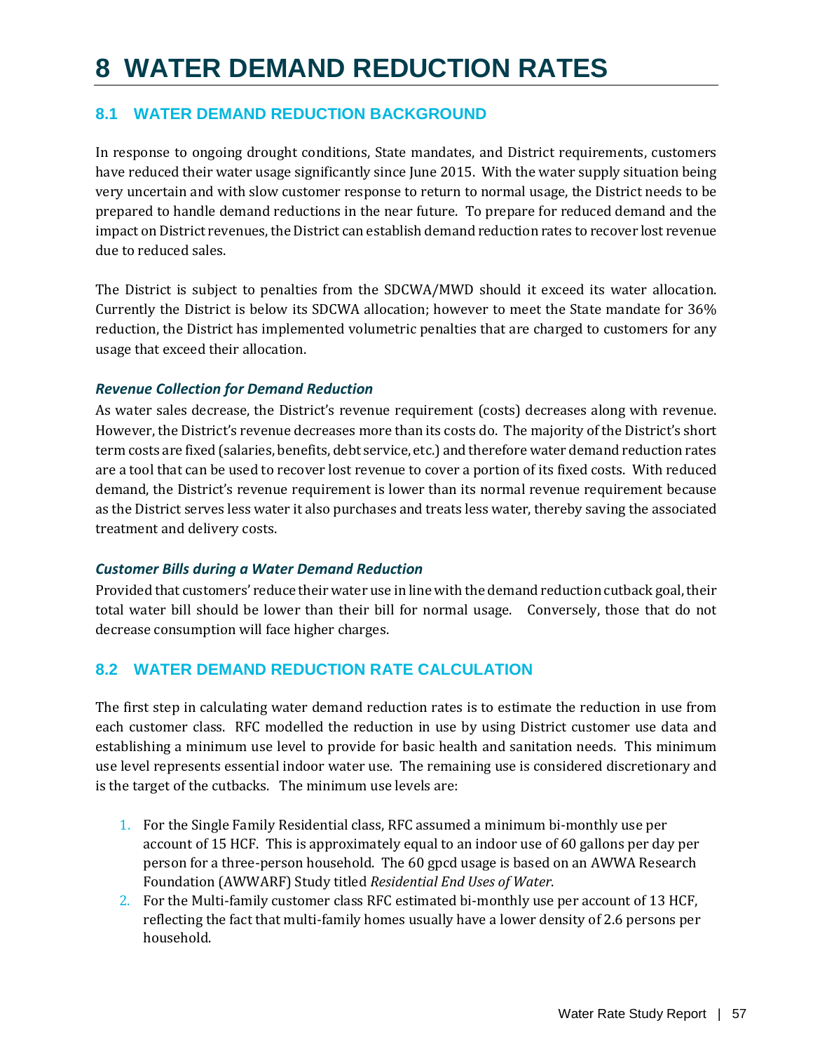# 8 WATER DEMAND REDUCTION RATES

## 8.1 WATER DEMAND REDUCTION BACKGROUND

In response to ongoing drought conditions, State mandates, and District requirements, customers have reduced their water usage significantly since June 2015. With the water supply situation being very uncertain and with slow customer response to return to normal usage, the District needs to be prepared to handle demand reductions in the near future. To prepare for reduced demand and the impact on District revenues, the District can establish demand reduction rates to recover lost revenue due to reduced sales.

The District is subject to penalties from the SDCWA/MWD should it exceed its water allocation. Currently the District is below its SDCWA allocation; however to meet the State mandate for 36% reduction, the District has implemented volumetric penalties that are charged to customers for any usage that exceed their allocation.

### *Revenue Collection for Demand Reduction*

As water sales decrease, the District's revenue requirement (costs) decreases along with revenue. However, the District's revenue decreases more than its costs do. The majority of the District's short term costs are fixed (salaries, benefits, debt service, etc.) and therefore water demand reduction rates are a tool that can be used to recover lost revenue to cover a portion of its fixed costs. With reduced demand, the District's revenue requirement is lower than its normal revenue requirement because as the District serves less water it also purchases and treats less water, thereby saving the associated treatment and delivery costs.

### *Customer Bills during a Water Demand Reduction*

Provided that customers' reduce their water use in line with the demand reduction cutback goal, their total water bill should be lower than their bill for normal usage. Conversely, those that do not decrease consumption will face higher charges.

## 8.2 WATER DEMAND REDUCTION RATE CALCULATION

The first step in calculating water demand reduction rates is to estimate the reduction in use from each customer class. RFC modelled the reduction in use by using District customer use data and establishing a minimum use level to provide for basic health and sanitation needs. This minimum use level represents essential indoor water use. The remaining use is considered discretionary and is the target of the cutbacks. The minimum use levels are:

1. For the Single Family Residential class, RFC assumed a minimum bi-monthly use per account of 15 HCF. This is approximately equal to an indoor use of 60 gallons per day per person for a three-person household. The 60 gpcd usage is based on an AWWA Research Foundation (AWWARF) Study titled *Residential End Uses of Water*.
2. For the Multi-family customer class RFC estimated bi-monthly use per account of 13 HCF, reflecting the fact that multi-family homes usually have a lower density of 2.6 persons per household.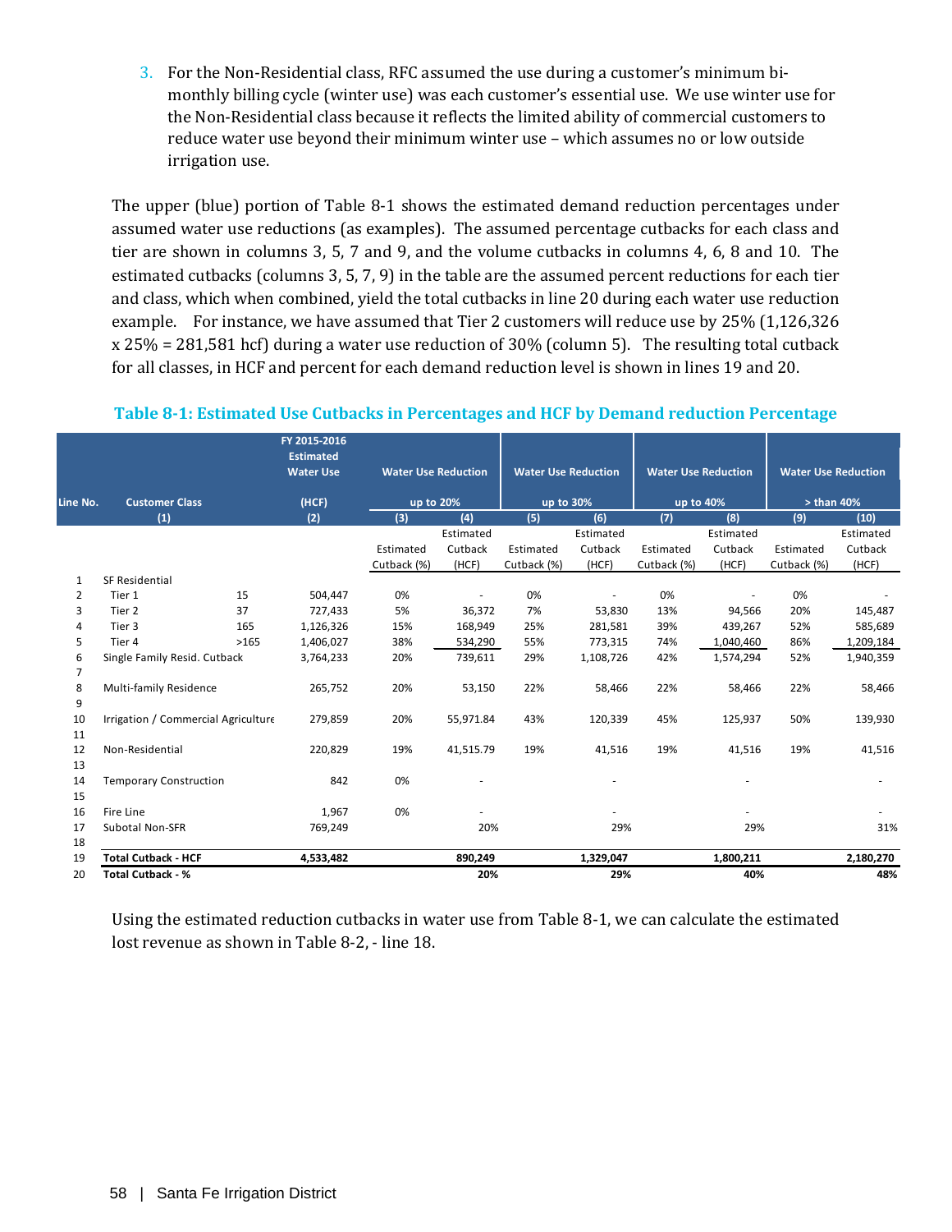3. For the Non-Residential class, RFC assumed the use during a customer's minimum bi-monthly billing cycle (winter use) was each customer's essential use. We use winter use for the Non-Residential class because it reflects the limited ability of commercial customers to reduce water use beyond their minimum winter use – which assumes no or low outside irrigation use.

The upper (blue) portion of Table 8-1 shows the estimated demand reduction percentages under assumed water use reductions (as examples). The assumed percentage cutbacks for each class and tier are shown in columns 3, 5, 7 and 9, and the volume cutbacks in columns 4, 6, 8 and 10. The estimated cutbacks (columns 3, 5, 7, 9) in the table are the assumed percent reductions for each tier and class, which when combined, yield the total cutbacks in line 20 during each water use reduction example. For instance, we have assumed that Tier 2 customers will reduce use by 25% (1,126,326 x 25% = 281,581 hcf) during a water use reduction of 30% (column 5). The resulting total cutback for all classes, in HCF and percent for each demand reduction level is shown in lines 19 and 20.

**Table 8-1: Estimated Use Cutbacks in Percentages and HCF by Demand reduction Percentage**

| Line No. | Customer Class | | FY 2015-2016 Estimated Water Use (HCF) | Water Use Reduction up to 20% | | Water Use Reduction up to 30% | | Water Use Reduction up to 40% | | Water Use Reduction > than 40% | |
|---|---|---|---|---|---|---|---|---|---|---|---|
| | (1) | | (2) | (3) | (4) | (5) | (6) | (7) | (8) | (9) | (10) |
| | | | | Estimated Cutback (%) | Estimated Cutback (HCF) | Estimated Cutback (%) | Estimated Cutback (HCF) | Estimated Cutback (%) | Estimated Cutback (HCF) | Estimated Cutback (%) | Estimated Cutback (HCF) |
| 1 | SF Residential | | | | | | | | | | |
| 2 | Tier 1 | 15 | 504,447 | 0% | - | 0% | - | 0% | - | 0% | - |
| 3 | Tier 2 | 37 | 727,433 | 5% | 36,372 | 7% | 53,830 | 13% | 94,566 | 20% | 145,487 |
| 4 | Tier 3 | 165 | 1,126,326 | 15% | 168,949 | 25% | 281,581 | 39% | 439,267 | 52% | 585,689 |
| 5 | Tier 4 | >165 | 1,406,027 | 38% | 534,290 | 55% | 773,315 | 74% | 1,040,460 | 86% | 1,209,184 |
| 6 | Single Family Resid. Cutback | | 3,764,233 | 20% | 739,611 | 29% | 1,108,726 | 42% | 1,574,294 | 52% | 1,940,359 |
| 7 | | | | | | | | | | | |
| 8 | Multi-family Residence | | 265,752 | 20% | 53,150 | 22% | 58,466 | 22% | 58,466 | 22% | 58,466 |
| 9 | | | | | | | | | | | |
| 10 | Irrigation / Commercial Agriculture | | 279,859 | 20% | 55,971.84 | 43% | 120,339 | 45% | 125,937 | 50% | 139,930 |
| 11 | | | | | | | | | | | |
| 12 | Non-Residential | | 220,829 | 19% | 41,515.79 | 19% | 41,516 | 19% | 41,516 | 19% | 41,516 |
| 13 | | | | | | | | | | | |
| 14 | Temporary Construction | | 842 | 0% | - | | - | | - | | - |
| 15 | | | | | | | | | | | |
| 16 | Fire Line | | 1,967 | 0% | - | | - | | - | | - |
| 17 | Subotal Non-SFR | | 769,249 | | 20% | | 29% | | 29% | | 31% |
| 18 | | | | | | | | | | | |
| 19 | **Total Cutback - HCF** | | **4,533,482** | | **890,249** | | **1,329,047** | | **1,800,211** | | **2,180,270** |
| 20 | **Total Cutback - %** | | | | **20%** | | **29%** | | **40%** | | **48%** |

Using the estimated reduction cutbacks in water use from Table 8-1, we can calculate the estimated lost revenue as shown in Table 8-2, - line 18.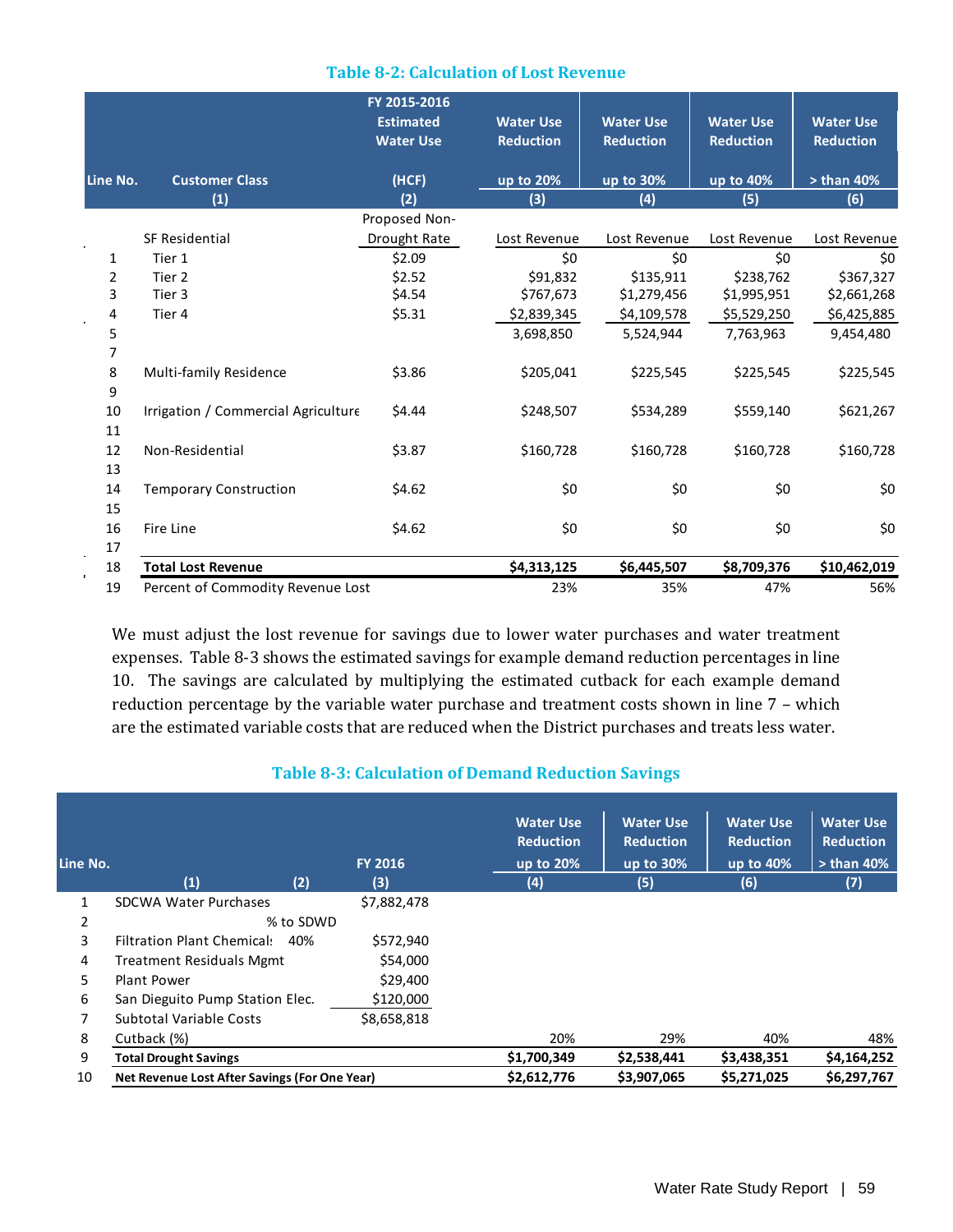### Table 8-2: Calculation of Lost Revenue

| Line No. | Customer Class | FY 2015-2016 Estimated Water Use (HCF) | Water Use Reduction up to 20% | Water Use Reduction up to 30% | Water Use Reduction up to 40% | Water Use Reduction > than 40% |
|---|---|---|---|---|---|---|
| | (1) | (2) | (3) | (4) | (5) | (6) |
| | SF Residential | Proposed Non-Drought Rate | Lost Revenue | Lost Revenue | Lost Revenue | Lost Revenue |
| 1 | Tier 1 | $2.09 | $0 | $0 | $0 | $0 |
| 2 | Tier 2 | $2.52 | $91,832 | $135,911 | $238,762 | $367,327 |
| 3 | Tier 3 | $4.54 | $767,673 | $1,279,456 | $1,995,951 | $2,661,268 |
| 4 | Tier 4 | $5.31 | $2,839,345 | $4,109,578 | $5,529,250 | $6,425,885 |
| 5 | | | 3,698,850 | 5,524,944 | 7,763,963 | 9,454,480 |
| 7 | | | | | | |
| 8 | Multi-family Residence | $3.86 | $205,041 | $225,545 | $225,545 | $225,545 |
| 9 | | | | | | |
| 10 | Irrigation / Commercial Agriculture | $4.44 | $248,507 | $534,289 | $559,140 | $621,267 |
| 11 | | | | | | |
| 12 | Non-Residential | $3.87 | $160,728 | $160,728 | $160,728 | $160,728 |
| 13 | | | | | | |
| 14 | Temporary Construction | $4.62 | $0 | $0 | $0 | $0 |
| 15 | | | | | | |
| 16 | Fire Line | $4.62 | $0 | $0 | $0 | $0 |
| 17 | | | | | | |
| 18 | **Total Lost Revenue** | | **$4,313,125** | **$6,445,507** | **$8,709,376** | **$10,462,019** |
| 19 | Percent of Commodity Revenue Lost | | 23% | 35% | 47% | 56% |

We must adjust the lost revenue for savings due to lower water purchases and water treatment expenses. Table 8-3 shows the estimated savings for example demand reduction percentages in line 10. The savings are calculated by multiplying the estimated cutback for each example demand reduction percentage by the variable water purchase and treatment costs shown in line 7 – which are the estimated variable costs that are reduced when the District purchases and treats less water.

### Table 8-3: Calculation of Demand Reduction Savings

| Line No. | (1) | (2) | FY 2016 (3) | Water Use Reduction up to 20% (4) | Water Use Reduction up to 30% (5) | Water Use Reduction up to 40% (6) | Water Use Reduction > than 40% (7) |
|---|---|---|---|---|---|---|---|
| 1 | SDCWA Water Purchases | | $7,882,478 | | | | |
| 2 | | % to SDWD | | | | | |
| 3 | Filtration Plant Chemicals | 40% | $572,940 | | | | |
| 4 | Treatment Residuals Mgmt | | $54,000 | | | | |
| 5 | Plant Power | | $29,400 | | | | |
| 6 | San Dieguito Pump Station Elec. | | $120,000 | | | | |
| 7 | Subtotal Variable Costs | | $8,658,818 | | | | |
| 8 | Cutback (%) | | | 20% | 29% | 40% | 48% |
| 9 | **Total Drought Savings** | | | **$1,700,349** | **$2,538,441** | **$3,438,351** | **$4,164,252** |
| 10 | **Net Revenue Lost After Savings (For One Year)** | | | **$2,612,776** | **$3,907,065** | **$5,271,025** | **$6,297,767** |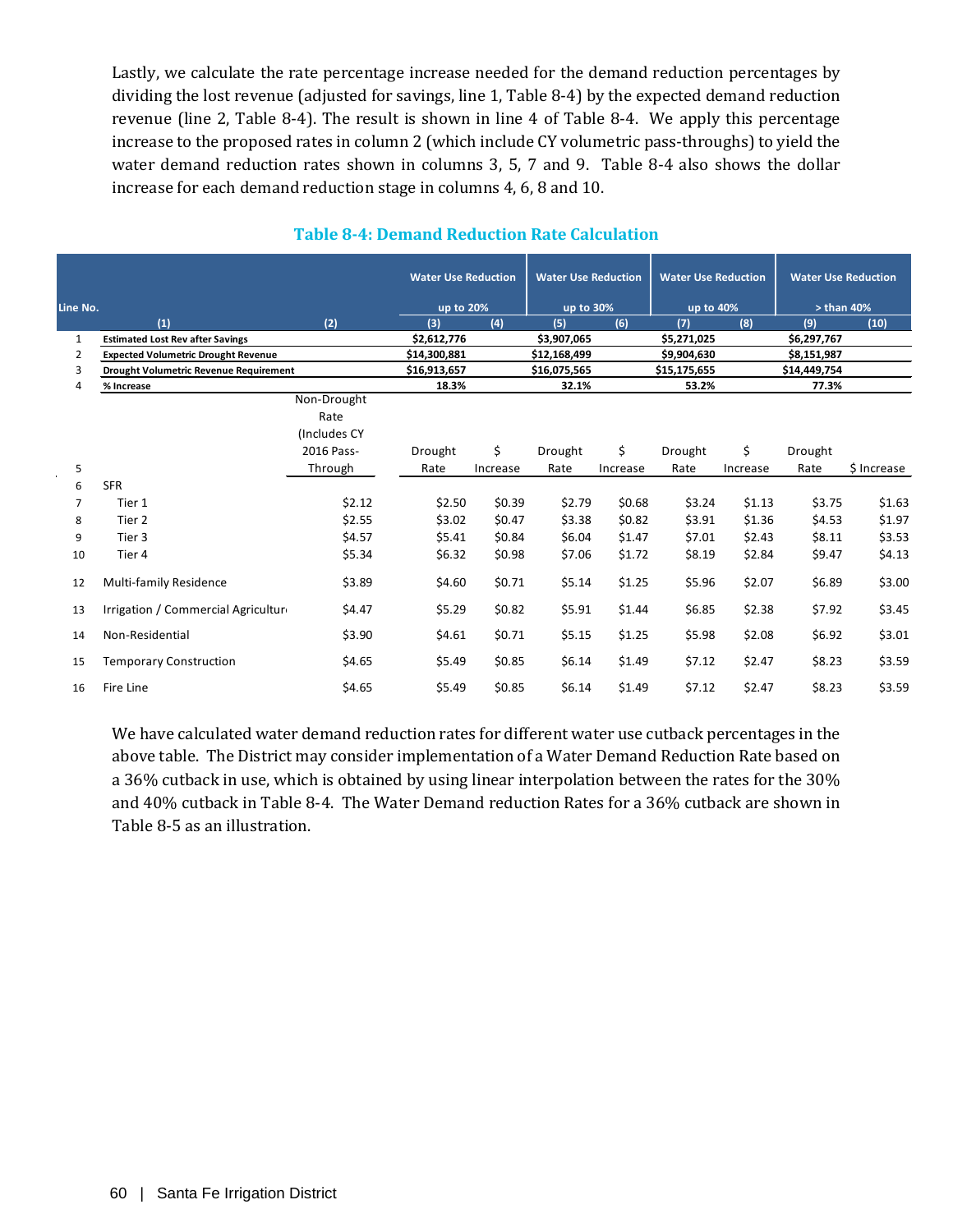Lastly, we calculate the rate percentage increase needed for the demand reduction percentages by dividing the lost revenue (adjusted for savings, line 1, Table 8-4) by the expected demand reduction revenue (line 2, Table 8-4). The result is shown in line 4 of Table 8-4. We apply this percentage increase to the proposed rates in column 2 (which include CY volumetric pass-throughs) to yield the water demand reduction rates shown in columns 3, 5, 7 and 9. Table 8-4 also shows the dollar increase for each demand reduction stage in columns 4, 6, 8 and 10.

**Table 8-4: Demand Reduction Rate Calculation**

| Line No. | | | Water Use Reduction up to 20% | | Water Use Reduction up to 30% | | Water Use Reduction up to 40% | | Water Use Reduction > than 40% | |
|---|---|---|---|---|---|---|---|---|---|---|
| | (1) | (2) | (3) | (4) | (5) | (6) | (7) | (8) | (9) | (10) |
| 1 | **Estimated Lost Rev after Savings** | | **$2,612,776** | | **$3,907,065** | | **$5,271,025** | | **$6,297,767** | |
| 2 | **Expected Volumetric Drought Revenue** | | **$14,300,881** | | **$12,168,499** | | **$9,904,630** | | **$8,151,987** | |
| 3 | **Drought Volumetric Revenue Requirement** | | **$16,913,657** | | **$16,075,565** | | **$15,175,655** | | **$14,449,754** | |
| 4 | **% Increase** | | **18.3%** | | **32.1%** | | **53.2%** | | **77.3%** | |
| 5 | | Non-Drought Rate (Includes CY 2016 Pass-Through | Drought Rate | $ Increase | Drought Rate | $ Increase | Drought Rate | $ Increase | Drought Rate | $ Increase |
| 6 | SFR | | | | | | | | | |
| 7 | Tier 1 | $2.12 | $2.50 | $0.39 | $2.79 | $0.68 | $3.24 | $1.13 | $3.75 | $1.63 |
| 8 | Tier 2 | $2.55 | $3.02 | $0.47 | $3.38 | $0.82 | $3.91 | $1.36 | $4.53 | $1.97 |
| 9 | Tier 3 | $4.57 | $5.41 | $0.84 | $6.04 | $1.47 | $7.01 | $2.43 | $8.11 | $3.53 |
| 10 | Tier 4 | $5.34 | $6.32 | $0.98 | $7.06 | $1.72 | $8.19 | $2.84 | $9.47 | $4.13 |
| 12 | Multi-family Residence | $3.89 | $4.60 | $0.71 | $5.14 | $1.25 | $5.96 | $2.07 | $6.89 | $3.00 |
| 13 | Irrigation / Commercial Agricultur | $4.47 | $5.29 | $0.82 | $5.91 | $1.44 | $6.85 | $2.38 | $7.92 | $3.45 |
| 14 | Non-Residential | $3.90 | $4.61 | $0.71 | $5.15 | $1.25 | $5.98 | $2.08 | $6.92 | $3.01 |
| 15 | Temporary Construction | $4.65 | $5.49 | $0.85 | $6.14 | $1.49 | $7.12 | $2.47 | $8.23 | $3.59 |
| 16 | Fire Line | $4.65 | $5.49 | $0.85 | $6.14 | $1.49 | $7.12 | $2.47 | $8.23 | $3.59 |

We have calculated water demand reduction rates for different water use cutback percentages in the above table. The District may consider implementation of a Water Demand Reduction Rate based on a 36% cutback in use, which is obtained by using linear interpolation between the rates for the 30% and 40% cutback in Table 8-4. The Water Demand reduction Rates for a 36% cutback are shown in Table 8-5 as an illustration.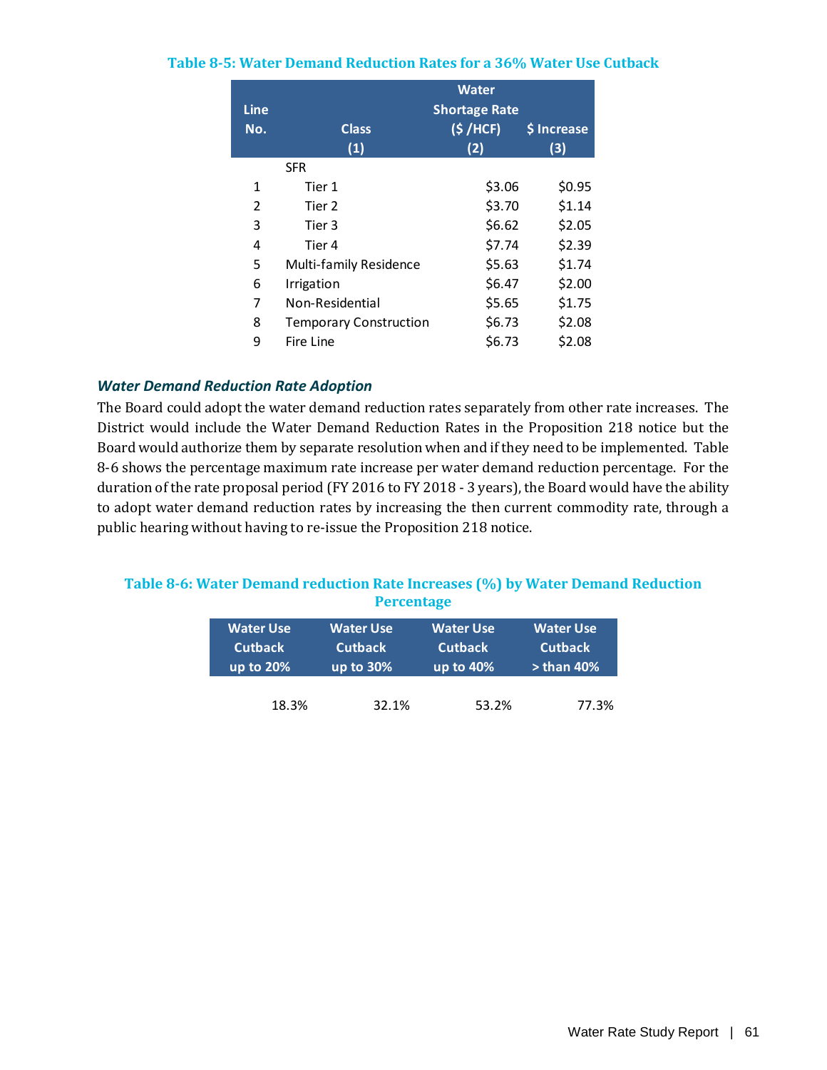**Table 8-5: Water Demand Reduction Rates for a 36% Water Use Cutback**

| Line No. | Class (1) | Water Shortage Rate ($ /HCF) (2) | $ Increase (3) |
|---|---|---|---|
| | SFR | | |
| 1 | Tier 1 | $3.06 | $0.95 |
| 2 | Tier 2 | $3.70 | $1.14 |
| 3 | Tier 3 | $6.62 | $2.05 |
| 4 | Tier 4 | $7.74 | $2.39 |
| 5 | Multi-family Residence | $5.63 | $1.74 |
| 6 | Irrigation | $6.47 | $2.00 |
| 7 | Non-Residential | $5.65 | $1.75 |
| 8 | Temporary Construction | $6.73 | $2.08 |
| 9 | Fire Line | $6.73 | $2.08 |

### *Water Demand Reduction Rate Adoption*

The Board could adopt the water demand reduction rates separately from other rate increases. The District would include the Water Demand Reduction Rates in the Proposition 218 notice but the Board would authorize them by separate resolution when and if they need to be implemented. Table 8-6 shows the percentage maximum rate increase per water demand reduction percentage. For the duration of the rate proposal period (FY 2016 to FY 2018 - 3 years), the Board would have the ability to adopt water demand reduction rates by increasing the then current commodity rate, through a public hearing without having to re-issue the Proposition 218 notice.

**Table 8-6: Water Demand reduction Rate Increases (%) by Water Demand Reduction Percentage**

| Water Use Cutback up to 20% | Water Use Cutback up to 30% | Water Use Cutback up to 40% | Water Use Cutback > than 40% |
|---|---|---|---|
| 18.3% | 32.1% | 53.2% | 77.3% |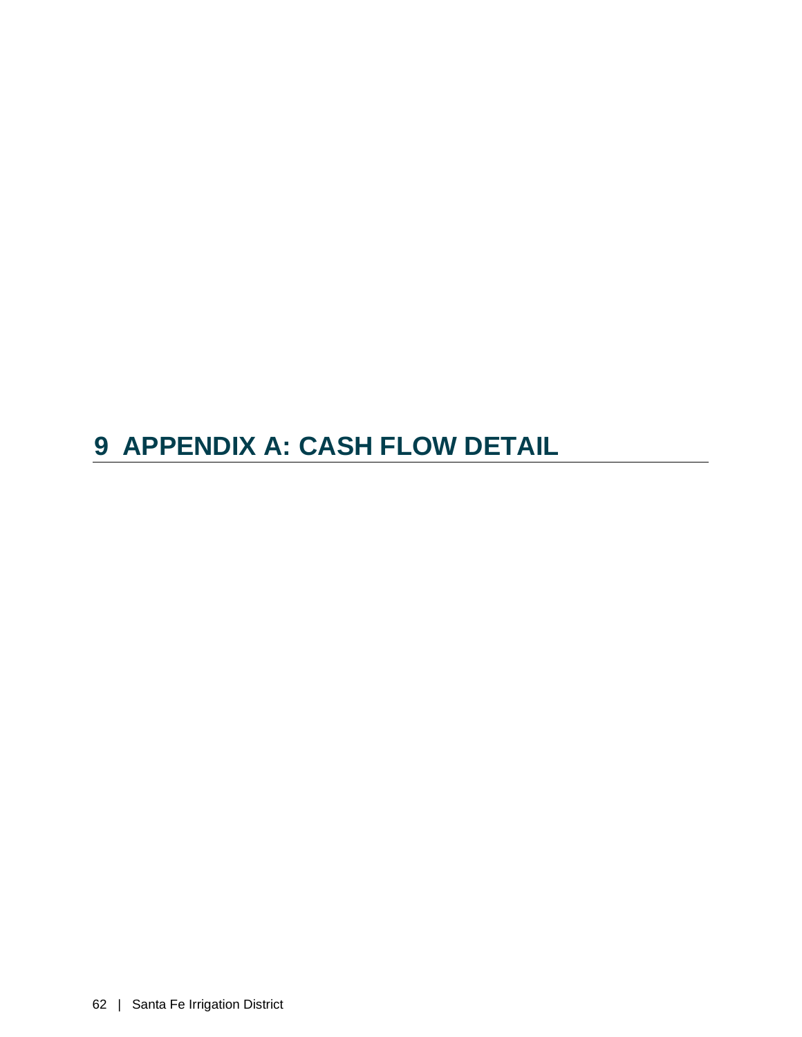# 9 APPENDIX A: CASH FLOW DETAIL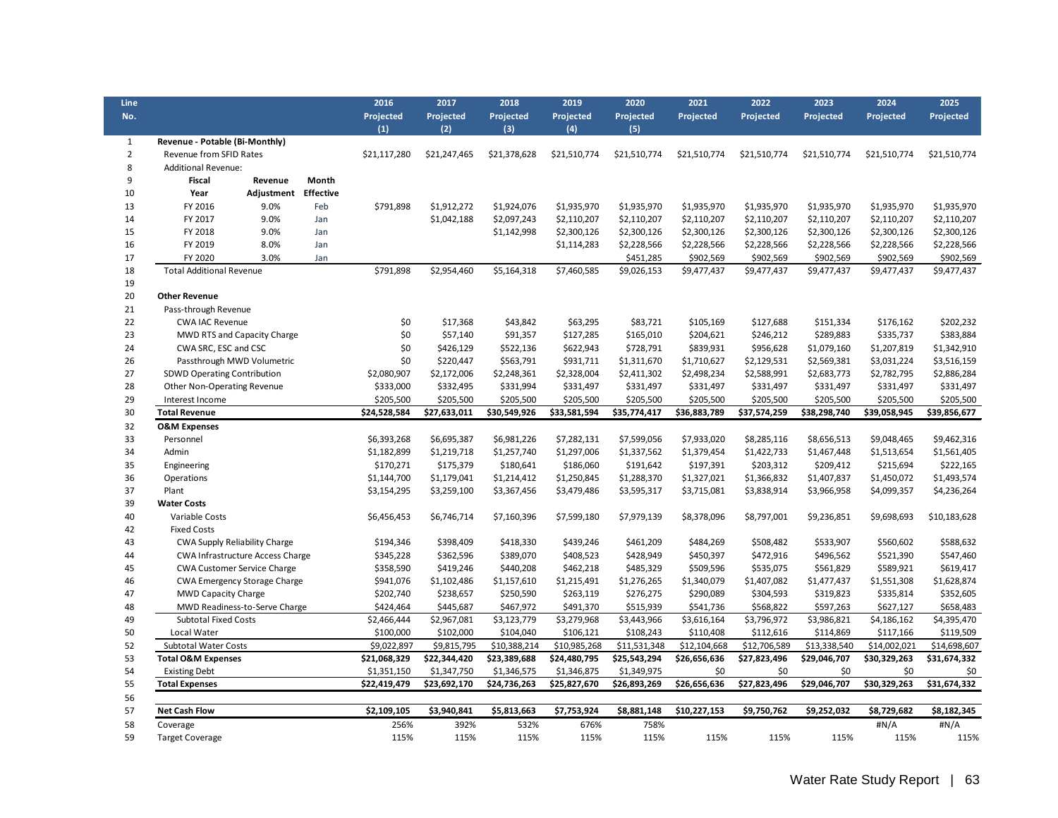| Line No. | | | | 2016 Projected (1) | 2017 Projected (2) | 2018 Projected (3) | 2019 Projected (4) | 2020 Projected (5) | 2021 Projected | 2022 Projected | 2023 Projected | 2024 Projected | 2025 Projected |
|---|---|---|---|---|---|---|---|---|---|---|---|---|---|
| 1 | **Revenue - Potable (Bi-Monthly)** | | | | | | | | | | | | |
| 2 | Revenue from SFID Rates | | | $21,117,280 | $21,247,465 | $21,378,628 | $21,510,774 | $21,510,774 | $21,510,774 | $21,510,774 | $21,510,774 | $21,510,774 | $21,510,774 |
| 8 | Additional Revenue: | | | | | | | | | | | | |
| 9 | **Fiscal** | **Revenue** | **Month** | | | | | | | | | | |
| 10 | **Year** | **Adjustment** | **Effective** | | | | | | | | | | |
| 13 | FY 2016 | 9.0% | Feb | $791,898 | $1,912,272 | $1,924,076 | $1,935,970 | $1,935,970 | $1,935,970 | $1,935,970 | $1,935,970 | $1,935,970 | $1,935,970 |
| 14 | FY 2017 | 9.0% | Jan | | $1,042,188 | $2,097,243 | $2,110,207 | $2,110,207 | $2,110,207 | $2,110,207 | $2,110,207 | $2,110,207 | $2,110,207 |
| 15 | FY 2018 | 9.0% | Jan | | | $1,142,998 | $2,300,126 | $2,300,126 | $2,300,126 | $2,300,126 | $2,300,126 | $2,300,126 | $2,300,126 |
| 16 | FY 2019 | 8.0% | Jan | | | | $1,114,283 | $2,228,566 | $2,228,566 | $2,228,566 | $2,228,566 | $2,228,566 | $2,228,566 |
| 17 | FY 2020 | 3.0% | Jan | | | | | $451,285 | $902,569 | $902,569 | $902,569 | $902,569 | $902,569 |
| 18 | Total Additional Revenue | | | $791,898 | $2,954,460 | $5,164,318 | $7,460,585 | $9,026,153 | $9,477,437 | $9,477,437 | $9,477,437 | $9,477,437 | $9,477,437 |
| 19 | | | | | | | | | | | | | |
| 20 | **Other Revenue** | | | | | | | | | | | | |
| 21 | Pass-through Revenue | | | | | | | | | | | | |
| 22 | CWA IAC Revenue | | | $0 | $17,368 | $43,842 | $63,295 | $83,721 | $105,169 | $127,688 | $151,334 | $176,162 | $202,232 |
| 23 | MWD RTS and Capacity Charge | | | $0 | $57,140 | $91,357 | $127,285 | $165,010 | $204,621 | $246,212 | $289,883 | $335,737 | $383,884 |
| 24 | CWA SRC, ESC and CSC | | | $0 | $426,129 | $522,136 | $622,943 | $728,791 | $839,931 | $956,628 | $1,079,160 | $1,207,819 | $1,342,910 |
| 26 | Passthrough MWD Volumetric | | | $0 | $220,447 | $563,791 | $931,711 | $1,311,670 | $1,710,627 | $2,129,531 | $2,569,381 | $3,031,224 | $3,516,159 |
| 27 | SDWD Operating Contribution | | | $2,080,907 | $2,172,006 | $2,248,361 | $2,328,004 | $2,411,302 | $2,498,234 | $2,588,991 | $2,683,773 | $2,782,795 | $2,886,284 |
| 28 | Other Non-Operating Revenue | | | $333,000 | $332,495 | $331,994 | $331,497 | $331,497 | $331,497 | $331,497 | $331,497 | $331,497 | $331,497 |
| 29 | Interest Income | | | $205,500 | $205,500 | $205,500 | $205,500 | $205,500 | $205,500 | $205,500 | $205,500 | $205,500 | $205,500 |
| 30 | **Total Revenue** | | | **$24,528,584** | **$27,633,011** | **$30,549,926** | **$33,581,594** | **$35,774,417** | **$36,883,789** | **$37,574,259** | **$38,298,740** | **$39,058,945** | **$39,856,677** |
| 32 | **O&M Expenses** | | | | | | | | | | | | |
| 33 | Personnel | | | $6,393,268 | $6,695,387 | $6,981,226 | $7,282,131 | $7,599,056 | $7,933,020 | $8,285,116 | $8,656,513 | $9,048,465 | $9,462,316 |
| 34 | Admin | | | $1,182,899 | $1,219,718 | $1,257,740 | $1,297,006 | $1,337,562 | $1,379,454 | $1,422,733 | $1,467,448 | $1,513,654 | $1,561,405 |
| 35 | Engineering | | | $170,271 | $175,379 | $180,641 | $186,060 | $191,642 | $197,391 | $203,312 | $209,412 | $215,694 | $222,165 |
| 36 | Operations | | | $1,144,700 | $1,179,041 | $1,214,412 | $1,250,845 | $1,288,370 | $1,327,021 | $1,366,832 | $1,407,837 | $1,450,072 | $1,493,574 |
| 37 | Plant | | | $3,154,295 | $3,259,100 | $3,367,456 | $3,479,486 | $3,595,317 | $3,715,081 | $3,838,914 | $3,966,958 | $4,099,357 | $4,236,264 |
| 39 | **Water Costs** | | | | | | | | | | | | |
| 40 | Variable Costs | | | $6,456,453 | $6,746,714 | $7,160,396 | $7,599,180 | $7,979,139 | $8,378,096 | $8,797,001 | $9,236,851 | $9,698,693 | $10,183,628 |
| 42 | Fixed Costs | | | | | | | | | | | | |
| 43 | CWA Supply Reliability Charge | | | $194,346 | $398,409 | $418,330 | $439,246 | $461,209 | $484,269 | $508,482 | $533,907 | $560,602 | $588,632 |
| 44 | CWA Infrastructure Access Charge | | | $345,228 | $362,596 | $389,070 | $408,523 | $428,949 | $450,397 | $472,916 | $496,562 | $521,390 | $547,460 |
| 45 | CWA Customer Service Charge | | | $358,590 | $419,246 | $440,208 | $462,218 | $485,329 | $509,596 | $535,075 | $561,829 | $589,921 | $619,417 |
| 46 | CWA Emergency Storage Charge | | | $941,076 | $1,102,486 | $1,157,610 | $1,215,491 | $1,276,265 | $1,340,079 | $1,407,082 | $1,477,437 | $1,551,308 | $1,628,874 |
| 47 | MWD Capacity Charge | | | $202,740 | $238,657 | $250,590 | $263,119 | $276,275 | $290,089 | $304,593 | $319,823 | $335,814 | $352,605 |
| 48 | MWD Readiness-to-Serve Charge | | | $424,464 | $445,687 | $467,972 | $491,370 | $515,939 | $541,736 | $568,822 | $597,263 | $627,127 | $658,483 |
| 49 | Subtotal Fixed Costs | | | $2,466,444 | $2,967,081 | $3,123,779 | $3,279,968 | $3,443,966 | $3,616,164 | $3,796,972 | $3,986,821 | $4,186,162 | $4,395,470 |
| 50 | Local Water | | | $100,000 | $102,000 | $104,040 | $106,121 | $108,243 | $110,408 | $112,616 | $114,869 | $117,166 | $119,509 |
| 52 | Subtotal Water Costs | | | $9,022,897 | $9,815,795 | $10,388,214 | $10,985,268 | $11,531,348 | $12,104,668 | $12,706,589 | $13,338,540 | $14,002,021 | $14,698,607 |
| 53 | **Total O&M Expenses** | | | **$21,068,329** | **$22,344,420** | **$23,389,688** | **$24,480,795** | **$25,543,294** | **$26,656,636** | **$27,823,496** | **$29,046,707** | **$30,329,263** | **$31,674,332** |
| 54 | Existing Debt | | | $1,351,150 | $1,347,750 | $1,346,575 | $1,346,875 | $1,349,975 | $0 | $0 | $0 | $0 | $0 |
| 55 | **Total Expenses** | | | **$22,419,479** | **$23,692,170** | **$24,736,263** | **$25,827,670** | **$26,893,269** | **$26,656,636** | **$27,823,496** | **$29,046,707** | **$30,329,263** | **$31,674,332** |
| 56 | | | | | | | | | | | | | |
| 57 | **Net Cash Flow** | | | **$2,109,105** | **$3,940,841** | **$5,813,663** | **$7,753,924** | **$8,881,148** | **$10,227,153** | **$9,750,762** | **$9,252,032** | **$8,729,682** | **$8,182,345** |
| 58 | Coverage | | | 256% | 392% | 532% | 676% | 758% | | | | #N/A | #N/A |
| 59 | Target Coverage | | | 115% | 115% | 115% | 115% | 115% | 115% | 115% | 115% | 115% | 115% |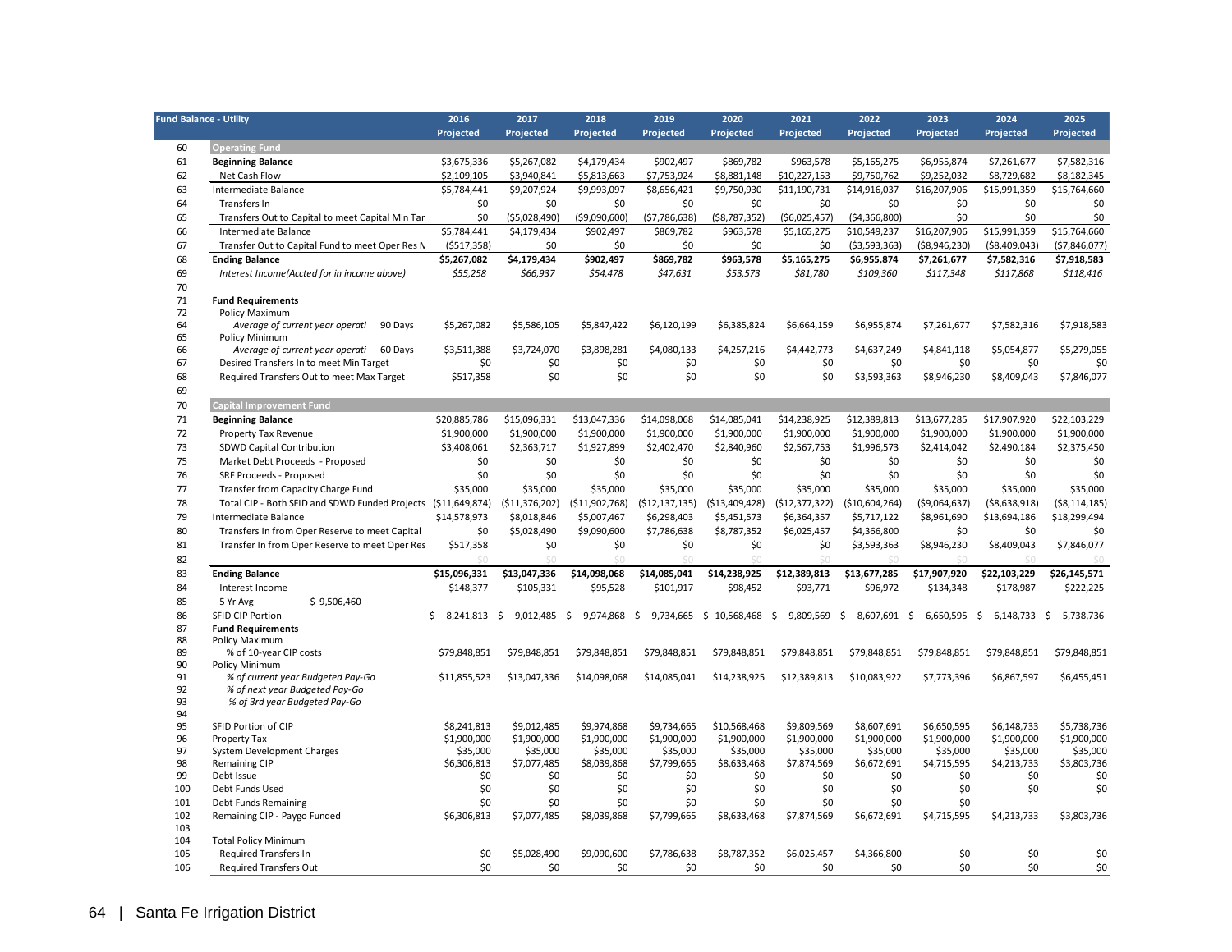| | Fund Balance - Utility | 2016 Projected | 2017 Projected | 2018 Projected | 2019 Projected | 2020 Projected | 2021 Projected | 2022 Projected | 2023 Projected | 2024 Projected | 2025 Projected |
|---|---|---|---|---|---|---|---|---|---|---|---|
| 60 | **Operating Fund** | | | | | | | | | | |
| 61 | **Beginning Balance** | $3,675,336 | $5,267,082 | $4,179,434 | $902,497 | $869,782 | $963,578 | $5,165,275 | $6,955,874 | $7,261,677 | $7,582,316 |
| 62 | Net Cash Flow | $2,109,105 | $3,940,841 | $5,813,663 | $7,753,924 | $8,881,148 | $10,227,153 | $9,750,762 | $9,252,032 | $8,729,682 | $8,182,345 |
| 63 | Intermediate Balance | $5,784,441 | $9,207,924 | $9,993,097 | $8,656,421 | $9,750,930 | $11,190,731 | $14,916,037 | $16,207,906 | $15,991,359 | $15,764,660 |
| 64 | Transfers In | $0 | $0 | $0 | $0 | $0 | $0 | $0 | $0 | $0 | $0 |
| 65 | Transfers Out to Capital to meet Capital Min Tar | $0 | ($5,028,490) | ($9,090,600) | ($7,786,638) | ($8,787,352) | ($6,025,457) | ($4,366,800) | $0 | $0 | $0 |
| 66 | Intermediate Balance | $5,784,441 | $4,179,434 | $902,497 | $869,782 | $963,578 | $5,165,275 | $10,549,237 | $16,207,906 | $15,991,359 | $15,764,660 |
| 67 | Transfer Out to Capital Fund to meet Oper Res N | ($517,358) | $0 | $0 | $0 | $0 | $0 | ($3,593,363) | ($8,946,230) | ($8,409,043) | ($7,846,077) |
| 68 | **Ending Balance** | **$5,267,082** | **$4,179,434** | **$902,497** | **$869,782** | **$963,578** | **$5,165,275** | **$6,955,874** | **$7,261,677** | **$7,582,316** | **$7,918,583** |
| 69 | *Interest Income(Accted for in income above)* | *$55,258* | *$66,937* | *$54,478* | *$47,631* | *$53,573* | *$81,780* | *$109,360* | *$117,348* | *$117,868* | *$118,416* |
| 70 | | | | | | | | | | | |
| 71 | **Fund Requirements** | | | | | | | | | | |
| 72 | Policy Maximum | | | | | | | | | | |
| 64 | *Average of current year operati* 90 Days | $5,267,082 | $5,586,105 | $5,847,422 | $6,120,199 | $6,385,824 | $6,664,159 | $6,955,874 | $7,261,677 | $7,582,316 | $7,918,583 |
| 65 | Policy Minimum | | | | | | | | | | |
| 66 | *Average of current year operati* 60 Days | $3,511,388 | $3,724,070 | $3,898,281 | $4,080,133 | $4,257,216 | $4,442,773 | $4,637,249 | $4,841,118 | $5,054,877 | $5,279,055 |
| 67 | Desired Transfers In to meet Min Target | $0 | $0 | $0 | $0 | $0 | $0 | $0 | $0 | $0 | $0 |
| 68 | Required Transfers Out to meet Max Target | $517,358 | $0 | $0 | $0 | $0 | $0 | $3,593,363 | $8,946,230 | $8,409,043 | $7,846,077 |
| 69 | | | | | | | | | | | |
| 70 | **Capital Improvement Fund** | | | | | | | | | | |
| 71 | **Beginning Balance** | $20,885,786 | $15,096,331 | $13,047,336 | $14,098,068 | $14,085,041 | $14,238,925 | $12,389,813 | $13,677,285 | $17,907,920 | $22,103,229 |
| 72 | Property Tax Revenue | $1,900,000 | $1,900,000 | $1,900,000 | $1,900,000 | $1,900,000 | $1,900,000 | $1,900,000 | $1,900,000 | $1,900,000 | $1,900,000 |
| 73 | SDWD Capital Contribution | $3,408,061 | $2,363,717 | $1,927,899 | $2,402,470 | $2,840,960 | $2,567,753 | $1,996,573 | $2,414,042 | $2,490,184 | $2,375,450 |
| 75 | Market Debt Proceeds - Proposed | $0 | $0 | $0 | $0 | $0 | $0 | $0 | $0 | $0 | $0 |
| 76 | SRF Proceeds - Proposed | $0 | $0 | $0 | $0 | $0 | $0 | $0 | $0 | $0 | $0 |
| 77 | Transfer from Capacity Charge Fund | $35,000 | $35,000 | $35,000 | $35,000 | $35,000 | $35,000 | $35,000 | $35,000 | $35,000 | $35,000 |
| 78 | Total CIP - Both SFID and SDWD Funded Projects | ($11,649,874) | ($11,376,202) | ($11,902,768) | ($12,137,135) | ($13,409,428) | ($12,377,322) | ($10,604,264) | ($9,064,637) | ($8,638,918) | ($8,114,185) |
| 79 | Intermediate Balance | $14,578,973 | $8,018,846 | $5,007,467 | $6,298,403 | $5,451,573 | $6,364,357 | $5,717,122 | $8,961,690 | $13,694,186 | $18,299,494 |
| 80 | Transfers In from Oper Reserve to meet Capital | $0 | $5,028,490 | $9,090,600 | $7,786,638 | $8,787,352 | $6,025,457 | $4,366,800 | $0 | $0 | $0 |
| 81 | Transfer In from Oper Reserve to meet Oper Res | $517,358 | $0 | $0 | $0 | $0 | $0 | $3,593,363 | $8,946,230 | $8,409,043 | $7,846,077 |
| 82 | | $0 | $0 | $0 | $0 | $0 | $0 | $0 | $0 | $0 | $0 |
| 83 | **Ending Balance** | **$15,096,331** | **$13,047,336** | **$14,098,068** | **$14,085,041** | **$14,238,925** | **$12,389,813** | **$13,677,285** | **$17,907,920** | **$22,103,229** | **$26,145,571** |
| 84 | Interest Income | $148,377 | $105,331 | $95,528 | $101,917 | $98,452 | $93,771 | $96,972 | $134,348 | $178,987 | $222,225 |
| 85 | 5 Yr Avg $ 9,506,460 | | | | | | | | | | |
| 86 | SFID CIP Portion | $ 8,241,813 | $ 9,012,485 | $ 9,974,868 | $ 9,734,665 | $ 10,568,468 | $ 9,809,569 | $ 8,607,691 | $ 6,650,595 | $ 6,148,733 | $ 5,738,736 |
| 87 | **Fund Requirements** | | | | | | | | | | |
| 88 | Policy Maximum | | | | | | | | | | |
| 89 | % of 10-year CIP costs | $79,848,851 | $79,848,851 | $79,848,851 | $79,848,851 | $79,848,851 | $79,848,851 | $79,848,851 | $79,848,851 | $79,848,851 | $79,848,851 |
| 90 | Policy Minimum | | | | | | | | | | |
| 91 | *% of current year Budgeted Pay-Go* | $11,855,523 | $13,047,336 | $14,098,068 | $14,085,041 | $14,238,925 | $12,389,813 | $10,083,922 | $7,773,396 | $6,867,597 | $6,455,451 |
| 92 | *% of next year Budgeted Pay-Go* | | | | | | | | | | |
| 93 | *% of 3rd year Budgeted Pay-Go* | | | | | | | | | | |
| 94 | | | | | | | | | | | |
| 95 | SFID Portion of CIP | $8,241,813 | $9,012,485 | $9,974,868 | $9,734,665 | $10,568,468 | $9,809,569 | $8,607,691 | $6,650,595 | $6,148,733 | $5,738,736 |
| 96 | Property Tax | $1,900,000 | $1,900,000 | $1,900,000 | $1,900,000 | $1,900,000 | $1,900,000 | $1,900,000 | $1,900,000 | $1,900,000 | $1,900,000 |
| 97 | System Development Charges | $35,000 | $35,000 | $35,000 | $35,000 | $35,000 | $35,000 | $35,000 | $35,000 | $35,000 | $35,000 |
| 98 | Remaining CIP | $6,306,813 | $7,077,485 | $8,039,868 | $7,799,665 | $8,633,468 | $7,874,569 | $6,672,691 | $4,715,595 | $4,213,733 | $3,803,736 |
| 99 | Debt Issue | $0 | $0 | $0 | $0 | $0 | $0 | $0 | $0 | $0 | $0 |
| 100 | Debt Funds Used | $0 | $0 | $0 | $0 | $0 | $0 | $0 | $0 | $0 | $0 |
| 101 | Debt Funds Remaining | $0 | $0 | $0 | $0 | $0 | $0 | $0 | $0 | | |
| 102 | Remaining CIP - Paygo Funded | $6,306,813 | $7,077,485 | $8,039,868 | $7,799,665 | $8,633,468 | $7,874,569 | $6,672,691 | $4,715,595 | $4,213,733 | $3,803,736 |
| 103 | | | | | | | | | | | |
| 104 | Total Policy Minimum | | | | | | | | | | |
| 105 | Required Transfers In | $0 | $5,028,490 | $9,090,600 | $7,786,638 | $8,787,352 | $6,025,457 | $4,366,800 | $0 | $0 | $0 |
| 106 | Required Transfers Out | $0 | $0 | $0 | $0 | $0 | $0 | $0 | $0 | $0 | $0 |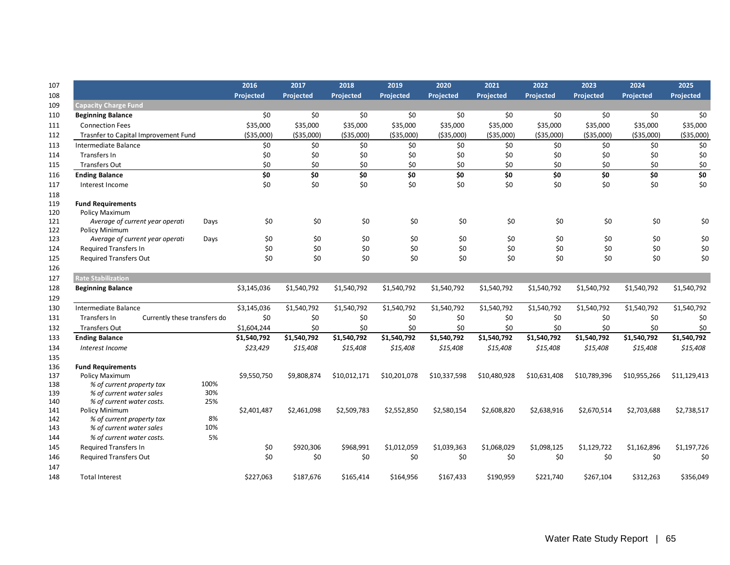| | | 2016 Projected | 2017 Projected | 2018 Projected | 2019 Projected | 2020 Projected | 2021 Projected | 2022 Projected | 2023 Projected | 2024 Projected | 2025 Projected |
|---|---|---|---|---|---|---|---|---|---|---|---|
| **Capacity Charge Fund** | | | | | | | | | | | |
| **Beginning Balance** | | $0 | $0 | $0 | $0 | $0 | $0 | $0 | $0 | $0 | $0 |
| Connection Fees | | $35,000 | $35,000 | $35,000 | $35,000 | $35,000 | $35,000 | $35,000 | $35,000 | $35,000 | $35,000 |
| Trasnfer to Capital Improvement Fund | | ($35,000) | ($35,000) | ($35,000) | ($35,000) | ($35,000) | ($35,000) | ($35,000) | ($35,000) | ($35,000) | ($35,000) |
| Intermediate Balance | | $0 | $0 | $0 | $0 | $0 | $0 | $0 | $0 | $0 | $0 |
| Transfers In | | $0 | $0 | $0 | $0 | $0 | $0 | $0 | $0 | $0 | $0 |
| Transfers Out | | $0 | $0 | $0 | $0 | $0 | $0 | $0 | $0 | $0 | $0 |
| **Ending Balance** | | **$0** | **$0** | **$0** | **$0** | **$0** | **$0** | **$0** | **$0** | **$0** | **$0** |
| Interest Income | | $0 | $0 | $0 | $0 | $0 | $0 | $0 | $0 | $0 | $0 |
| | | | | | | | | | | | |
| **Fund Requirements** | | | | | | | | | | | |
| Policy Maximum | | | | | | | | | | | |
| *Average of current year operati* | Days | $0 | $0 | $0 | $0 | $0 | $0 | $0 | $0 | $0 | $0 |
| Policy Minimum | | | | | | | | | | | |
| *Average of current year operati* | Days | $0 | $0 | $0 | $0 | $0 | $0 | $0 | $0 | $0 | $0 |
| Required Transfers In | | $0 | $0 | $0 | $0 | $0 | $0 | $0 | $0 | $0 | $0 |
| Required Transfers Out | | $0 | $0 | $0 | $0 | $0 | $0 | $0 | $0 | $0 | $0 |
| | | | | | | | | | | | |
| **Rate Stabilization** | | | | | | | | | | | |
| **Beginning Balance** | | $3,145,036 | $1,540,792 | $1,540,792 | $1,540,792 | $1,540,792 | $1,540,792 | $1,540,792 | $1,540,792 | $1,540,792 | $1,540,792 |
| | | | | | | | | | | | |
| Intermediate Balance | | $3,145,036 | $1,540,792 | $1,540,792 | $1,540,792 | $1,540,792 | $1,540,792 | $1,540,792 | $1,540,792 | $1,540,792 | $1,540,792 |
| Transfers In | Currently these transfers do | $0 | $0 | $0 | $0 | $0 | $0 | $0 | $0 | $0 | $0 |
| Transfers Out | | $1,604,244 | $0 | $0 | $0 | $0 | $0 | $0 | $0 | $0 | $0 |
| **Ending Balance** | | **$1,540,792** | **$1,540,792** | **$1,540,792** | **$1,540,792** | **$1,540,792** | **$1,540,792** | **$1,540,792** | **$1,540,792** | **$1,540,792** | **$1,540,792** |
| *Interest Income* | | *$23,429* | *$15,408* | *$15,408* | *$15,408* | *$15,408* | *$15,408* | *$15,408* | *$15,408* | *$15,408* | *$15,408* |
| | | | | | | | | | | | |
| **Fund Requirements** | | | | | | | | | | | |
| Policy Maximum | | $9,550,750 | $9,808,874 | $10,012,171 | $10,201,078 | $10,337,598 | $10,480,928 | $10,631,408 | $10,789,396 | $10,955,266 | $11,129,413 |
| *% of current property tax* | 100% | | | | | | | | | | |
| *% of current water sales* | 30% | | | | | | | | | | |
| *% of current water costs.* | 25% | | | | | | | | | | |
| Policy Minimum | | $2,401,487 | $2,461,098 | $2,509,783 | $2,552,850 | $2,580,154 | $2,608,820 | $2,638,916 | $2,670,514 | $2,703,688 | $2,738,517 |
| *% of current property tax* | 8% | | | | | | | | | | |
| *% of current water sales* | 10% | | | | | | | | | | |
| *% of current water costs.* | 5% | | | | | | | | | | |
| Required Transfers In | | $0 | $920,306 | $968,991 | $1,012,059 | $1,039,363 | $1,068,029 | $1,098,125 | $1,129,722 | $1,162,896 | $1,197,726 |
| Required Transfers Out | | $0 | $0 | $0 | $0 | $0 | $0 | $0 | $0 | $0 | $0 |
| | | | | | | | | | | | |
| Total Interest | | $227,063 | $187,676 | $165,414 | $164,956 | $167,433 | $190,959 | $221,740 | $267,104 | $312,263 | $356,049 |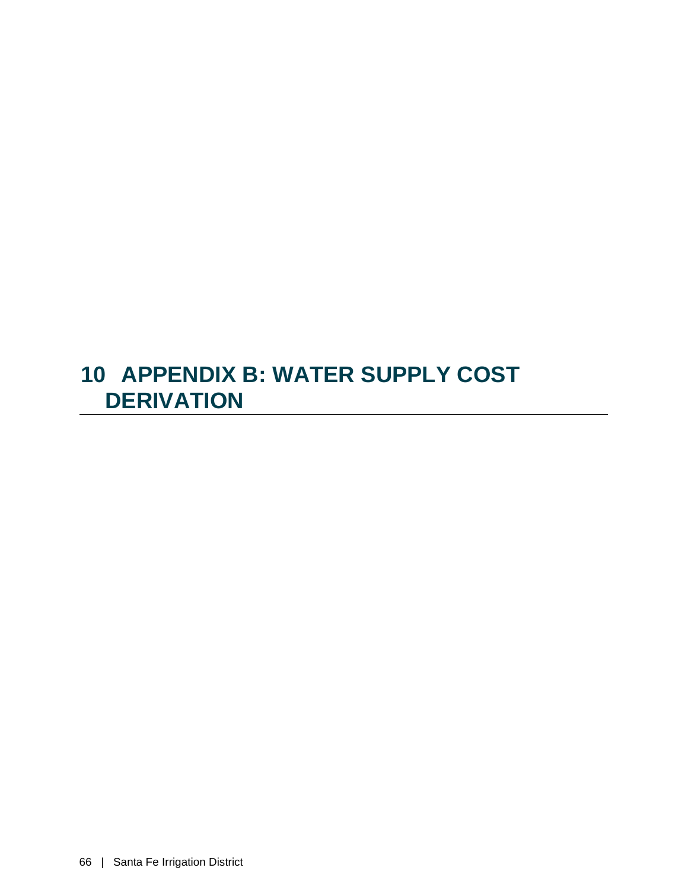# 10 APPENDIX B: WATER SUPPLY COST DERIVATION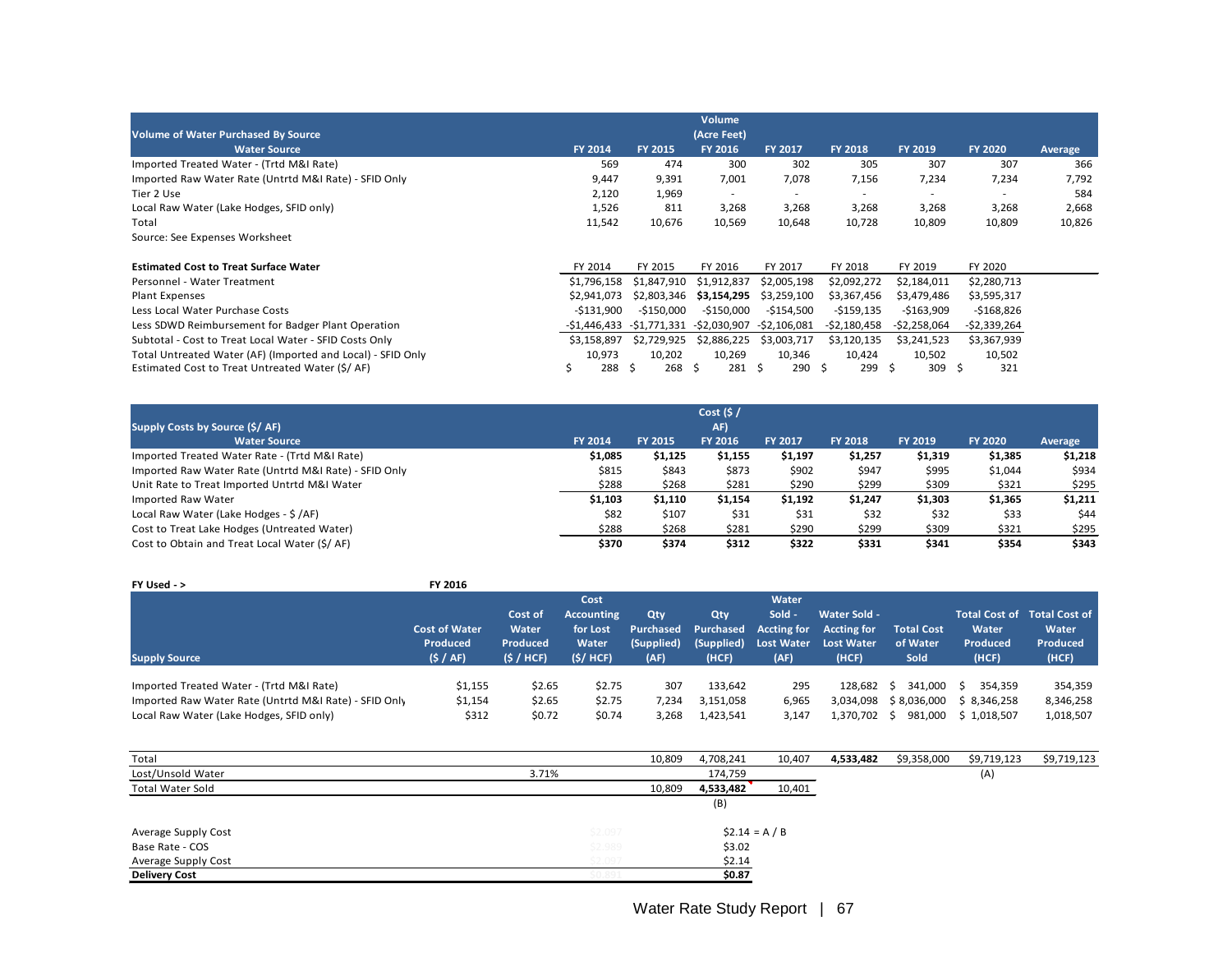| Volume of Water Purchased By Source<br>Water Source | FY 2014 | FY 2015 | Volume (Acre Feet)<br>FY 2016 | FY 2017 | FY 2018 | FY 2019 | FY 2020 | Average |
|---|---|---|---|---|---|---|---|---|
| Imported Treated Water - (Trtd M&I Rate) | 569 | 474 | 300 | 302 | 305 | 307 | 307 | 366 |
| Imported Raw Water Rate (Untrtd M&I Rate) - SFID Only | 9,447 | 9,391 | 7,001 | 7,078 | 7,156 | 7,234 | 7,234 | 7,792 |
| Tier 2 Use | 2,120 | 1,969 | - | - | - | - | - | 584 |
| Local Raw Water (Lake Hodges, SFID only) | 1,526 | 811 | 3,268 | 3,268 | 3,268 | 3,268 | 3,268 | 2,668 |
| Total | 11,542 | 10,676 | 10,569 | 10,648 | 10,728 | 10,809 | 10,809 | 10,826 |
| Source: See Expenses Worksheet | | | | | | | | |

| Estimated Cost to Treat Surface Water | FY 2014 | FY 2015 | FY 2016 | FY 2017 | FY 2018 | FY 2019 | FY 2020 |
|---|---|---|---|---|---|---|---|
| Personnel - Water Treatment | $1,796,158 | $1,847,910 | $1,912,837 | $2,005,198 | $2,092,272 | $2,184,011 | $2,280,713 |
| Plant Expenses | $2,941,073 | $2,803,346 | **$3,154,295** | $3,259,100 | $3,367,456 | $3,479,486 | $3,595,317 |
| Less Local Water Purchase Costs | -$131,900 | -$150,000 | -$150,000 | -$154,500 | -$159,135 | -$163,909 | -$168,826 |
| Less SDWD Reimbursement for Badger Plant Operation | -$1,446,433 | -$1,771,331 | -$2,030,907 | -$2,106,081 | -$2,180,458 | -$2,258,064 | -$2,339,264 |
| Subtotal - Cost to Treat Local Water - SFID Costs Only | $3,158,897 | $2,729,925 | $2,886,225 | $3,003,717 | $3,120,135 | $3,241,523 | $3,367,939 |
| Total Untreated Water (AF) (Imported and Local) - SFID Only | 10,973 | 10,202 | 10,269 | 10,346 | 10,424 | 10,502 | 10,502 |
| Estimated Cost to Treat Untreated Water ($/ AF) | $ 288 | $ 268 | $ 281 | $ 290 | $ 299 | $ 309 | $ 321 |

| Supply Costs by Source ($/ AF)<br>Water Source | FY 2014 | FY 2015 | Cost ($ / AF)<br>FY 2016 | FY 2017 | FY 2018 | FY 2019 | FY 2020 | Average |
|---|---|---|---|---|---|---|---|---|
| Imported Treated Water Rate - (Trtd M&I Rate) | **$1,085** | **$1,125** | **$1,155** | **$1,197** | **$1,257** | **$1,319** | **$1,385** | **$1,218** |
| Imported Raw Water Rate (Untrtd M&I Rate) - SFID Only | $815 | $843 | $873 | $902 | $947 | $995 | $1,044 | $934 |
| Unit Rate to Treat Imported Untrtd M&I Water | $288 | $268 | $281 | $290 | $299 | $309 | $321 | $295 |
| Imported Raw Water | **$1,103** | **$1,110** | **$1,154** | **$1,192** | **$1,247** | **$1,303** | **$1,365** | **$1,211** |
| Local Raw Water (Lake Hodges - $ /AF) | $82 | $107 | $31 | $31 | $32 | $32 | $33 | $44 |
| Cost to Treat Lake Hodges (Untreated Water) | $288 | $268 | $281 | $290 | $299 | $309 | $321 | $295 |
| Cost to Obtain and Treat Local Water ($/ AF) | **$370** | **$374** | **$312** | **$322** | **$331** | **$341** | **$354** | **$343** |

**FY Used - >** **FY 2016**

| Supply Source | Cost of Water Produced ($ / AF) | Cost of Water Produced ($ / HCF) | Cost Accounting for Lost Water ($/ HCF) | Qty Purchased (Supplied) (AF) | Qty Purchased (Supplied) (HCF) | Water Sold - Accting for Lost Water (AF) | Water Sold - Accting for Lost Water (HCF) | Total Cost of Water Sold | Total Cost of Water Produced (HCF) | Total Cost of Water Produced (HCF) |
|---|---|---|---|---|---|---|---|---|---|---|
| Imported Treated Water - (Trtd M&I Rate) | $1,155 | $2.65 | $2.75 | 307 | 133,642 | 295 | 128,682 | $ 341,000 | $ 354,359 | 354,359 |
| Imported Raw Water Rate (Untrtd M&I Rate) - SFID Only | $1,154 | $2.65 | $2.75 | 7,234 | 3,151,058 | 6,965 | 3,034,098 | $ 8,036,000 | $ 8,346,258 | 8,346,258 |
| Local Raw Water (Lake Hodges, SFID only) | $312 | $0.72 | $0.74 | 3,268 | 1,423,541 | 3,147 | 1,370,702 | $ 981,000 | $ 1,018,507 | 1,018,507 |
| Total | | | | 10,809 | 4,708,241 | 10,407 | **4,533,482** | $9,358,000 | $9,719,123 | $9,719,123 |
| Lost/Unsold Water | | 3.71% | | | 174,759 | | | | (A) | |
| Total Water Sold | | | | 10,809 | **4,533,482** | 10,401 | | | | |
| | | | | | (B) | | | | | |

| | |
|---|---|
| Average Supply Cost | $2.14 = A / B |
| Base Rate - COS | $3.02 |
| Average Supply Cost | $2.14 |
| **Delivery Cost** | **$0.87** |